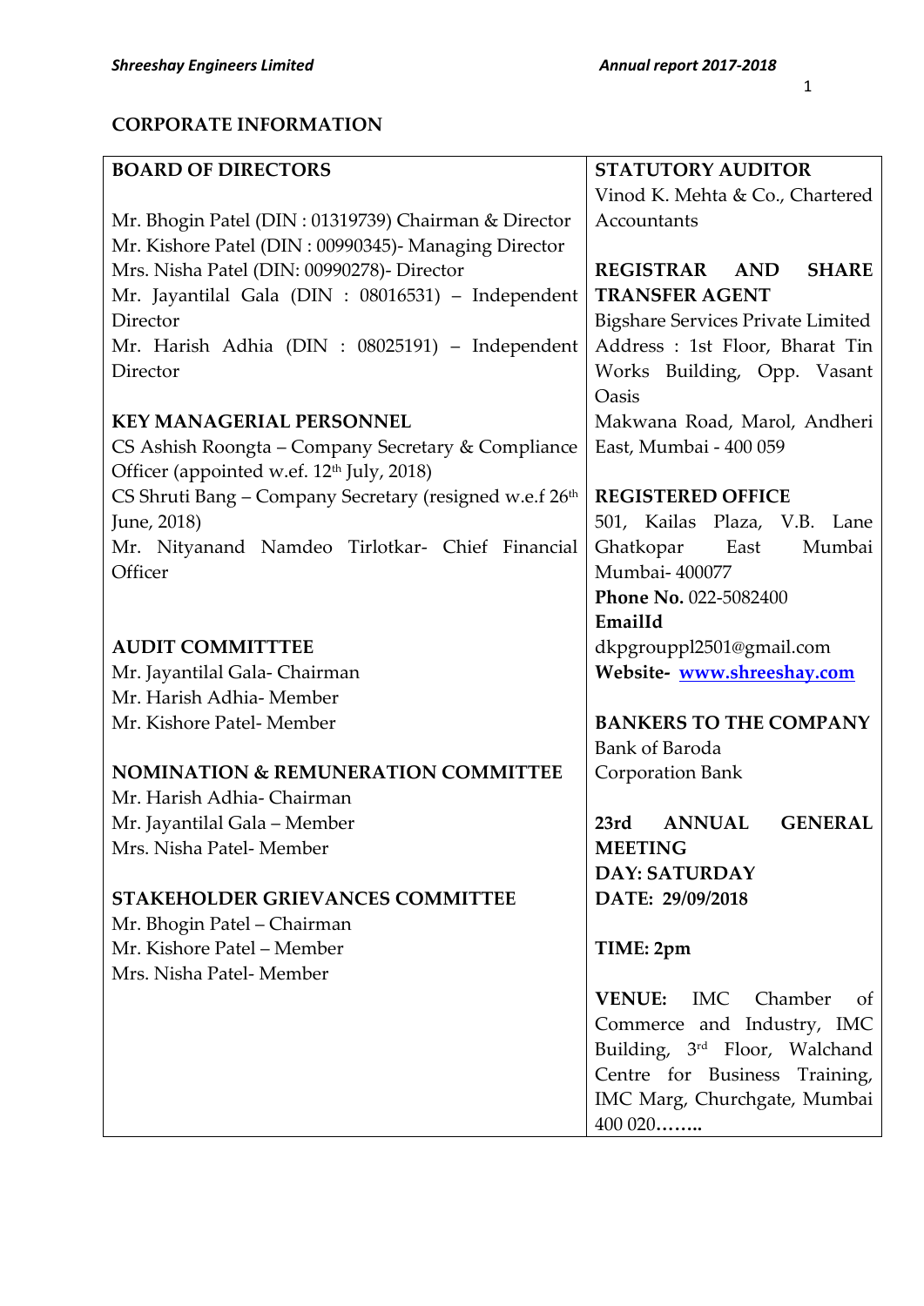## CORPORATE INFORMATION

**BOARD OF DIRECTORS**

Mr. Bhogin Patel (DIN : 01319739) Chairman & Director
Mr. Kishore Patel (DIN : 00990345)- Managing Director
Mrs. Nisha Patel (DIN: 00990278)- Director
Mr. Jayantilal Gala (DIN : 08016531) – Independent Director
Mr. Harish Adhia (DIN : 08025191) – Independent Director

**KEY MANAGERIAL PERSONNEL**

CS Ashish Roongta – Company Secretary & Compliance Officer (appointed w.ef. 12th July, 2018)
CS Shruti Bang – Company Secretary (resigned w.e.f 26th June, 2018)
Mr. Nityanand Namdeo Tirlotkar- Chief Financial Officer

**AUDIT COMMITTTEE**

Mr. Jayantilal Gala- Chairman
Mr. Harish Adhia- Member
Mr. Kishore Patel- Member

**NOMINATION & REMUNERATION COMMITTEE**

Mr. Harish Adhia- Chairman
Mr. Jayantilal Gala – Member
Mrs. Nisha Patel- Member

**STAKEHOLDER GRIEVANCES COMMITTEE**

Mr. Bhogin Patel – Chairman
Mr. Kishore Patel – Member
Mrs. Nisha Patel- Member

**STATUTORY AUDITOR**

Vinod K. Mehta & Co., Chartered Accountants

**REGISTRAR AND SHARE TRANSFER AGENT**

Bigshare Services Private Limited
Address : 1st Floor, Bharat Tin Works Building, Opp. Vasant Oasis
Makwana Road, Marol, Andheri East, Mumbai - 400 059

**REGISTERED OFFICE**

501, Kailas Plaza, V.B. Lane Ghatkopar East Mumbai
Mumbai- 400077
**Phone No.** 022-5082400
**EmailId**
dkpgrouppl2501@gmail.com
**Website- [www.shreeshay.com](www.shreeshay.com)**

**BANKERS TO THE COMPANY**

Bank of Baroda
Corporation Bank

**23rd ANNUAL GENERAL MEETING**
**DAY: SATURDAY**
**DATE: 29/09/2018**

**TIME: 2pm**

**VENUE:** IMC Chamber of Commerce and Industry, IMC Building, 3rd Floor, Walchand Centre for Business Training, IMC Marg, Churchgate, Mumbai 400 020**……..**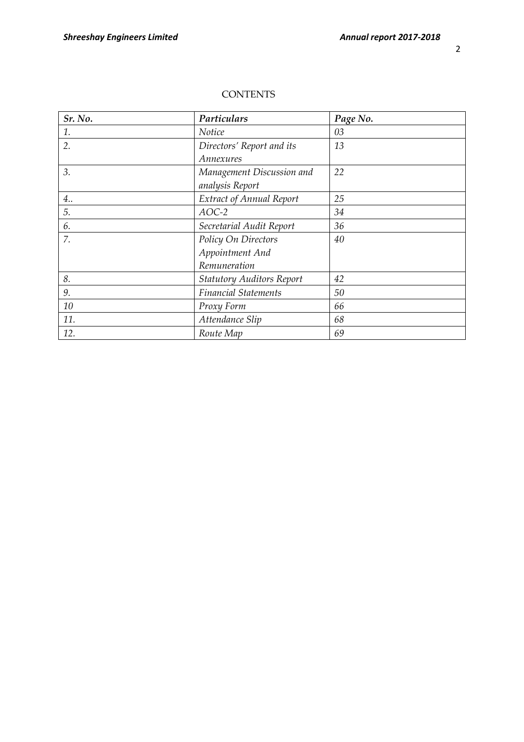# CONTENTS

| *Sr. No.* | *Particulars* | *Page No.* |
|---|---|---|
| *1.* | *Notice* | *03* |
| *2.* | *Directors' Report and its Annexures* | *13* |
| *3.* | *Management Discussion and analysis Report* | *22* |
| *4..* | *Extract of Annual Report* | *25* |
| *5.* | *AOC-2* | *34* |
| *6.* | *Secretarial Audit Report* | *36* |
| *7.* | *Policy On Directors Appointment And Remuneration* | *40* |
| *8.* | *Statutory Auditors Report* | *42* |
| *9.* | *Financial Statements* | *50* |
| *10* | *Proxy Form* | *66* |
| *11.* | *Attendance Slip* | *68* |
| *12.* | *Route Map* | *69* |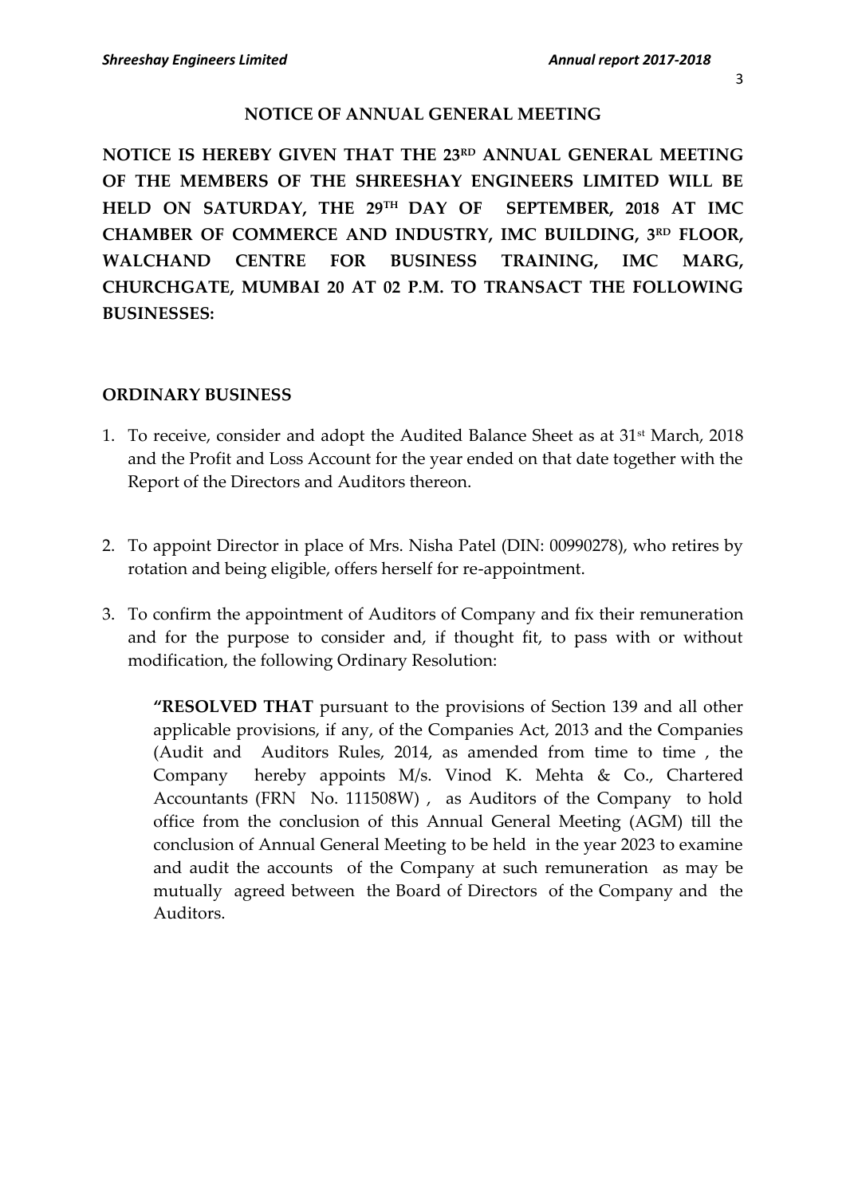## NOTICE OF ANNUAL GENERAL MEETING

**NOTICE IS HEREBY GIVEN THAT THE 23RD ANNUAL GENERAL MEETING OF THE MEMBERS OF THE SHREESHAY ENGINEERS LIMITED WILL BE HELD ON SATURDAY, THE 29TH DAY OF SEPTEMBER, 2018 AT IMC CHAMBER OF COMMERCE AND INDUSTRY, IMC BUILDING, 3RD FLOOR, WALCHAND CENTRE FOR BUSINESS TRAINING, IMC MARG, CHURCHGATE, MUMBAI 20 AT 02 P.M. TO TRANSACT THE FOLLOWING BUSINESSES:**

### ORDINARY BUSINESS

1. To receive, consider and adopt the Audited Balance Sheet as at 31st March, 2018 and the Profit and Loss Account for the year ended on that date together with the Report of the Directors and Auditors thereon.

2. To appoint Director in place of Mrs. Nisha Patel (DIN: 00990278), who retires by rotation and being eligible, offers herself for re-appointment.

3. To confirm the appointment of Auditors of Company and fix their remuneration and for the purpose to consider and, if thought fit, to pass with or without modification, the following Ordinary Resolution:

   **"RESOLVED THAT** pursuant to the provisions of Section 139 and all other applicable provisions, if any, of the Companies Act, 2013 and the Companies (Audit and Auditors Rules, 2014, as amended from time to time , the Company hereby appoints M/s. Vinod K. Mehta & Co., Chartered Accountants (FRN No. 111508W) , as Auditors of the Company to hold office from the conclusion of this Annual General Meeting (AGM) till the conclusion of Annual General Meeting to be held in the year 2023 to examine and audit the accounts of the Company at such remuneration as may be mutually agreed between the Board of Directors of the Company and the Auditors.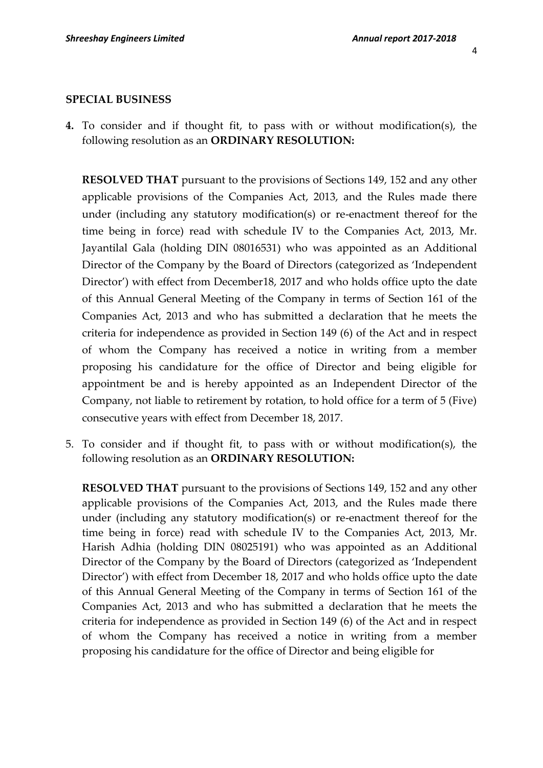## SPECIAL BUSINESS

**4.** To consider and if thought fit, to pass with or without modification(s), the following resolution as an **ORDINARY RESOLUTION:**

**RESOLVED THAT** pursuant to the provisions of Sections 149, 152 and any other applicable provisions of the Companies Act, 2013, and the Rules made there under (including any statutory modification(s) or re-enactment thereof for the time being in force) read with schedule IV to the Companies Act, 2013, Mr. Jayantilal Gala (holding DIN 08016531) who was appointed as an Additional Director of the Company by the Board of Directors (categorized as 'Independent Director') with effect from December18, 2017 and who holds office upto the date of this Annual General Meeting of the Company in terms of Section 161 of the Companies Act, 2013 and who has submitted a declaration that he meets the criteria for independence as provided in Section 149 (6) of the Act and in respect of whom the Company has received a notice in writing from a member proposing his candidature for the office of Director and being eligible for appointment be and is hereby appointed as an Independent Director of the Company, not liable to retirement by rotation, to hold office for a term of 5 (Five) consecutive years with effect from December 18, 2017.

5. To consider and if thought fit, to pass with or without modification(s), the following resolution as an **ORDINARY RESOLUTION:**

**RESOLVED THAT** pursuant to the provisions of Sections 149, 152 and any other applicable provisions of the Companies Act, 2013, and the Rules made there under (including any statutory modification(s) or re-enactment thereof for the time being in force) read with schedule IV to the Companies Act, 2013, Mr. Harish Adhia (holding DIN 08025191) who was appointed as an Additional Director of the Company by the Board of Directors (categorized as 'Independent Director') with effect from December 18, 2017 and who holds office upto the date of this Annual General Meeting of the Company in terms of Section 161 of the Companies Act, 2013 and who has submitted a declaration that he meets the criteria for independence as provided in Section 149 (6) of the Act and in respect of whom the Company has received a notice in writing from a member proposing his candidature for the office of Director and being eligible for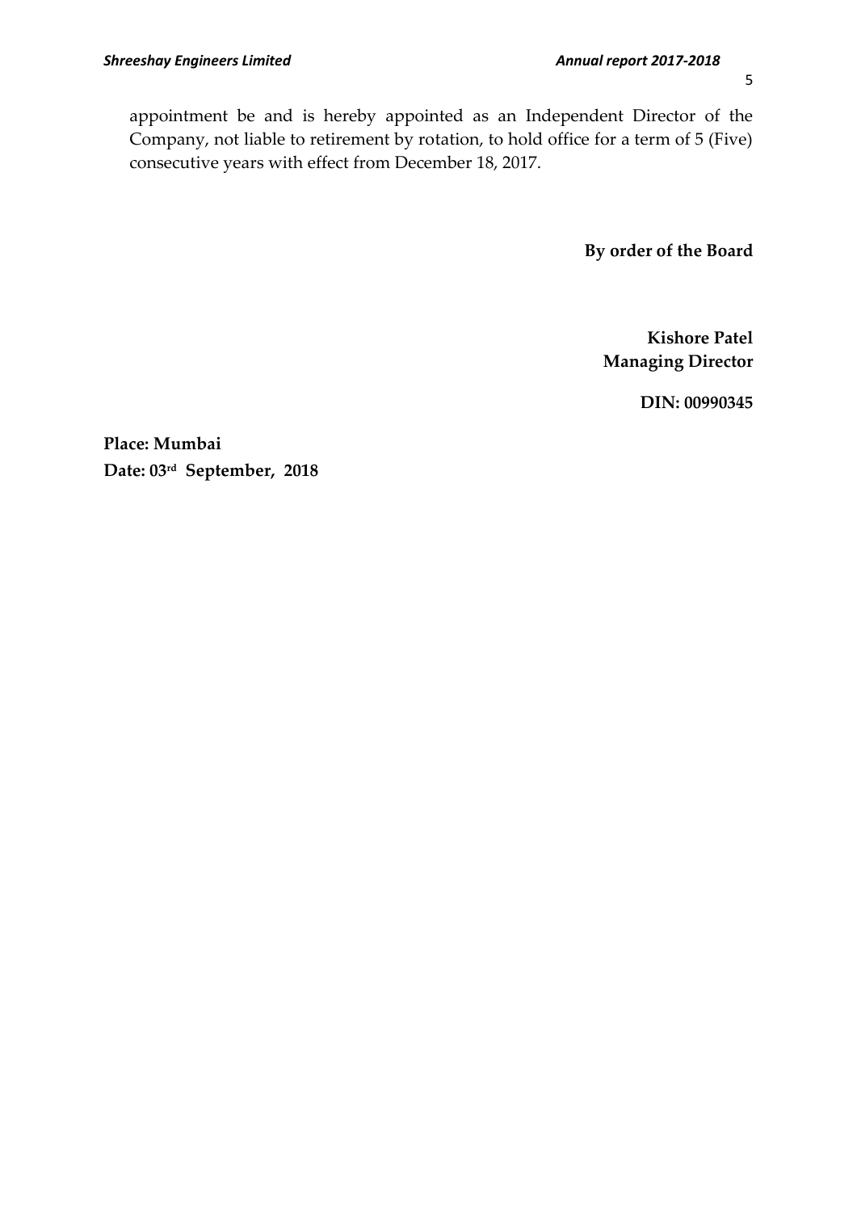appointment be and is hereby appointed as an Independent Director of the Company, not liable to retirement by rotation, to hold office for a term of 5 (Five) consecutive years with effect from December 18, 2017.

**By order of the Board**

**Kishore Patel**
**Managing Director**

**DIN: 00990345**

**Place: Mumbai**
**Date: 03rd September, 2018**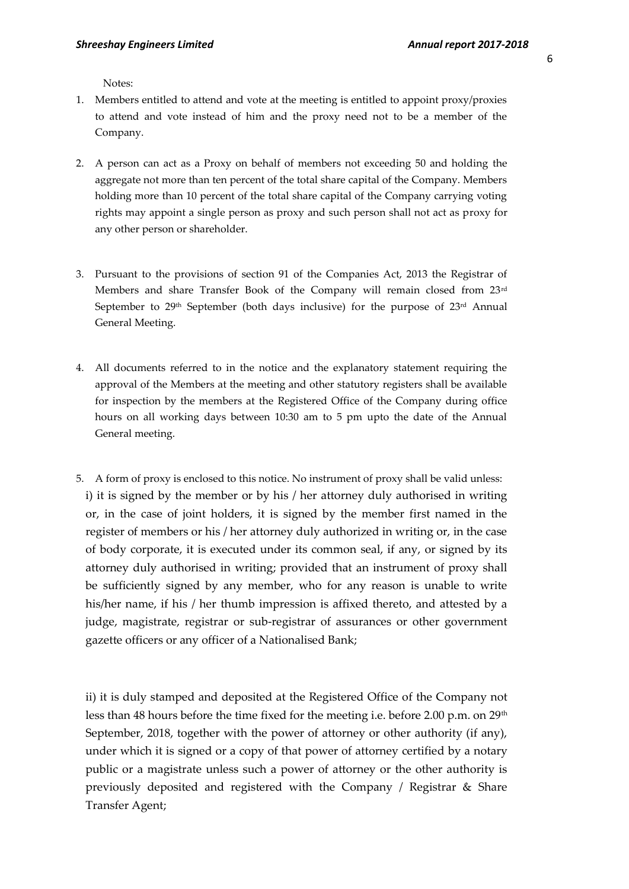Notes:

1. Members entitled to attend and vote at the meeting is entitled to appoint proxy/proxies to attend and vote instead of him and the proxy need not to be a member of the Company.

2. A person can act as a Proxy on behalf of members not exceeding 50 and holding the aggregate not more than ten percent of the total share capital of the Company. Members holding more than 10 percent of the total share capital of the Company carrying voting rights may appoint a single person as proxy and such person shall not act as proxy for any other person or shareholder.

3. Pursuant to the provisions of section 91 of the Companies Act, 2013 the Registrar of Members and share Transfer Book of the Company will remain closed from 23rd September to 29th September (both days inclusive) for the purpose of 23rd Annual General Meeting.

4. All documents referred to in the notice and the explanatory statement requiring the approval of the Members at the meeting and other statutory registers shall be available for inspection by the members at the Registered Office of the Company during office hours on all working days between 10:30 am to 5 pm upto the date of the Annual General meeting.

5. A form of proxy is enclosed to this notice. No instrument of proxy shall be valid unless:

   i) it is signed by the member or by his / her attorney duly authorised in writing or, in the case of joint holders, it is signed by the member first named in the register of members or his / her attorney duly authorized in writing or, in the case of body corporate, it is executed under its common seal, if any, or signed by its attorney duly authorised in writing; provided that an instrument of proxy shall be sufficiently signed by any member, who for any reason is unable to write his/her name, if his / her thumb impression is affixed thereto, and attested by a judge, magistrate, registrar or sub-registrar of assurances or other government gazette officers or any officer of a Nationalised Bank;

   ii) it is duly stamped and deposited at the Registered Office of the Company not less than 48 hours before the time fixed for the meeting i.e. before 2.00 p.m. on 29th September, 2018, together with the power of attorney or other authority (if any), under which it is signed or a copy of that power of attorney certified by a notary public or a magistrate unless such a power of attorney or the other authority is previously deposited and registered with the Company / Registrar & Share Transfer Agent;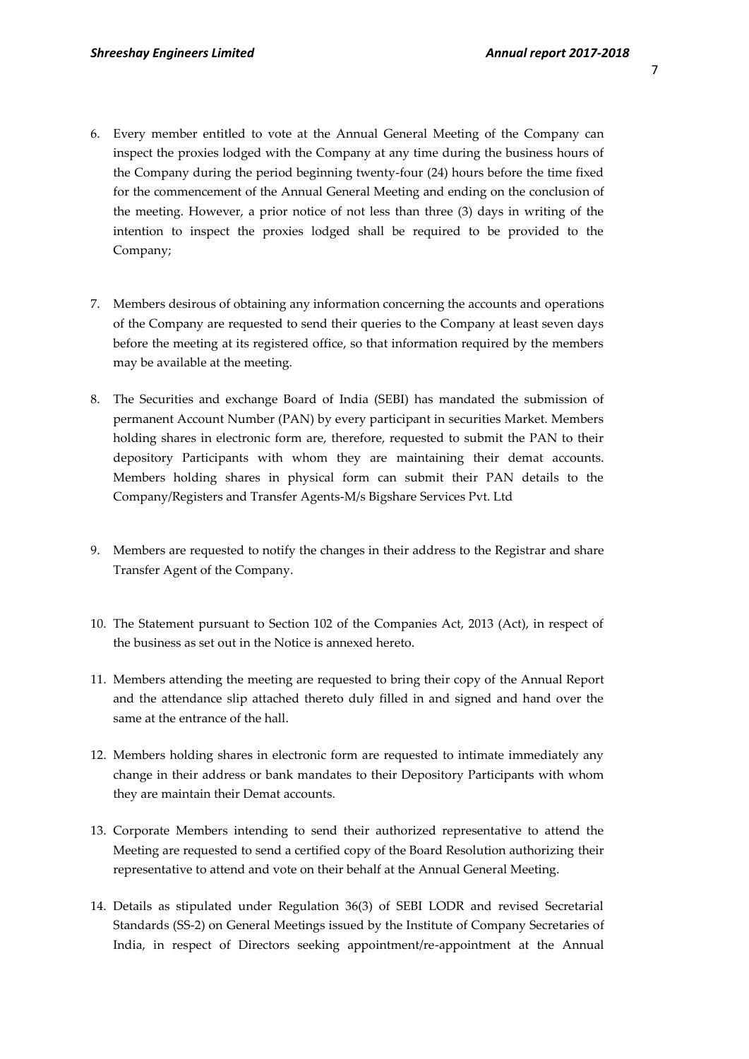6. Every member entitled to vote at the Annual General Meeting of the Company can inspect the proxies lodged with the Company at any time during the business hours of the Company during the period beginning twenty-four (24) hours before the time fixed for the commencement of the Annual General Meeting and ending on the conclusion of the meeting. However, a prior notice of not less than three (3) days in writing of the intention to inspect the proxies lodged shall be required to be provided to the Company;

7. Members desirous of obtaining any information concerning the accounts and operations of the Company are requested to send their queries to the Company at least seven days before the meeting at its registered office, so that information required by the members may be available at the meeting.

8. The Securities and exchange Board of India (SEBI) has mandated the submission of permanent Account Number (PAN) by every participant in securities Market. Members holding shares in electronic form are, therefore, requested to submit the PAN to their depository Participants with whom they are maintaining their demat accounts. Members holding shares in physical form can submit their PAN details to the Company/Registers and Transfer Agents-M/s Bigshare Services Pvt. Ltd

9. Members are requested to notify the changes in their address to the Registrar and share Transfer Agent of the Company.

10. The Statement pursuant to Section 102 of the Companies Act, 2013 (Act), in respect of the business as set out in the Notice is annexed hereto.

11. Members attending the meeting are requested to bring their copy of the Annual Report and the attendance slip attached thereto duly filled in and signed and hand over the same at the entrance of the hall.

12. Members holding shares in electronic form are requested to intimate immediately any change in their address or bank mandates to their Depository Participants with whom they are maintain their Demat accounts.

13. Corporate Members intending to send their authorized representative to attend the Meeting are requested to send a certified copy of the Board Resolution authorizing their representative to attend and vote on their behalf at the Annual General Meeting.

14. Details as stipulated under Regulation 36(3) of SEBI LODR and revised Secretarial Standards (SS-2) on General Meetings issued by the Institute of Company Secretaries of India, in respect of Directors seeking appointment/re-appointment at the Annual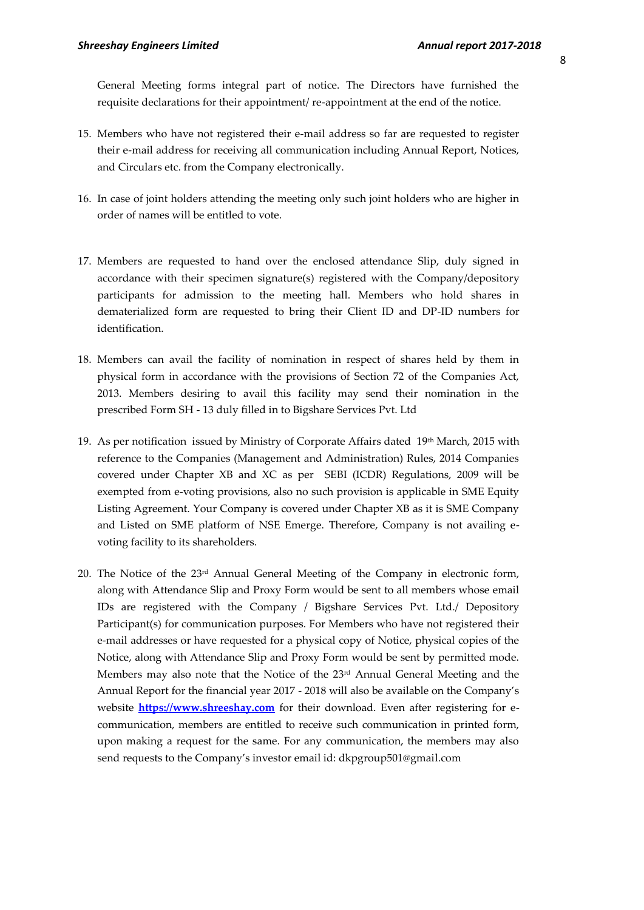General Meeting forms integral part of notice. The Directors have furnished the requisite declarations for their appointment/ re-appointment at the end of the notice.

15. Members who have not registered their e-mail address so far are requested to register their e-mail address for receiving all communication including Annual Report, Notices, and Circulars etc. from the Company electronically.

16. In case of joint holders attending the meeting only such joint holders who are higher in order of names will be entitled to vote.

17. Members are requested to hand over the enclosed attendance Slip, duly signed in accordance with their specimen signature(s) registered with the Company/depository participants for admission to the meeting hall. Members who hold shares in dematerialized form are requested to bring their Client ID and DP-ID numbers for identification.

18. Members can avail the facility of nomination in respect of shares held by them in physical form in accordance with the provisions of Section 72 of the Companies Act, 2013. Members desiring to avail this facility may send their nomination in the prescribed Form SH - 13 duly filled in to Bigshare Services Pvt. Ltd

19. As per notification issued by Ministry of Corporate Affairs dated 19th March, 2015 with reference to the Companies (Management and Administration) Rules, 2014 Companies covered under Chapter XB and XC as per SEBI (ICDR) Regulations, 2009 will be exempted from e-voting provisions, also no such provision is applicable in SME Equity Listing Agreement. Your Company is covered under Chapter XB as it is SME Company and Listed on SME platform of NSE Emerge. Therefore, Company is not availing e-voting facility to its shareholders.

20. The Notice of the 23rd Annual General Meeting of the Company in electronic form, along with Attendance Slip and Proxy Form would be sent to all members whose email IDs are registered with the Company / Bigshare Services Pvt. Ltd./ Depository Participant(s) for communication purposes. For Members who have not registered their e-mail addresses or have requested for a physical copy of Notice, physical copies of the Notice, along with Attendance Slip and Proxy Form would be sent by permitted mode. Members may also note that the Notice of the 23rd Annual General Meeting and the Annual Report for the financial year 2017 - 2018 will also be available on the Company's website **https://www.shreeshay.com** for their download. Even after registering for e-communication, members are entitled to receive such communication in printed form, upon making a request for the same. For any communication, the members may also send requests to the Company's investor email id: dkpgroup501@gmail.com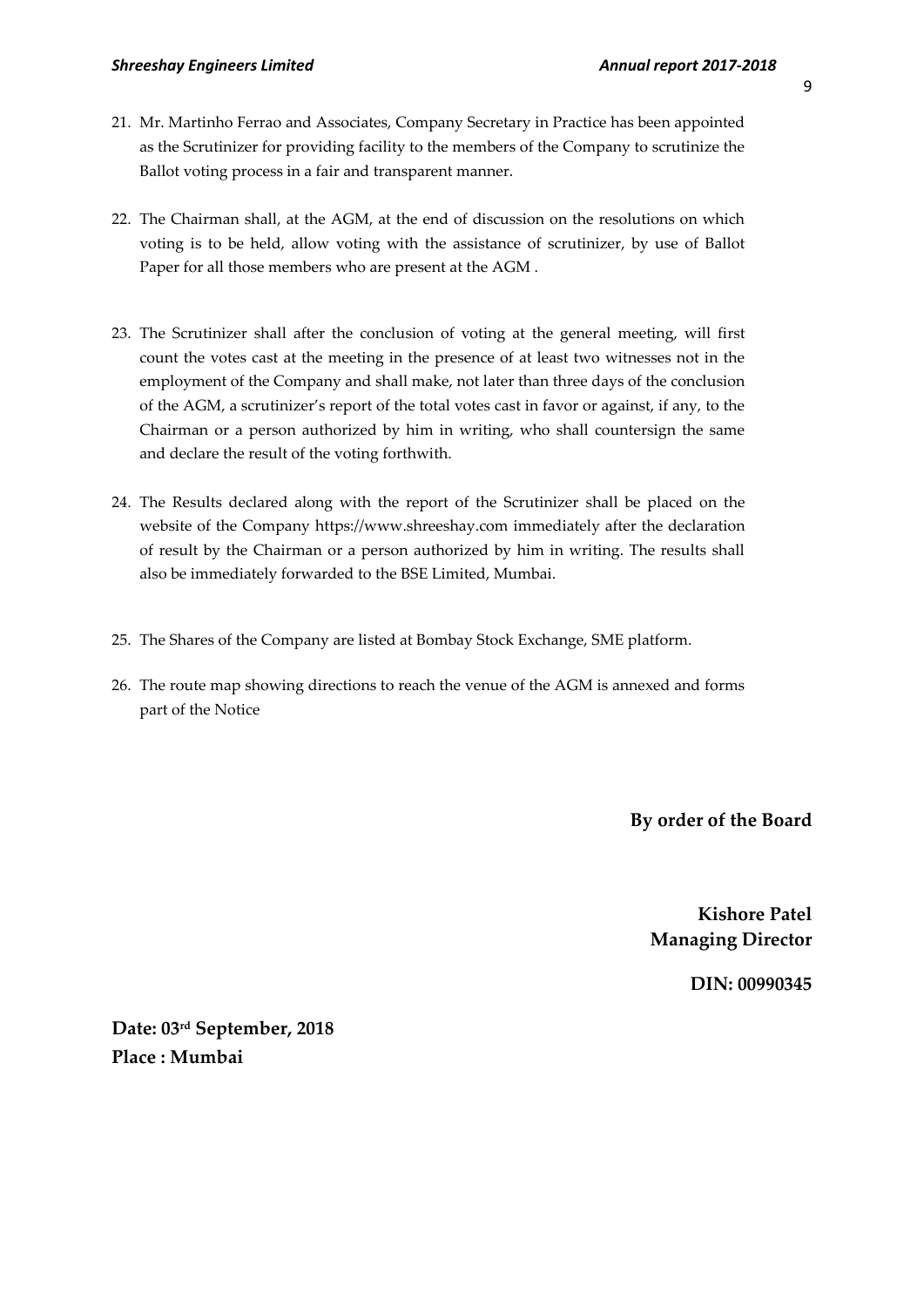21. Mr. Martinho Ferrao and Associates, Company Secretary in Practice has been appointed as the Scrutinizer for providing facility to the members of the Company to scrutinize the Ballot voting process in a fair and transparent manner.

22. The Chairman shall, at the AGM, at the end of discussion on the resolutions on which voting is to be held, allow voting with the assistance of scrutinizer, by use of Ballot Paper for all those members who are present at the AGM .

23. The Scrutinizer shall after the conclusion of voting at the general meeting, will first count the votes cast at the meeting in the presence of at least two witnesses not in the employment of the Company and shall make, not later than three days of the conclusion of the AGM, a scrutinizer's report of the total votes cast in favor or against, if any, to the Chairman or a person authorized by him in writing, who shall countersign the same and declare the result of the voting forthwith.

24. The Results declared along with the report of the Scrutinizer shall be placed on the website of the Company https://www.shreeshay.com immediately after the declaration of result by the Chairman or a person authorized by him in writing. The results shall also be immediately forwarded to the BSE Limited, Mumbai.

25. The Shares of the Company are listed at Bombay Stock Exchange, SME platform.

26. The route map showing directions to reach the venue of the AGM is annexed and forms part of the Notice

**By order of the Board**

**Kishore Patel**
**Managing Director**

**DIN: 00990345**

**Date: 03rd September, 2018**
**Place : Mumbai**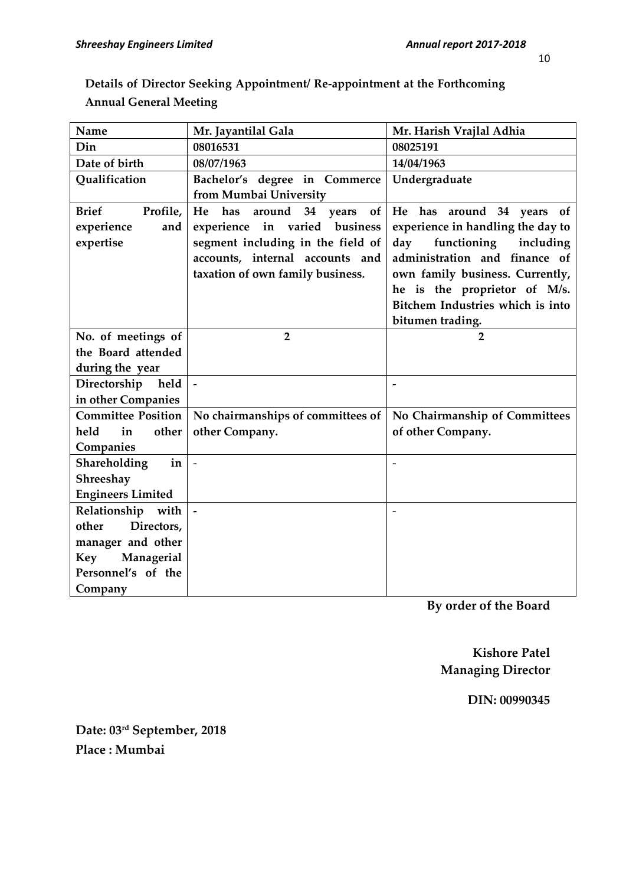**Details of Director Seeking Appointment/ Re-appointment at the Forthcoming Annual General Meeting**

| Name | Mr. Jayantilal Gala | Mr. Harish Vrajlal Adhia |
|---|---|---|
| Din | 08016531 | 08025191 |
| Date of birth | 08/07/1963 | 14/04/1963 |
| Qualification | Bachelor's degree in Commerce from Mumbai University | Undergraduate |
| Brief Profile, experience and expertise | He has around 34 years of experience in varied business segment including in the field of accounts, internal accounts and taxation of own family business. | He has around 34 years of experience in handling the day to day functioning including administration and finance of own family business. Currently, he is the proprietor of M/s. Bitchem Industries which is into bitumen trading. |
| No. of meetings of the Board attended during the year | 2 | 2 |
| Directorship held in other Companies | - | - |
| Committee Position held in other Companies | No chairmanships of committees of other Company. | No Chairmanship of Committees of other Company. |
| Shareholding in Shreeshay Engineers Limited | - | - |
| Relationship with other Directors, manager and other Key Managerial Personnel's of the Company | - | - |

**By order of the Board**

**Kishore Patel**
**Managing Director**

**DIN: 00990345**

**Date: 03rd September, 2018**
**Place : Mumbai**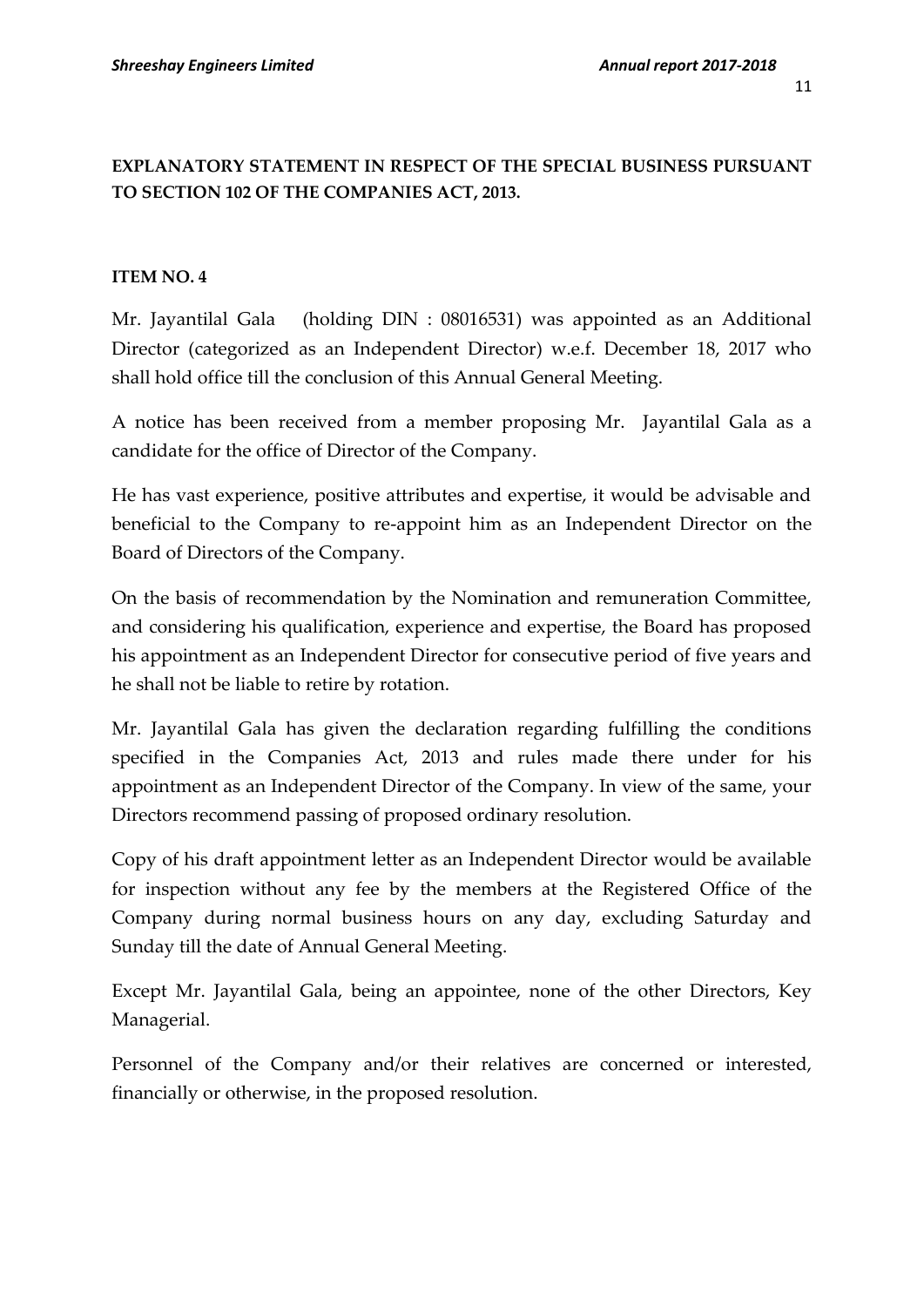**EXPLANATORY STATEMENT IN RESPECT OF THE SPECIAL BUSINESS PURSUANT TO SECTION 102 OF THE COMPANIES ACT, 2013.**

**ITEM NO. 4**

Mr. Jayantilal Gala (holding DIN : 08016531) was appointed as an Additional Director (categorized as an Independent Director) w.e.f. December 18, 2017 who shall hold office till the conclusion of this Annual General Meeting.

A notice has been received from a member proposing Mr. Jayantilal Gala as a candidate for the office of Director of the Company.

He has vast experience, positive attributes and expertise, it would be advisable and beneficial to the Company to re-appoint him as an Independent Director on the Board of Directors of the Company.

On the basis of recommendation by the Nomination and remuneration Committee, and considering his qualification, experience and expertise, the Board has proposed his appointment as an Independent Director for consecutive period of five years and he shall not be liable to retire by rotation.

Mr. Jayantilal Gala has given the declaration regarding fulfilling the conditions specified in the Companies Act, 2013 and rules made there under for his appointment as an Independent Director of the Company. In view of the same, your Directors recommend passing of proposed ordinary resolution.

Copy of his draft appointment letter as an Independent Director would be available for inspection without any fee by the members at the Registered Office of the Company during normal business hours on any day, excluding Saturday and Sunday till the date of Annual General Meeting.

Except Mr. Jayantilal Gala, being an appointee, none of the other Directors, Key Managerial.

Personnel of the Company and/or their relatives are concerned or interested, financially or otherwise, in the proposed resolution.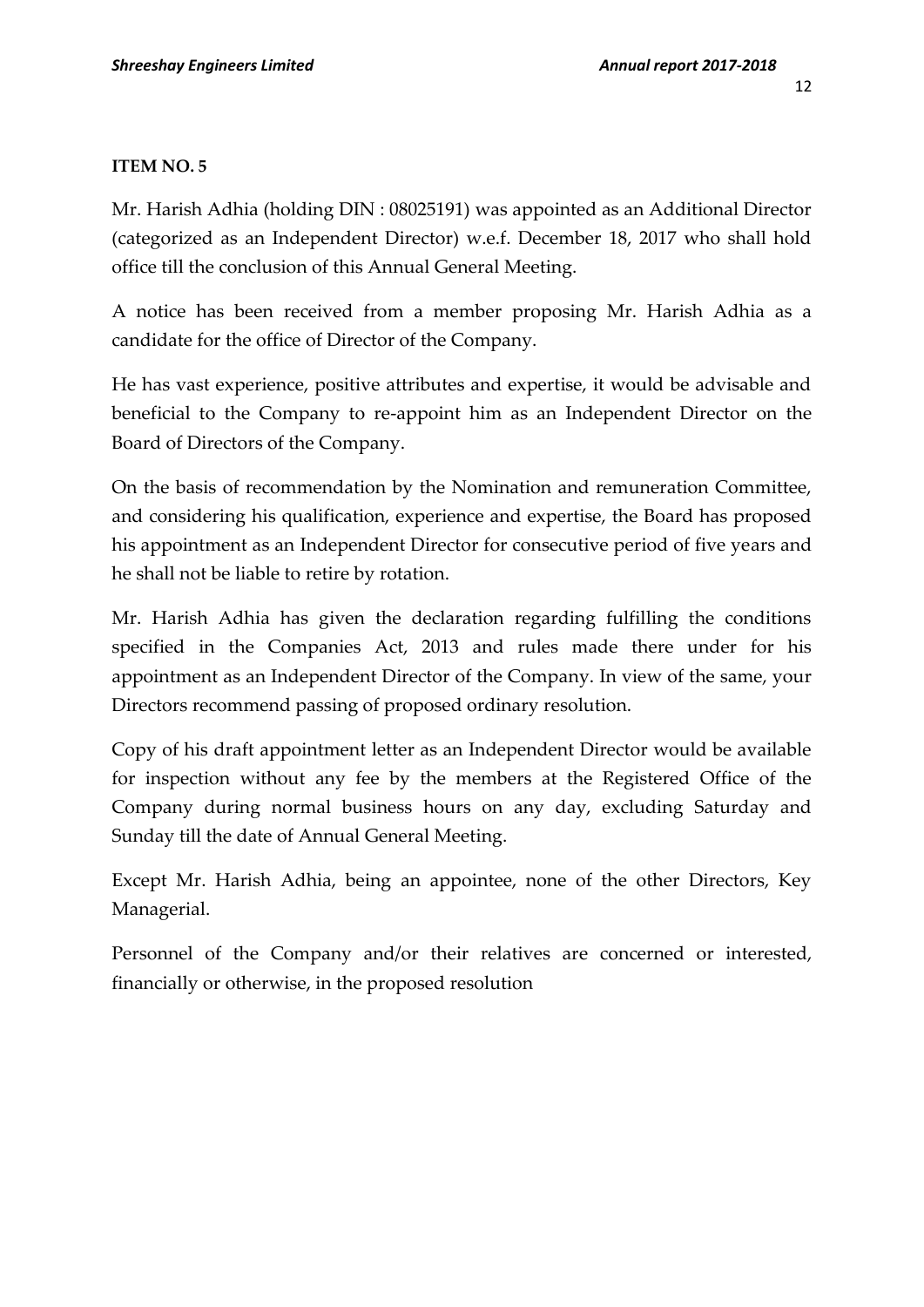**ITEM NO. 5**

Mr. Harish Adhia (holding DIN : 08025191) was appointed as an Additional Director (categorized as an Independent Director) w.e.f. December 18, 2017 who shall hold office till the conclusion of this Annual General Meeting.

A notice has been received from a member proposing Mr. Harish Adhia as a candidate for the office of Director of the Company.

He has vast experience, positive attributes and expertise, it would be advisable and beneficial to the Company to re-appoint him as an Independent Director on the Board of Directors of the Company.

On the basis of recommendation by the Nomination and remuneration Committee, and considering his qualification, experience and expertise, the Board has proposed his appointment as an Independent Director for consecutive period of five years and he shall not be liable to retire by rotation.

Mr. Harish Adhia has given the declaration regarding fulfilling the conditions specified in the Companies Act, 2013 and rules made there under for his appointment as an Independent Director of the Company. In view of the same, your Directors recommend passing of proposed ordinary resolution.

Copy of his draft appointment letter as an Independent Director would be available for inspection without any fee by the members at the Registered Office of the Company during normal business hours on any day, excluding Saturday and Sunday till the date of Annual General Meeting.

Except Mr. Harish Adhia, being an appointee, none of the other Directors, Key Managerial.

Personnel of the Company and/or their relatives are concerned or interested, financially or otherwise, in the proposed resolution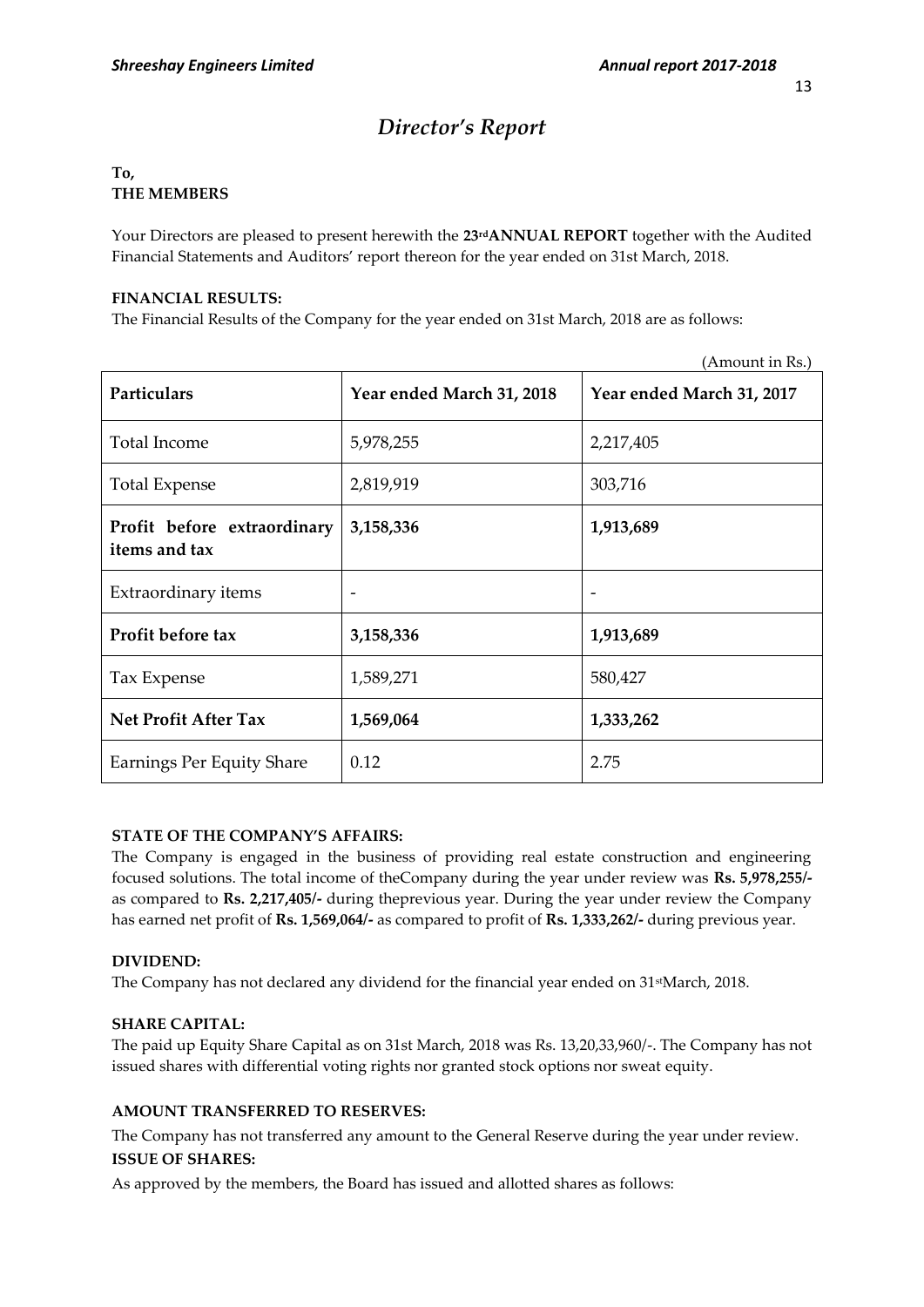# *Director's Report*

**To,**
**THE MEMBERS**

Your Directors are pleased to present herewith the **23rd ANNUAL REPORT** together with the Audited Financial Statements and Auditors' report thereon for the year ended on 31st March, 2018.

**FINANCIAL RESULTS:**

The Financial Results of the Company for the year ended on 31st March, 2018 are as follows:

(Amount in Rs.)

| Particulars | Year ended March 31, 2018 | Year ended March 31, 2017 |
|---|---|---|
| Total Income | 5,978,255 | 2,217,405 |
| Total Expense | 2,819,919 | 303,716 |
| **Profit before extraordinary items and tax** | **3,158,336** | **1,913,689** |
| Extraordinary items | - | - |
| **Profit before tax** | **3,158,336** | **1,913,689** |
| Tax Expense | 1,589,271 | 580,427 |
| **Net Profit After Tax** | **1,569,064** | **1,333,262** |
| Earnings Per Equity Share | 0.12 | 2.75 |

**STATE OF THE COMPANY'S AFFAIRS:**

The Company is engaged in the business of providing real estate construction and engineering focused solutions. The total income of theCompany during the year under review was **Rs. 5,978,255/-** as compared to **Rs. 2,217,405/-** during theprevious year. During the year under review the Company has earned net profit of **Rs. 1,569,064/-** as compared to profit of **Rs. 1,333,262/-** during previous year.

**DIVIDEND:**

The Company has not declared any dividend for the financial year ended on 31st March, 2018.

**SHARE CAPITAL:**

The paid up Equity Share Capital as on 31st March, 2018 was Rs. 13,20,33,960/-. The Company has not issued shares with differential voting rights nor granted stock options nor sweat equity.

**AMOUNT TRANSFERRED TO RESERVES:**

The Company has not transferred any amount to the General Reserve during the year under review.

**ISSUE OF SHARES:**

As approved by the members, the Board has issued and allotted shares as follows: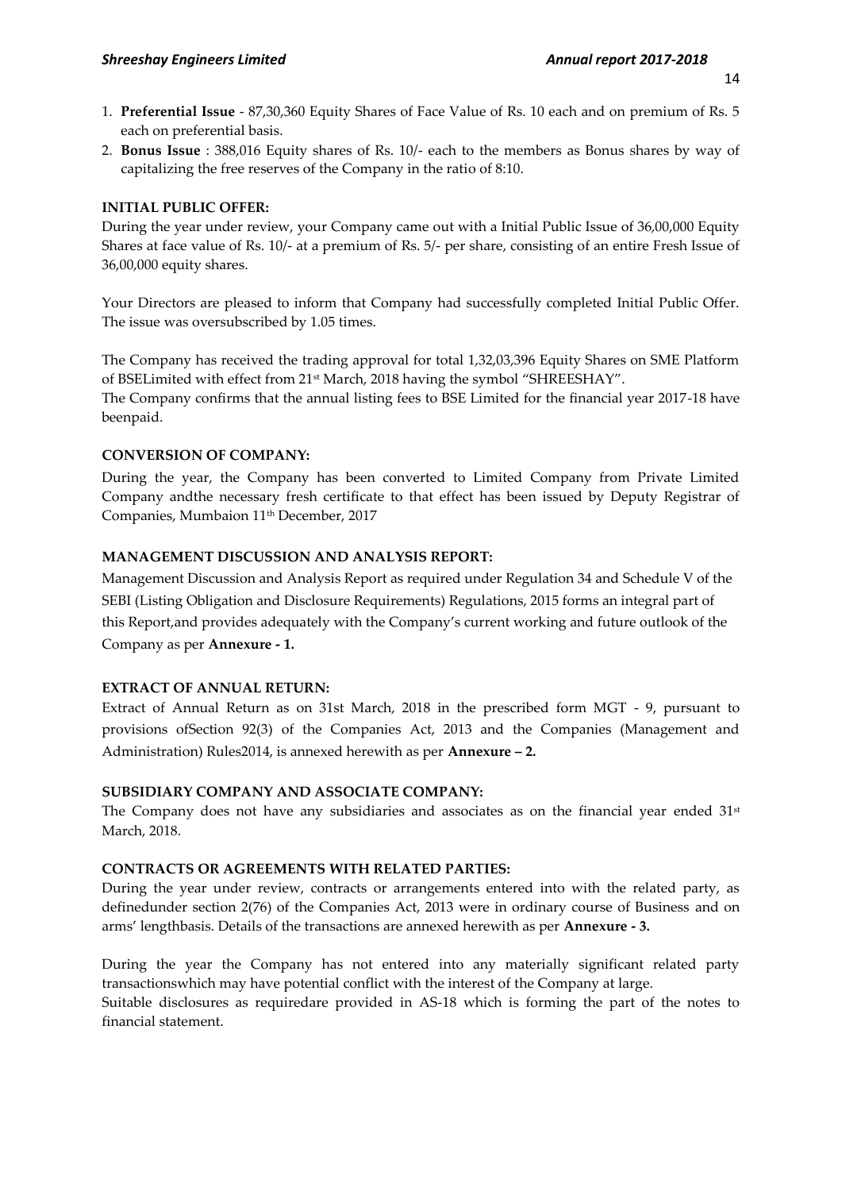1. **Preferential Issue** - 87,30,360 Equity Shares of Face Value of Rs. 10 each and on premium of Rs. 5 each on preferential basis.
2. **Bonus Issue** : 388,016 Equity shares of Rs. 10/- each to the members as Bonus shares by way of capitalizing the free reserves of the Company in the ratio of 8:10.

**INITIAL PUBLIC OFFER:**

During the year under review, your Company came out with a Initial Public Issue of 36,00,000 Equity Shares at face value of Rs. 10/- at a premium of Rs. 5/- per share, consisting of an entire Fresh Issue of 36,00,000 equity shares.

Your Directors are pleased to inform that Company had successfully completed Initial Public Offer. The issue was oversubscribed by 1.05 times.

The Company has received the trading approval for total 1,32,03,396 Equity Shares on SME Platform of BSELimited with effect from 21st March, 2018 having the symbol "SHREESHAY".
The Company confirms that the annual listing fees to BSE Limited for the financial year 2017-18 have beenpaid.

**CONVERSION OF COMPANY:**

During the year, the Company has been converted to Limited Company from Private Limited Company andthe necessary fresh certificate to that effect has been issued by Deputy Registrar of Companies, Mumbaion 11th December, 2017

**MANAGEMENT DISCUSSION AND ANALYSIS REPORT:**

Management Discussion and Analysis Report as required under Regulation 34 and Schedule V of the SEBI (Listing Obligation and Disclosure Requirements) Regulations, 2015 forms an integral part of this Report,and provides adequately with the Company's current working and future outlook of the Company as per **Annexure - 1.**

**EXTRACT OF ANNUAL RETURN:**

Extract of Annual Return as on 31st March, 2018 in the prescribed form MGT - 9, pursuant to provisions ofSection 92(3) of the Companies Act, 2013 and the Companies (Management and Administration) Rules2014, is annexed herewith as per **Annexure – 2.**

**SUBSIDIARY COMPANY AND ASSOCIATE COMPANY:**

The Company does not have any subsidiaries and associates as on the financial year ended 31st March, 2018.

**CONTRACTS OR AGREEMENTS WITH RELATED PARTIES:**

During the year under review, contracts or arrangements entered into with the related party, as definedunder section 2(76) of the Companies Act, 2013 were in ordinary course of Business and on arms' lengthbasis. Details of the transactions are annexed herewith as per **Annexure - 3.**

During the year the Company has not entered into any materially significant related party transactionswhich may have potential conflict with the interest of the Company at large.
Suitable disclosures as requiredare provided in AS-18 which is forming the part of the notes to financial statement.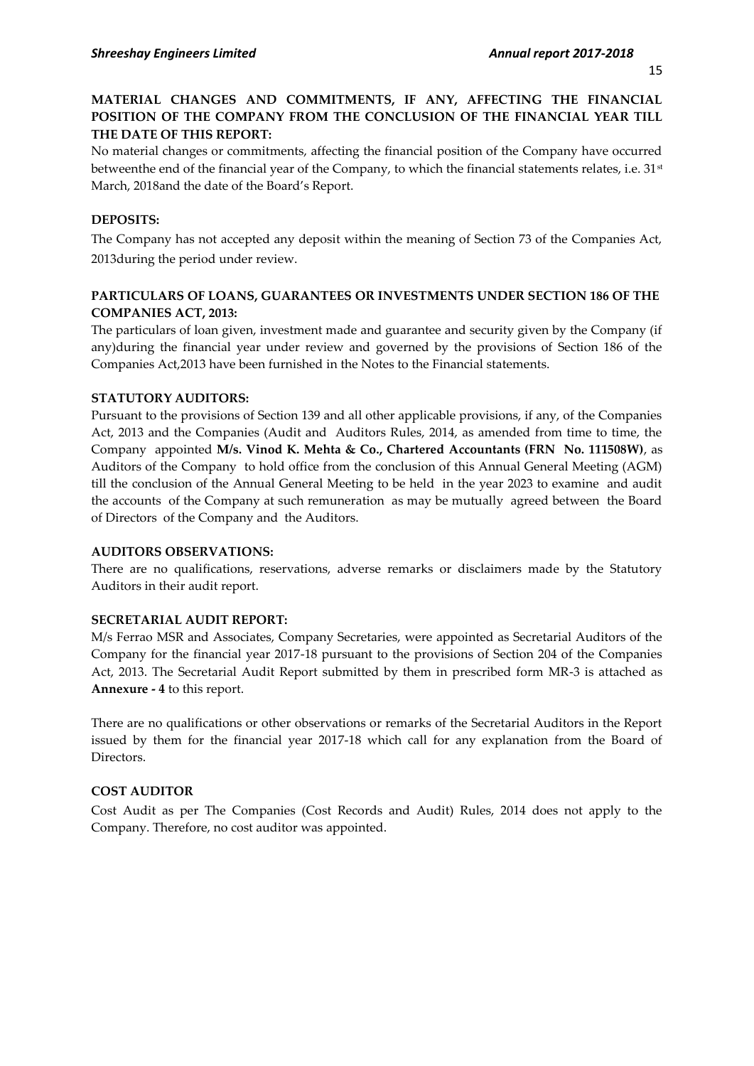**MATERIAL CHANGES AND COMMITMENTS, IF ANY, AFFECTING THE FINANCIAL POSITION OF THE COMPANY FROM THE CONCLUSION OF THE FINANCIAL YEAR TILL THE DATE OF THIS REPORT:**

No material changes or commitments, affecting the financial position of the Company have occurred betweenthe end of the financial year of the Company, to which the financial statements relates, i.e. 31st March, 2018and the date of the Board's Report.

**DEPOSITS:**

The Company has not accepted any deposit within the meaning of Section 73 of the Companies Act, 2013during the period under review.

**PARTICULARS OF LOANS, GUARANTEES OR INVESTMENTS UNDER SECTION 186 OF THE COMPANIES ACT, 2013:**

The particulars of loan given, investment made and guarantee and security given by the Company (if any)during the financial year under review and governed by the provisions of Section 186 of the Companies Act,2013 have been furnished in the Notes to the Financial statements.

**STATUTORY AUDITORS:**

Pursuant to the provisions of Section 139 and all other applicable provisions, if any, of the Companies Act, 2013 and the Companies (Audit and Auditors Rules, 2014, as amended from time to time, the Company appointed **M/s. Vinod K. Mehta & Co., Chartered Accountants (FRN No. 111508W)**, as Auditors of the Company to hold office from the conclusion of this Annual General Meeting (AGM) till the conclusion of the Annual General Meeting to be held in the year 2023 to examine and audit the accounts of the Company at such remuneration as may be mutually agreed between the Board of Directors of the Company and the Auditors.

**AUDITORS OBSERVATIONS:**

There are no qualifications, reservations, adverse remarks or disclaimers made by the Statutory Auditors in their audit report.

**SECRETARIAL AUDIT REPORT:**

M/s Ferrao MSR and Associates, Company Secretaries, were appointed as Secretarial Auditors of the Company for the financial year 2017-18 pursuant to the provisions of Section 204 of the Companies Act, 2013. The Secretarial Audit Report submitted by them in prescribed form MR-3 is attached as **Annexure - 4** to this report.

There are no qualifications or other observations or remarks of the Secretarial Auditors in the Report issued by them for the financial year 2017-18 which call for any explanation from the Board of Directors.

**COST AUDITOR**

Cost Audit as per The Companies (Cost Records and Audit) Rules, 2014 does not apply to the Company. Therefore, no cost auditor was appointed.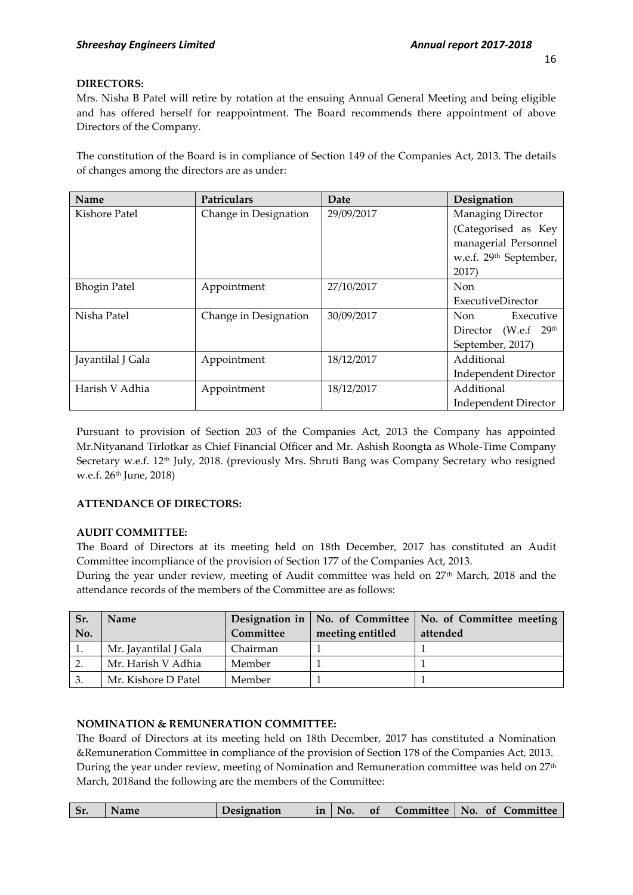**DIRECTORS:**

Mrs. Nisha B Patel will retire by rotation at the ensuing Annual General Meeting and being eligible and has offered herself for reappointment. The Board recommends there appointment of above Directors of the Company.

The constitution of the Board is in compliance of Section 149 of the Companies Act, 2013. The details of changes among the directors are as under:

| Name | Patriculars | Date | Designation |
|---|---|---|---|
| Kishore Patel | Change in Designation | 29/09/2017 | Managing Director (Categorised as Key managerial Personnel w.e.f. 29th September, 2017) |
| Bhogin Patel | Appointment | 27/10/2017 | Non ExecutiveDirector |
| Nisha Patel | Change in Designation | 30/09/2017 | Non Executive Director (W.e.f 29th September, 2017) |
| Jayantilal J Gala | Appointment | 18/12/2017 | Additional Independent Director |
| Harish V Adhia | Appointment | 18/12/2017 | Additional Independent Director |

Pursuant to provision of Section 203 of the Companies Act, 2013 the Company has appointed Mr.Nityanand Tirlotkar as Chief Financial Officer and Mr. Ashish Roongta as Whole-Time Company Secretary w.e.f. 12th July, 2018. (previously Mrs. Shruti Bang was Company Secretary who resigned w.e.f. 26th June, 2018)

**ATTENDANCE OF DIRECTORS:**

**AUDIT COMMITTEE:**

The Board of Directors at its meeting held on 18th December, 2017 has constituted an Audit Committee incompliance of the provision of Section 177 of the Companies Act, 2013.

During the year under review, meeting of Audit committee was held on 27th March, 2018 and the attendance records of the members of the Committee are as follows:

| Sr. No. | Name | Designation in Committee | No. of Committee meeting entitled | No. of Committee meeting attended |
|---|---|---|---|---|
| 1. | Mr. Jayantilal J Gala | Chairman | 1 | 1 |
| 2. | Mr. Harish V Adhia | Member | 1 | 1 |
| 3. | Mr. Kishore D Patel | Member | 1 | 1 |

**NOMINATION & REMUNERATION COMMITTEE:**

The Board of Directors at its meeting held on 18th December, 2017 has constituted a Nomination &Remuneration Committee in compliance of the provision of Section 178 of the Companies Act, 2013.

During the year under review, meeting of Nomination and Remuneration committee was held on 27th March, 2018and the following are the members of the Committee:

| Sr. | Name | Designation in | No. of Committee | No. of Committee |
|---|---|---|---|---|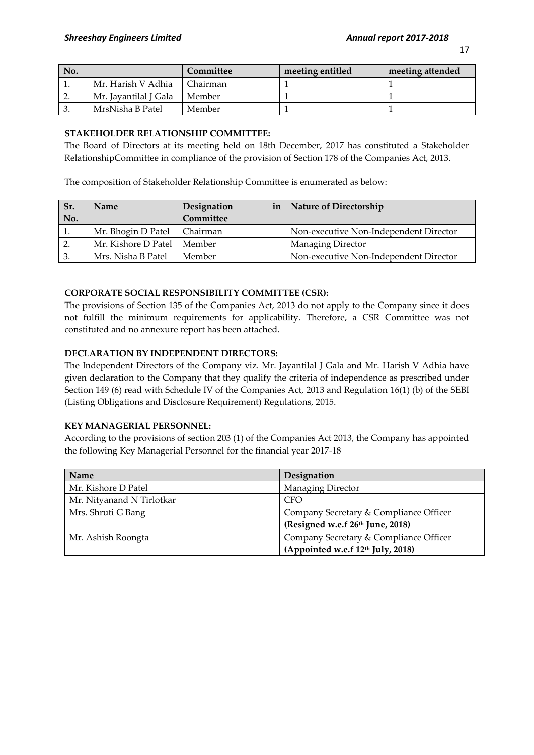| No. | | Committee | meeting entitled | meeting attended |
|---|---|---|---|---|
| 1. | Mr. Harish V Adhia | Chairman | 1 | 1 |
| 2. | Mr. Jayantilal J Gala | Member | 1 | 1 |
| 3. | MrsNisha B Patel | Member | 1 | 1 |

**STAKEHOLDER RELATIONSHIP COMMITTEE:**

The Board of Directors at its meeting held on 18th December, 2017 has constituted a Stakeholder RelationshipCommittee in compliance of the provision of Section 178 of the Companies Act, 2013.

The composition of Stakeholder Relationship Committee is enumerated as below:

| Sr. No. | Name | Designation in Committee | Nature of Directorship |
|---|---|---|---|
| 1. | Mr. Bhogin D Patel | Chairman | Non-executive Non-Independent Director |
| 2. | Mr. Kishore D Patel | Member | Managing Director |
| 3. | Mrs. Nisha B Patel | Member | Non-executive Non-Independent Director |

**CORPORATE SOCIAL RESPONSIBILITY COMMITTEE (CSR):**

The provisions of Section 135 of the Companies Act, 2013 do not apply to the Company since it does not fulfill the minimum requirements for applicability. Therefore, a CSR Committee was not constituted and no annexure report has been attached.

**DECLARATION BY INDEPENDENT DIRECTORS:**

The Independent Directors of the Company viz. Mr. Jayantilal J Gala and Mr. Harish V Adhia have given declaration to the Company that they qualify the criteria of independence as prescribed under Section 149 (6) read with Schedule IV of the Companies Act, 2013 and Regulation 16(1) (b) of the SEBI (Listing Obligations and Disclosure Requirement) Regulations, 2015.

**KEY MANAGERIAL PERSONNEL:**

According to the provisions of section 203 (1) of the Companies Act 2013, the Company has appointed the following Key Managerial Personnel for the financial year 2017-18

| Name | Designation |
|---|---|
| Mr. Kishore D Patel | Managing Director |
| Mr. Nityanand N Tirlotkar | CFO |
| Mrs. Shruti G Bang | Company Secretary & Compliance Officer **(Resigned w.e.f 26th June, 2018)** |
| Mr. Ashish Roongta | Company Secretary & Compliance Officer **(Appointed w.e.f 12th July, 2018)** |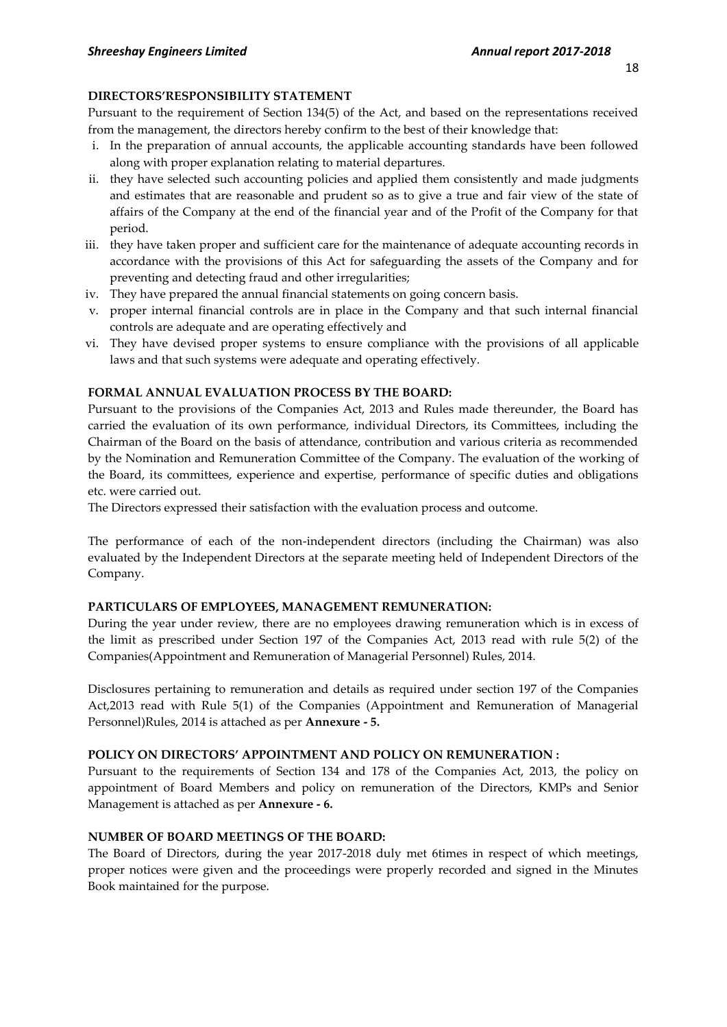## DIRECTORS'RESPONSIBILITY STATEMENT

Pursuant to the requirement of Section 134(5) of the Act, and based on the representations received from the management, the directors hereby confirm to the best of their knowledge that:

i. In the preparation of annual accounts, the applicable accounting standards have been followed along with proper explanation relating to material departures.
ii. they have selected such accounting policies and applied them consistently and made judgments and estimates that are reasonable and prudent so as to give a true and fair view of the state of affairs of the Company at the end of the financial year and of the Profit of the Company for that period.
iii. they have taken proper and sufficient care for the maintenance of adequate accounting records in accordance with the provisions of this Act for safeguarding the assets of the Company and for preventing and detecting fraud and other irregularities;
iv. They have prepared the annual financial statements on going concern basis.
v. proper internal financial controls are in place in the Company and that such internal financial controls are adequate and are operating effectively and
vi. They have devised proper systems to ensure compliance with the provisions of all applicable laws and that such systems were adequate and operating effectively.

## FORMAL ANNUAL EVALUATION PROCESS BY THE BOARD:

Pursuant to the provisions of the Companies Act, 2013 and Rules made thereunder, the Board has carried the evaluation of its own performance, individual Directors, its Committees, including the Chairman of the Board on the basis of attendance, contribution and various criteria as recommended by the Nomination and Remuneration Committee of the Company. The evaluation of the working of the Board, its committees, experience and expertise, performance of specific duties and obligations etc. were carried out.

The Directors expressed their satisfaction with the evaluation process and outcome.

The performance of each of the non-independent directors (including the Chairman) was also evaluated by the Independent Directors at the separate meeting held of Independent Directors of the Company.

## PARTICULARS OF EMPLOYEES, MANAGEMENT REMUNERATION:

During the year under review, there are no employees drawing remuneration which is in excess of the limit as prescribed under Section 197 of the Companies Act, 2013 read with rule 5(2) of the Companies(Appointment and Remuneration of Managerial Personnel) Rules, 2014.

Disclosures pertaining to remuneration and details as required under section 197 of the Companies Act,2013 read with Rule 5(1) of the Companies (Appointment and Remuneration of Managerial Personnel)Rules, 2014 is attached as per **Annexure - 5.**

## POLICY ON DIRECTORS' APPOINTMENT AND POLICY ON REMUNERATION :

Pursuant to the requirements of Section 134 and 178 of the Companies Act, 2013, the policy on appointment of Board Members and policy on remuneration of the Directors, KMPs and Senior Management is attached as per **Annexure - 6.**

## NUMBER OF BOARD MEETINGS OF THE BOARD:

The Board of Directors, during the year 2017-2018 duly met 6times in respect of which meetings, proper notices were given and the proceedings were properly recorded and signed in the Minutes Book maintained for the purpose.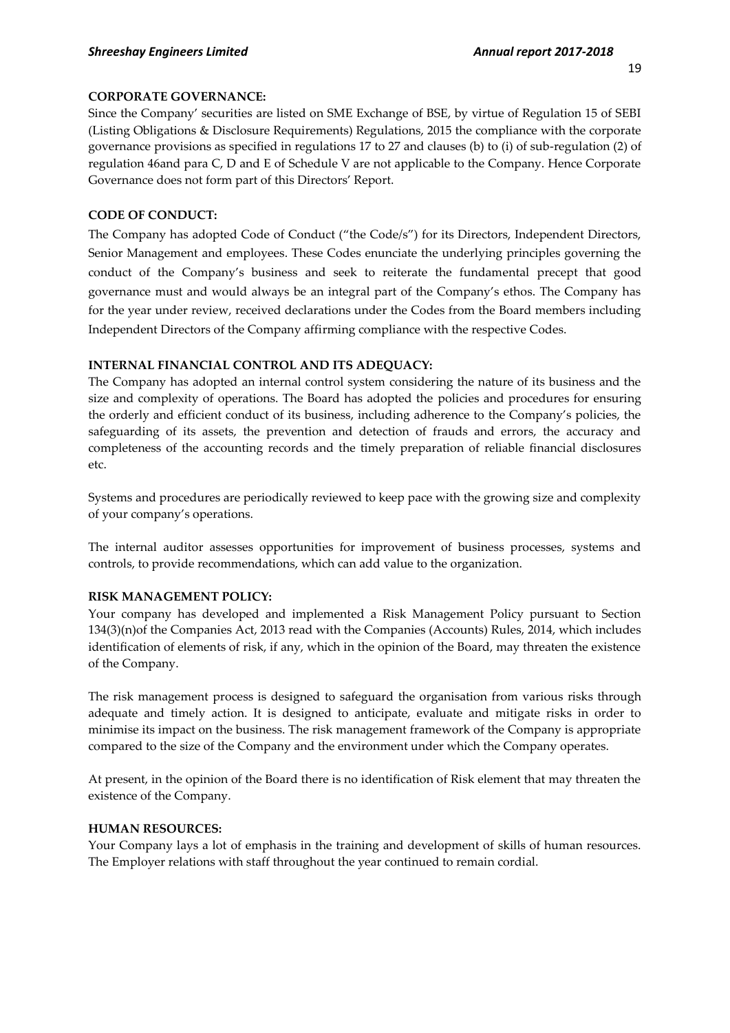## CORPORATE GOVERNANCE:

Since the Company' securities are listed on SME Exchange of BSE, by virtue of Regulation 15 of SEBI (Listing Obligations & Disclosure Requirements) Regulations, 2015 the compliance with the corporate governance provisions as specified in regulations 17 to 27 and clauses (b) to (i) of sub-regulation (2) of regulation 46and para C, D and E of Schedule V are not applicable to the Company. Hence Corporate Governance does not form part of this Directors' Report.

## CODE OF CONDUCT:

The Company has adopted Code of Conduct ("the Code/s") for its Directors, Independent Directors, Senior Management and employees. These Codes enunciate the underlying principles governing the conduct of the Company's business and seek to reiterate the fundamental precept that good governance must and would always be an integral part of the Company's ethos. The Company has for the year under review, received declarations under the Codes from the Board members including Independent Directors of the Company affirming compliance with the respective Codes.

## INTERNAL FINANCIAL CONTROL AND ITS ADEQUACY:

The Company has adopted an internal control system considering the nature of its business and the size and complexity of operations. The Board has adopted the policies and procedures for ensuring the orderly and efficient conduct of its business, including adherence to the Company's policies, the safeguarding of its assets, the prevention and detection of frauds and errors, the accuracy and completeness of the accounting records and the timely preparation of reliable financial disclosures etc.

Systems and procedures are periodically reviewed to keep pace with the growing size and complexity of your company's operations.

The internal auditor assesses opportunities for improvement of business processes, systems and controls, to provide recommendations, which can add value to the organization.

## RISK MANAGEMENT POLICY:

Your company has developed and implemented a Risk Management Policy pursuant to Section 134(3)(n)of the Companies Act, 2013 read with the Companies (Accounts) Rules, 2014, which includes identification of elements of risk, if any, which in the opinion of the Board, may threaten the existence of the Company.

The risk management process is designed to safeguard the organisation from various risks through adequate and timely action. It is designed to anticipate, evaluate and mitigate risks in order to minimise its impact on the business. The risk management framework of the Company is appropriate compared to the size of the Company and the environment under which the Company operates.

At present, in the opinion of the Board there is no identification of Risk element that may threaten the existence of the Company.

## HUMAN RESOURCES:

Your Company lays a lot of emphasis in the training and development of skills of human resources. The Employer relations with staff throughout the year continued to remain cordial.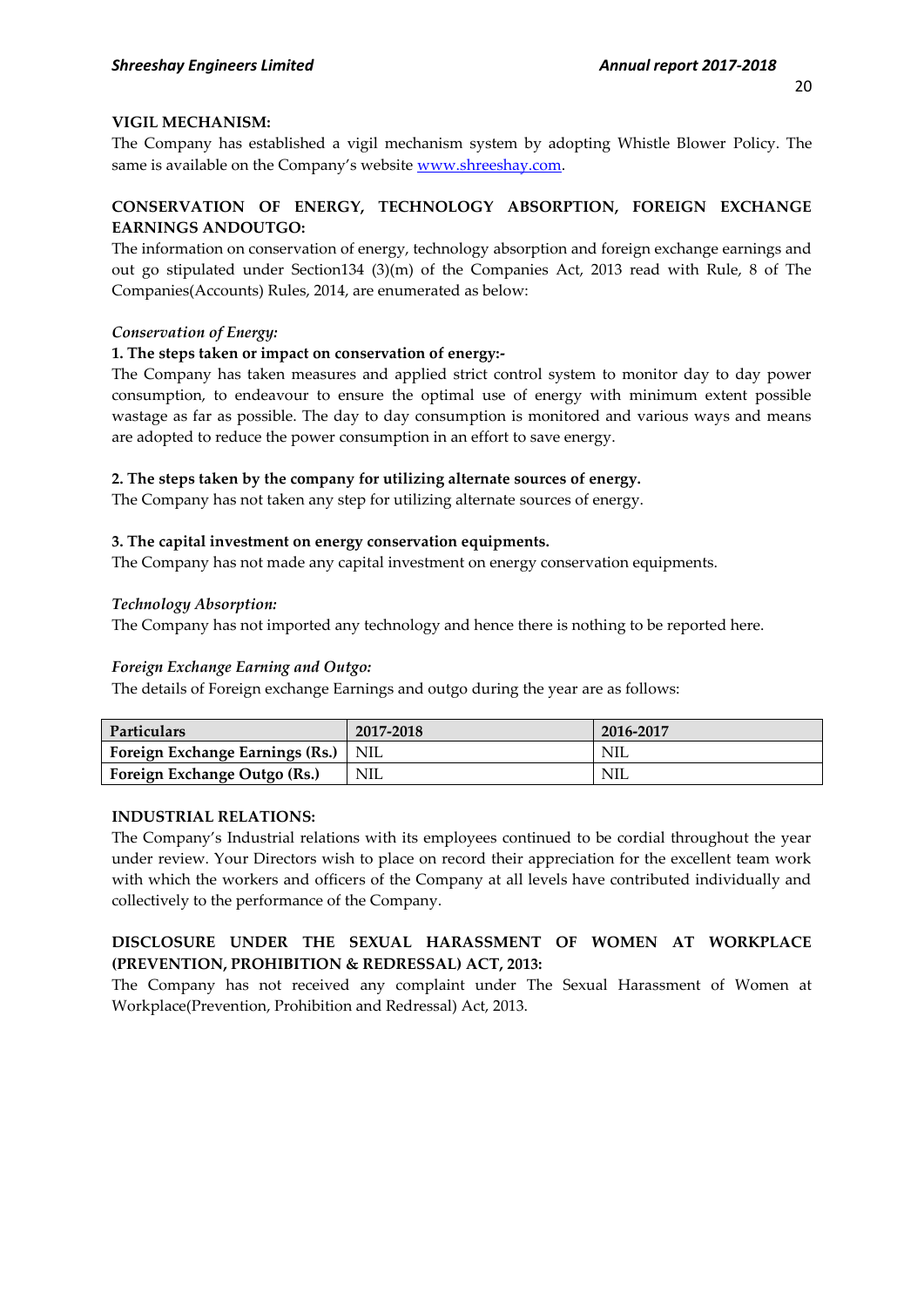**VIGIL MECHANISM:**

The Company has established a vigil mechanism system by adopting Whistle Blower Policy. The same is available on the Company's website www.shreeshay.com.

**CONSERVATION OF ENERGY, TECHNOLOGY ABSORPTION, FOREIGN EXCHANGE EARNINGS ANDOUTGO:**

The information on conservation of energy, technology absorption and foreign exchange earnings and out go stipulated under Section134 (3)(m) of the Companies Act, 2013 read with Rule, 8 of The Companies(Accounts) Rules, 2014, are enumerated as below:

*Conservation of Energy:*

**1. The steps taken or impact on conservation of energy:-**

The Company has taken measures and applied strict control system to monitor day to day power consumption, to endeavour to ensure the optimal use of energy with minimum extent possible wastage as far as possible. The day to day consumption is monitored and various ways and means are adopted to reduce the power consumption in an effort to save energy.

**2. The steps taken by the company for utilizing alternate sources of energy.**

The Company has not taken any step for utilizing alternate sources of energy.

**3. The capital investment on energy conservation equipments.**

The Company has not made any capital investment on energy conservation equipments.

*Technology Absorption:*

The Company has not imported any technology and hence there is nothing to be reported here.

*Foreign Exchange Earning and Outgo:*

The details of Foreign exchange Earnings and outgo during the year are as follows:

| Particulars | 2017-2018 | 2016-2017 |
|---|---|---|
| **Foreign Exchange Earnings (Rs.)** | NIL | NIL |
| **Foreign Exchange Outgo (Rs.)** | NIL | NIL |

**INDUSTRIAL RELATIONS:**

The Company's Industrial relations with its employees continued to be cordial throughout the year under review. Your Directors wish to place on record their appreciation for the excellent team work with which the workers and officers of the Company at all levels have contributed individually and collectively to the performance of the Company.

**DISCLOSURE UNDER THE SEXUAL HARASSMENT OF WOMEN AT WORKPLACE (PREVENTION, PROHIBITION & REDRESSAL) ACT, 2013:**

The Company has not received any complaint under The Sexual Harassment of Women at Workplace(Prevention, Prohibition and Redressal) Act, 2013.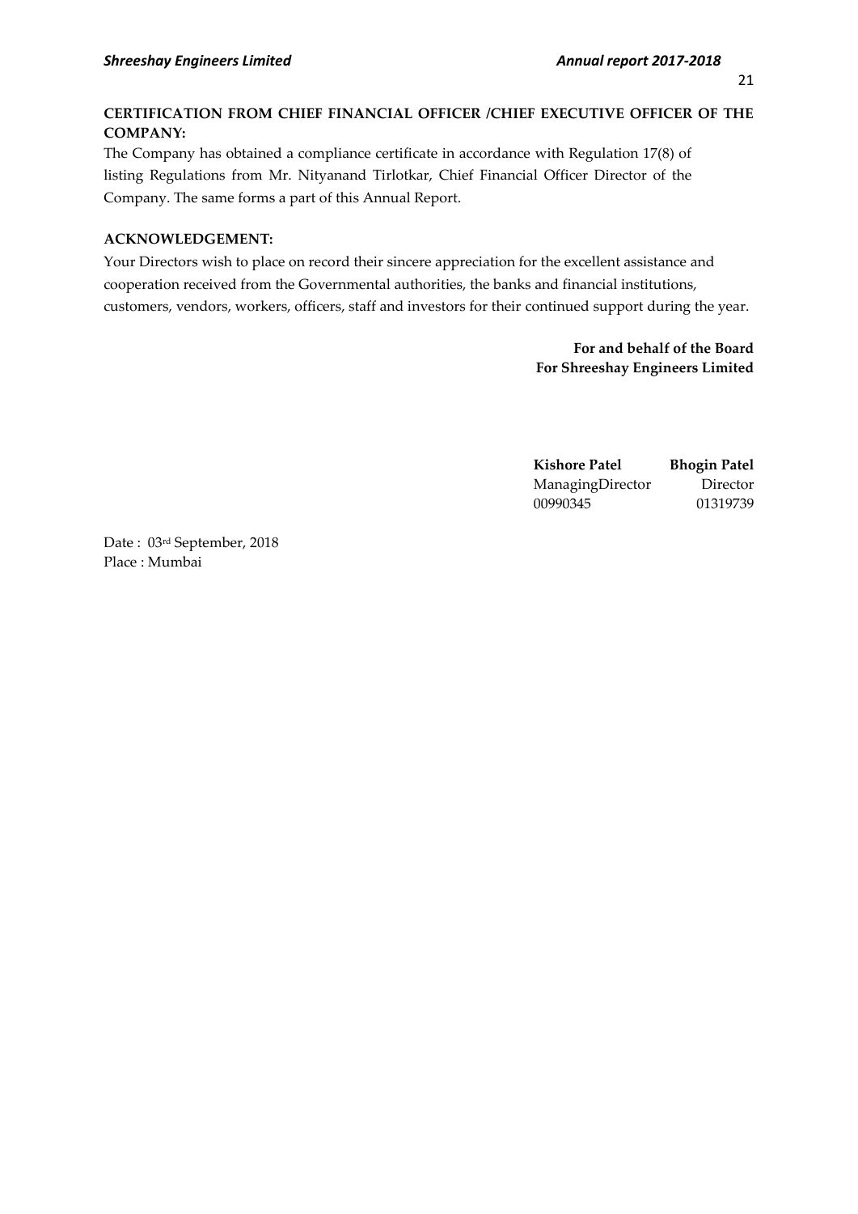**CERTIFICATION FROM CHIEF FINANCIAL OFFICER /CHIEF EXECUTIVE OFFICER OF THE COMPANY:**

The Company has obtained a compliance certificate in accordance with Regulation 17(8) of listing Regulations from Mr. Nityanand Tirlotkar, Chief Financial Officer Director of the Company. The same forms a part of this Annual Report.

**ACKNOWLEDGEMENT:**

Your Directors wish to place on record their sincere appreciation for the excellent assistance and cooperation received from the Governmental authorities, the banks and financial institutions, customers, vendors, workers, officers, staff and investors for their continued support during the year.

**For and behalf of the Board**
**For Shreeshay Engineers Limited**

| **Kishore Patel** | **Bhogin Patel** |
|---|---|
| ManagingDirector | Director |
| 00990345 | 01319739 |

Date : 03rd September, 2018
Place : Mumbai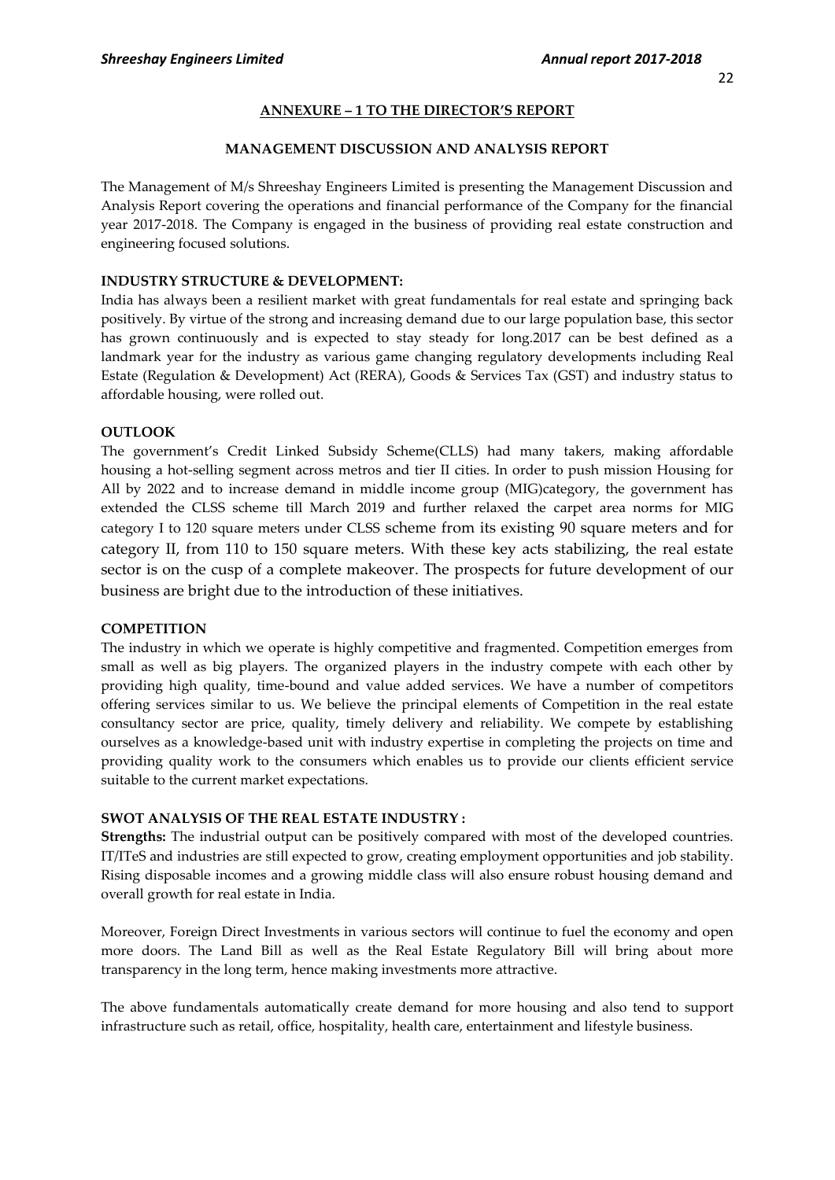## ANNEXURE – 1 TO THE DIRECTOR'S REPORT

### MANAGEMENT DISCUSSION AND ANALYSIS REPORT

The Management of M/s Shreeshay Engineers Limited is presenting the Management Discussion and Analysis Report covering the operations and financial performance of the Company for the financial year 2017-2018. The Company is engaged in the business of providing real estate construction and engineering focused solutions.

**INDUSTRY STRUCTURE & DEVELOPMENT:**

India has always been a resilient market with great fundamentals for real estate and springing back positively. By virtue of the strong and increasing demand due to our large population base, this sector has grown continuously and is expected to stay steady for long.2017 can be best defined as a landmark year for the industry as various game changing regulatory developments including Real Estate (Regulation & Development) Act (RERA), Goods & Services Tax (GST) and industry status to affordable housing, were rolled out.

**OUTLOOK**

The government's Credit Linked Subsidy Scheme(CLLS) had many takers, making affordable housing a hot-selling segment across metros and tier II cities. In order to push mission Housing for All by 2022 and to increase demand in middle income group (MIG)category, the government has extended the CLSS scheme till March 2019 and further relaxed the carpet area norms for MIG category I to 120 square meters under CLSS scheme from its existing 90 square meters and for category II, from 110 to 150 square meters. With these key acts stabilizing, the real estate sector is on the cusp of a complete makeover. The prospects for future development of our business are bright due to the introduction of these initiatives.

**COMPETITION**

The industry in which we operate is highly competitive and fragmented. Competition emerges from small as well as big players. The organized players in the industry compete with each other by providing high quality, time-bound and value added services. We have a number of competitors offering services similar to us. We believe the principal elements of Competition in the real estate consultancy sector are price, quality, timely delivery and reliability. We compete by establishing ourselves as a knowledge-based unit with industry expertise in completing the projects on time and providing quality work to the consumers which enables us to provide our clients efficient service suitable to the current market expectations.

**SWOT ANALYSIS OF THE REAL ESTATE INDUSTRY :**

**Strengths:** The industrial output can be positively compared with most of the developed countries. IT/ITeS and industries are still expected to grow, creating employment opportunities and job stability. Rising disposable incomes and a growing middle class will also ensure robust housing demand and overall growth for real estate in India.

Moreover, Foreign Direct Investments in various sectors will continue to fuel the economy and open more doors. The Land Bill as well as the Real Estate Regulatory Bill will bring about more transparency in the long term, hence making investments more attractive.

The above fundamentals automatically create demand for more housing and also tend to support infrastructure such as retail, office, hospitality, health care, entertainment and lifestyle business.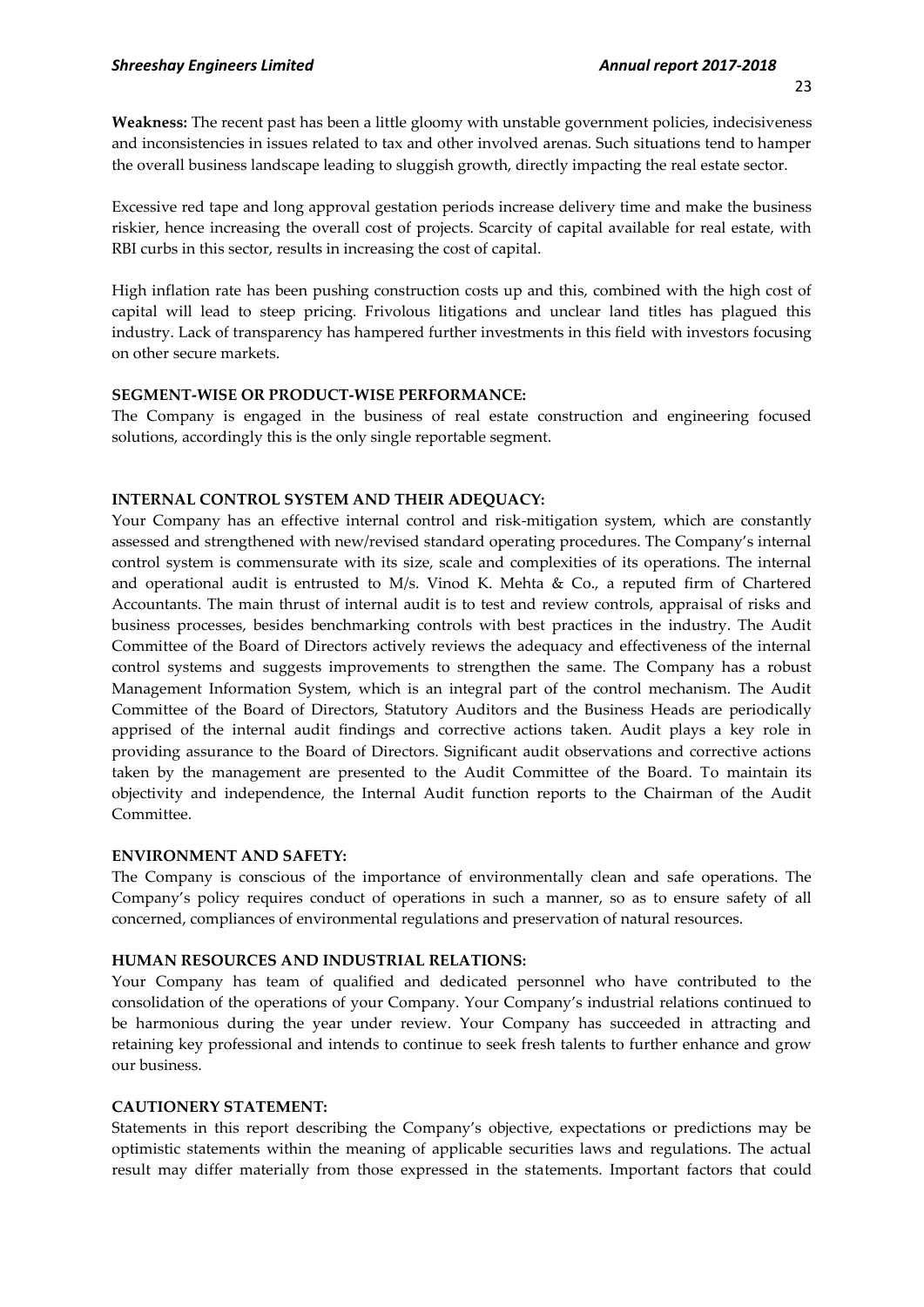**Weakness:** The recent past has been a little gloomy with unstable government policies, indecisiveness and inconsistencies in issues related to tax and other involved arenas. Such situations tend to hamper the overall business landscape leading to sluggish growth, directly impacting the real estate sector.

Excessive red tape and long approval gestation periods increase delivery time and make the business riskier, hence increasing the overall cost of projects. Scarcity of capital available for real estate, with RBI curbs in this sector, results in increasing the cost of capital.

High inflation rate has been pushing construction costs up and this, combined with the high cost of capital will lead to steep pricing. Frivolous litigations and unclear land titles has plagued this industry. Lack of transparency has hampered further investments in this field with investors focusing on other secure markets.

**SEGMENT-WISE OR PRODUCT-WISE PERFORMANCE:**

The Company is engaged in the business of real estate construction and engineering focused solutions, accordingly this is the only single reportable segment.

**INTERNAL CONTROL SYSTEM AND THEIR ADEQUACY:**

Your Company has an effective internal control and risk-mitigation system, which are constantly assessed and strengthened with new/revised standard operating procedures. The Company's internal control system is commensurate with its size, scale and complexities of its operations. The internal and operational audit is entrusted to M/s. Vinod K. Mehta & Co., a reputed firm of Chartered Accountants. The main thrust of internal audit is to test and review controls, appraisal of risks and business processes, besides benchmarking controls with best practices in the industry. The Audit Committee of the Board of Directors actively reviews the adequacy and effectiveness of the internal control systems and suggests improvements to strengthen the same. The Company has a robust Management Information System, which is an integral part of the control mechanism. The Audit Committee of the Board of Directors, Statutory Auditors and the Business Heads are periodically apprised of the internal audit findings and corrective actions taken. Audit plays a key role in providing assurance to the Board of Directors. Significant audit observations and corrective actions taken by the management are presented to the Audit Committee of the Board. To maintain its objectivity and independence, the Internal Audit function reports to the Chairman of the Audit Committee.

**ENVIRONMENT AND SAFETY:**

The Company is conscious of the importance of environmentally clean and safe operations. The Company's policy requires conduct of operations in such a manner, so as to ensure safety of all concerned, compliances of environmental regulations and preservation of natural resources.

**HUMAN RESOURCES AND INDUSTRIAL RELATIONS:**

Your Company has team of qualified and dedicated personnel who have contributed to the consolidation of the operations of your Company. Your Company's industrial relations continued to be harmonious during the year under review. Your Company has succeeded in attracting and retaining key professional and intends to continue to seek fresh talents to further enhance and grow our business.

**CAUTIONERY STATEMENT:**

Statements in this report describing the Company's objective, expectations or predictions may be optimistic statements within the meaning of applicable securities laws and regulations. The actual result may differ materially from those expressed in the statements. Important factors that could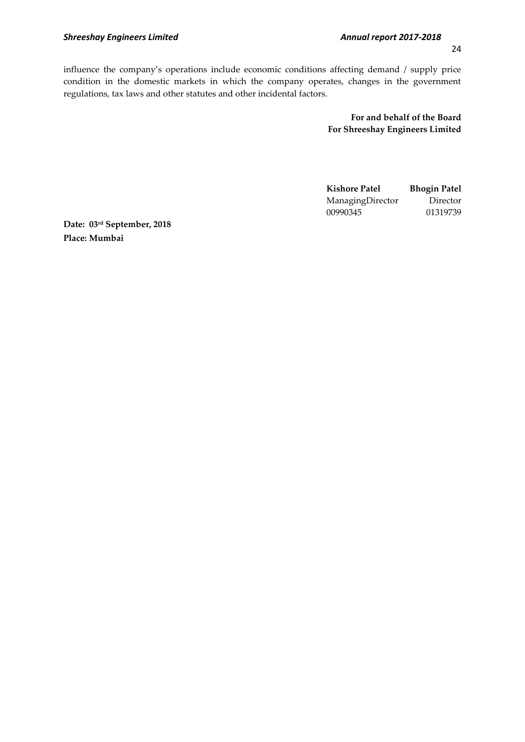influence the company's operations include economic conditions affecting demand / supply price condition in the domestic markets in which the company operates, changes in the government regulations, tax laws and other statutes and other incidental factors.

**For and behalf of the Board**
**For Shreeshay Engineers Limited**

| **Kishore Patel** | **Bhogin Patel** |
|---|---|
| ManagingDirector | Director |
| 00990345 | 01319739 |

**Date: 03rd September, 2018**
**Place: Mumbai**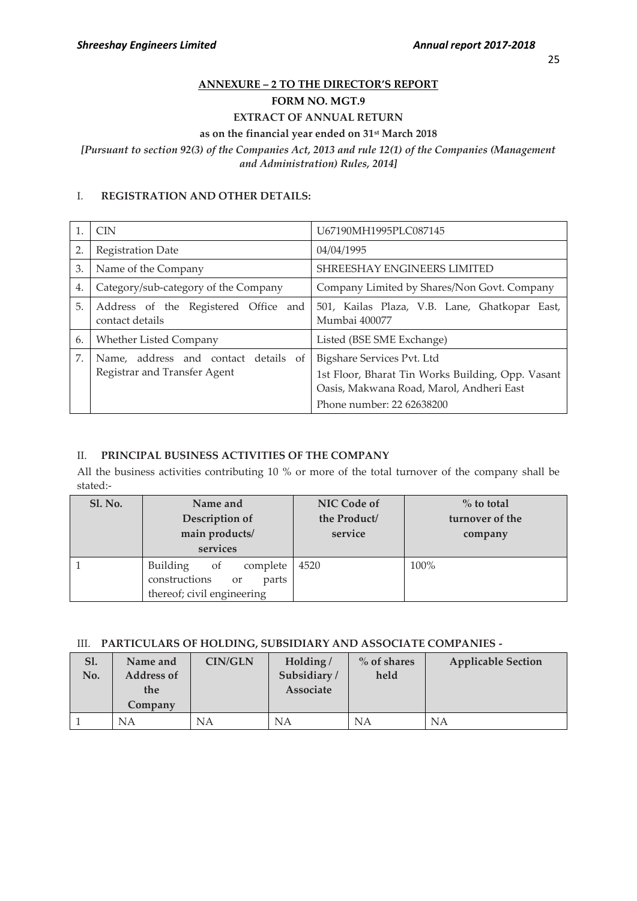## ANNEXURE – 2 TO THE DIRECTOR'S REPORT

### FORM NO. MGT.9

### EXTRACT OF ANNUAL RETURN

**as on the financial year ended on 31st March 2018**

*[Pursuant to section 92(3) of the Companies Act, 2013 and rule 12(1) of the Companies (Management and Administration) Rules, 2014]*

### I. REGISTRATION AND OTHER DETAILS:

| | | |
|---|---|---|
| 1. | CIN | U67190MH1995PLC087145 |
| 2. | Registration Date | 04/04/1995 |
| 3. | Name of the Company | SHREESHAY ENGINEERS LIMITED |
| 4. | Category/sub-category of the Company | Company Limited by Shares/Non Govt. Company |
| 5. | Address of the Registered Office and contact details | 501, Kailas Plaza, V.B. Lane, Ghatkopar East, Mumbai 400077 |
| 6. | Whether Listed Company | Listed (BSE SME Exchange) |
| 7. | Name, address and contact details of Registrar and Transfer Agent | Bigshare Services Pvt. Ltd<br>1st Floor, Bharat Tin Works Building, Opp. Vasant Oasis, Makwana Road, Marol, Andheri East<br>Phone number: 22 62638200 |

### II. PRINCIPAL BUSINESS ACTIVITIES OF THE COMPANY

All the business activities contributing 10 % or more of the total turnover of the company shall be stated:-

| Sl. No. | Name and Description of main products/ services | NIC Code of the Product/ service | % to total turnover of the company |
|---|---|---|---|
| 1 | Building of complete constructions or parts thereof; civil engineering | 4520 | 100% |

### III. PARTICULARS OF HOLDING, SUBSIDIARY AND ASSOCIATE COMPANIES -

| Sl. No. | Name and Address of the Company | CIN/GLN | Holding / Subsidiary / Associate | % of shares held | Applicable Section |
|---|---|---|---|---|---|
| 1 | NA | NA | NA | NA | NA |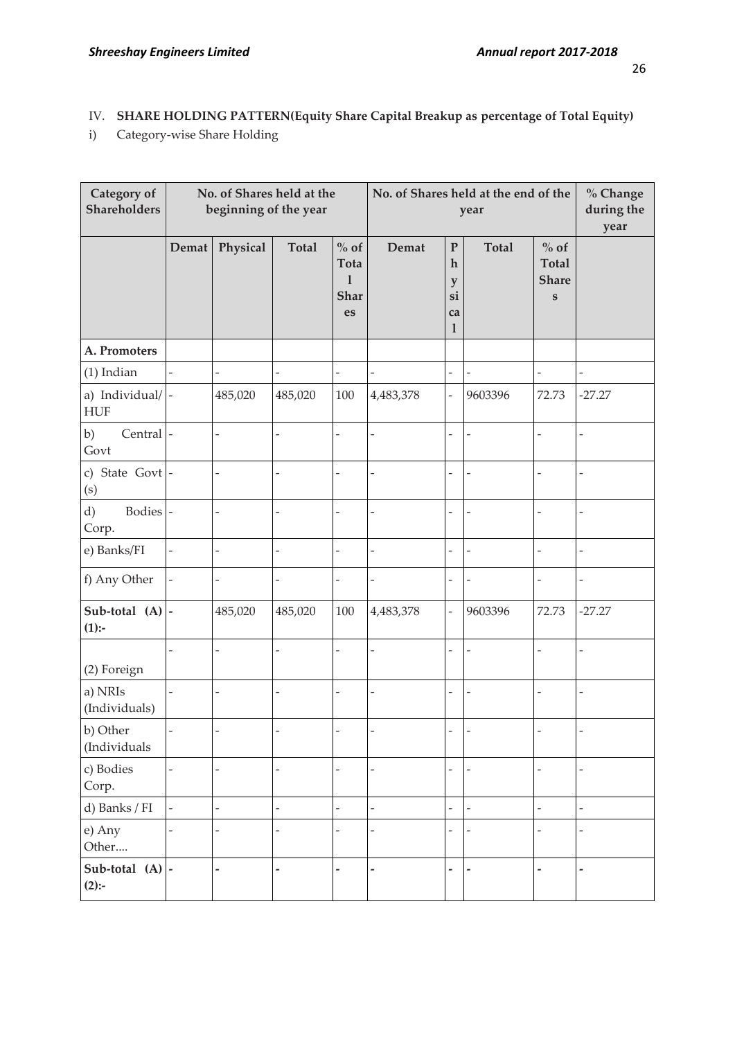IV. **SHARE HOLDING PATTERN(Equity Share Capital Breakup as percentage of Total Equity)**

i) Category-wise Share Holding

| Category of Shareholders | No. of Shares held at the beginning of the year | | | | No. of Shares held at the end of the year | | | | % Change during the year |
|---|---|---|---|---|---|---|---|---|---|
| | Demat | Physical | Total | % of Total Shares | Demat | Physical | Total | % of Total Shares | |
| **A. Promoters** | | | | | | | | | |
| (1) Indian | - | - | - | - | - | - | - | - | - |
| a) Individual/ HUF | - | 485,020 | 485,020 | 100 | 4,483,378 | - | 9603396 | 72.73 | -27.27 |
| b) Central Govt | - | - | - | - | - | - | - | - | - |
| c) State Govt (s) | - | - | - | - | - | - | - | - | - |
| d) Bodies Corp. | - | - | - | - | - | - | - | - | - |
| e) Banks/FI | - | - | - | - | - | - | - | - | - |
| f) Any Other | - | - | - | - | - | - | - | - | - |
| **Sub-total (A) (1):-** | - | 485,020 | 485,020 | 100 | 4,483,378 | - | 9603396 | 72.73 | -27.27 |
| (2) Foreign | - | - | - | - | - | - | - | - | - |
| a) NRIs (Individuals) | - | - | - | - | - | - | - | - | - |
| b) Other (Individuals | - | - | - | - | - | - | - | - | - |
| c) Bodies Corp. | - | - | - | - | - | - | - | - | - |
| d) Banks / FI | - | - | - | - | - | - | - | - | - |
| e) Any Other.... | - | - | - | - | - | - | - | - | - |
| **Sub-total (A) (2):-** | - | - | - | - | - | - | - | - | - |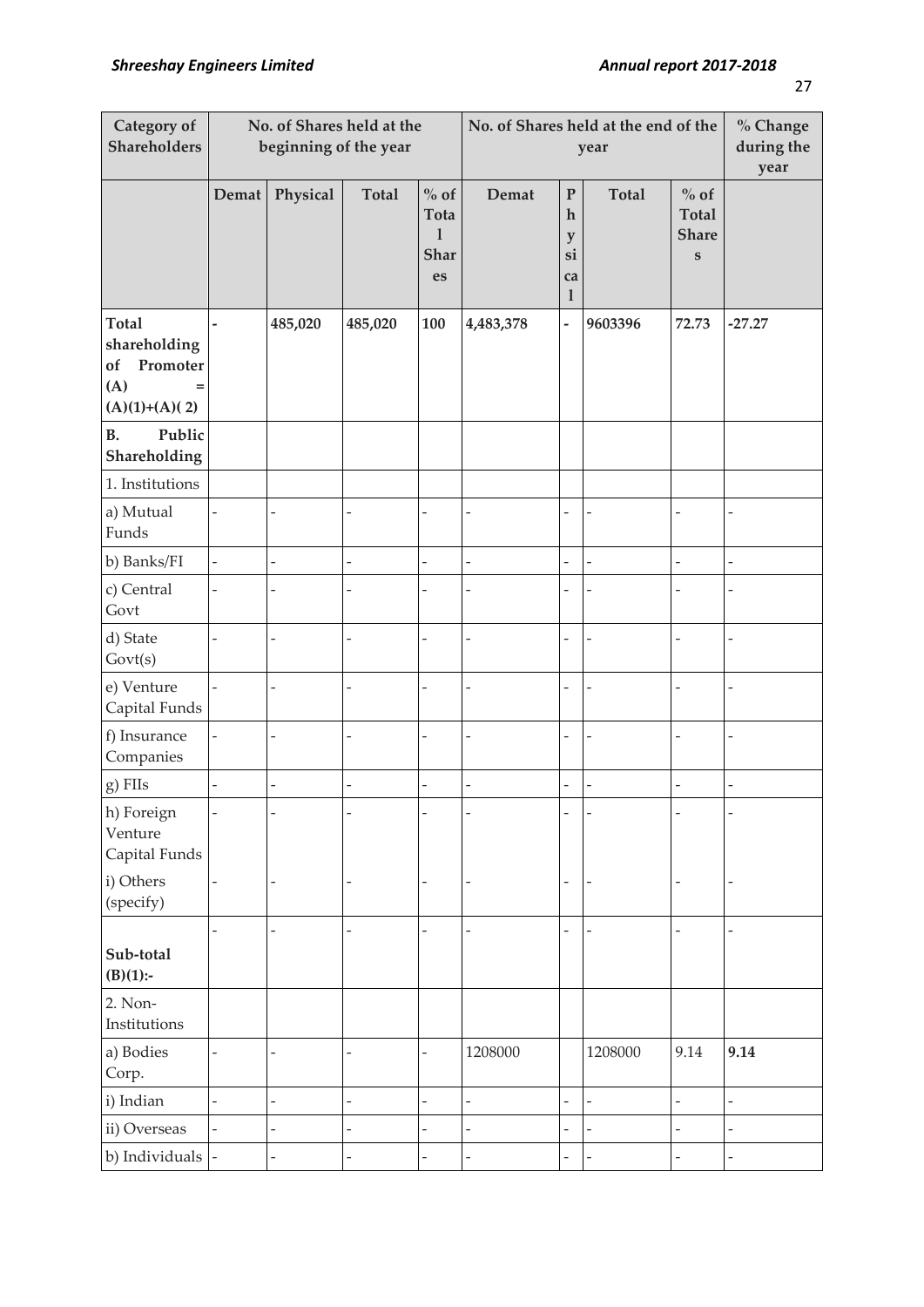| Category of Shareholders | No. of Shares held at the beginning of the year | | | | No. of Shares held at the end of the year | | | | % Change during the year |
|---|---|---|---|---|---|---|---|---|---|
| | Demat | Physical | Total | % of Total Shares | Demat | Physical | Total | % of Total Shares | |
| **Total shareholding of Promoter (A) = (A)(1)+(A)( 2)** | **-** | **485,020** | **485,020** | **100** | **4,483,378** | **-** | **9603396** | **72.73** | **-27.27** |
| **B. Public Shareholding** | | | | | | | | | |
| 1. Institutions | | | | | | | | | |
| a) Mutual Funds | - | - | - | - | - | - | - | - | - |
| b) Banks/FI | - | - | - | - | - | - | - | - | - |
| c) Central Govt | - | - | - | - | - | - | - | - | - |
| d) State Govt(s) | - | - | - | - | - | - | - | - | - |
| e) Venture Capital Funds | - | - | - | - | - | - | - | - | - |
| f) Insurance Companies | - | - | - | - | - | - | - | - | - |
| g) FIIs | - | - | - | - | - | - | - | - | - |
| h) Foreign Venture Capital Funds | - | - | - | - | - | - | - | - | - |
| i) Others (specify) | - | - | - | - | - | - | - | - | - |
| **Sub-total (B)(1):-** | - | - | - | - | - | - | - | - | - |
| 2. Non-Institutions | | | | | | | | | |
| a) Bodies Corp. | - | - | - | - | 1208000 | | 1208000 | 9.14 | **9.14** |
| i) Indian | - | - | - | - | - | - | - | - | - |
| ii) Overseas | - | - | - | - | - | - | - | - | - |
| b) Individuals | - | - | - | - | - | - | - | - | - |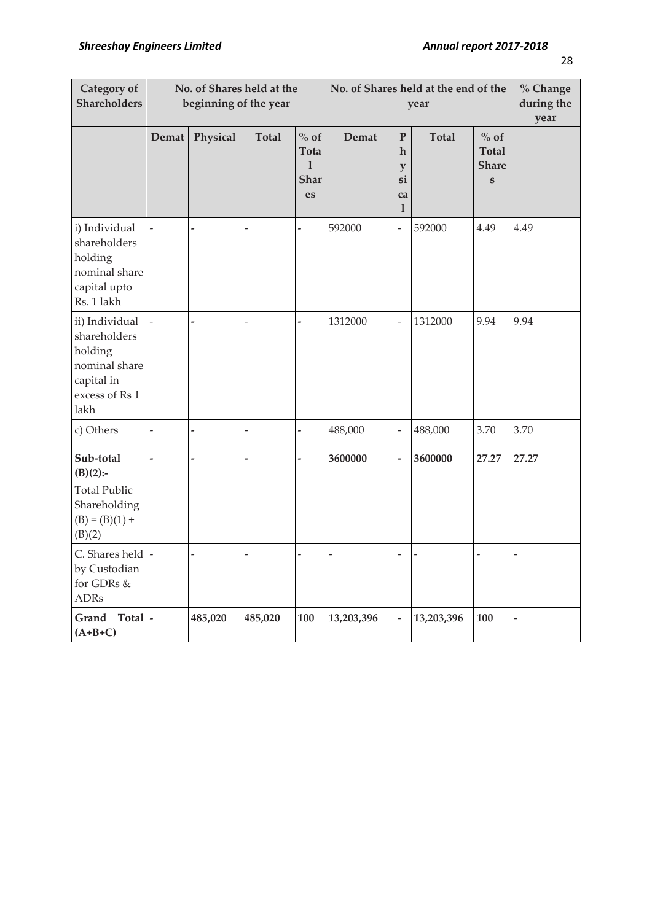| Category of Shareholders | No. of Shares held at the beginning of the year | | | | No. of Shares held at the end of the year | | | | % Change during the year |
|---|---|---|---|---|---|---|---|---|---|
| | Demat | Physical | Total | % of Total Shares | Demat | Physical | Total | % of Total Shares | |
| i) Individual shareholders holding nominal share capital upto Rs. 1 lakh | - | - | - | - | 592000 | - | 592000 | 4.49 | 4.49 |
| ii) Individual shareholders holding nominal share capital in excess of Rs 1 lakh | - | - | - | - | 1312000 | - | 1312000 | 9.94 | 9.94 |
| c) Others | - | - | - | - | 488,000 | - | 488,000 | 3.70 | 3.70 |
| **Sub-total (B)(2):-** Total Public Shareholding (B) = (B)(1) + (B)(2) | **-** | **-** | **-** | **-** | **3600000** | **-** | **3600000** | **27.27** | **27.27** |
| C. Shares held by Custodian for GDRs & ADRs | - | - | - | - | - | - | - | - | - |
| **Grand Total (A+B+C)** | **-** | **485,020** | **485,020** | **100** | **13,203,396** | - | **13,203,396** | **100** | - |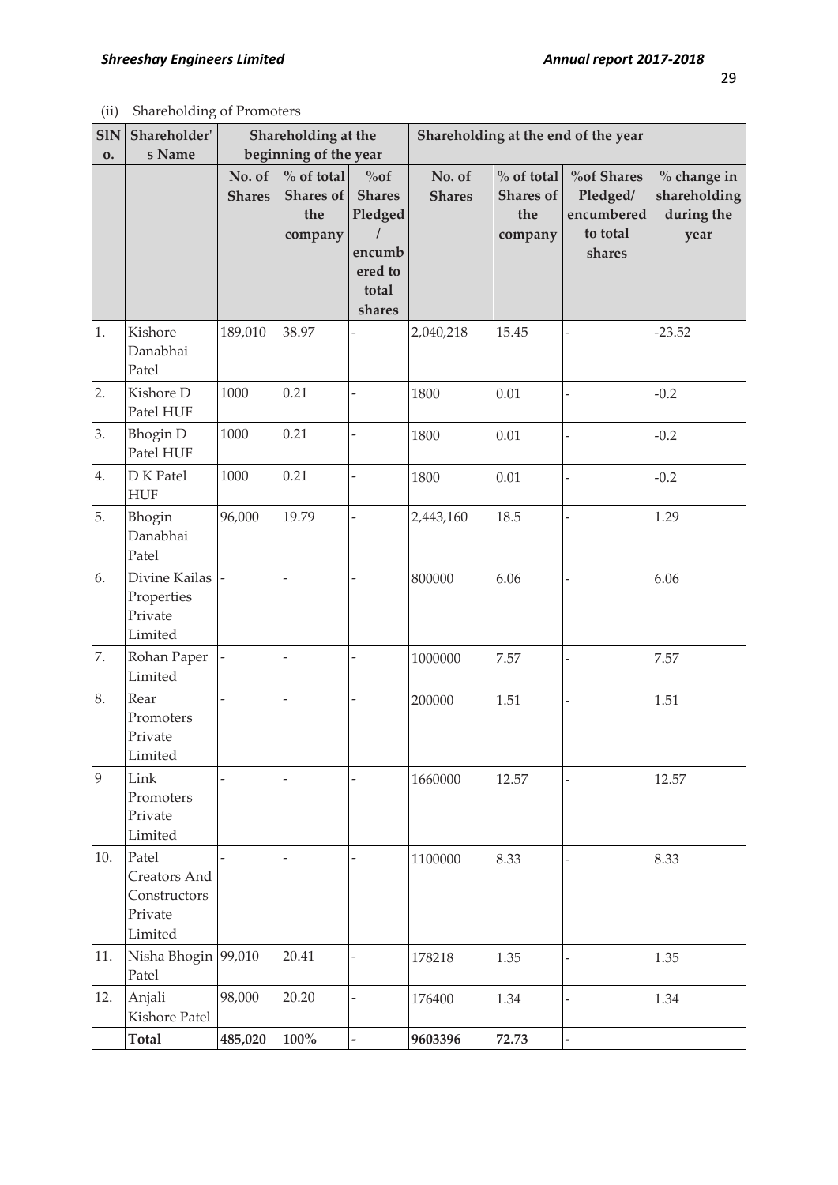(ii) Shareholding of Promoters

| SlN o. | Shareholder's Name | Shareholding at the beginning of the year | | | Shareholding at the end of the year | | | |
|---|---|---|---|---|---|---|---|---|
| | | No. of Shares | % of total Shares of the company | %of Shares Pledged / encumbered to total shares | No. of Shares | % of total Shares of the company | %of Shares Pledged/ encumbered to total shares | % change in shareholding during the year |
| 1. | Kishore Danabhai Patel | 189,010 | 38.97 | - | 2,040,218 | 15.45 | - | -23.52 |
| 2. | Kishore D Patel HUF | 1000 | 0.21 | - | 1800 | 0.01 | - | -0.2 |
| 3. | Bhogin D Patel HUF | 1000 | 0.21 | - | 1800 | 0.01 | - | -0.2 |
| 4. | D K Patel HUF | 1000 | 0.21 | - | 1800 | 0.01 | - | -0.2 |
| 5. | Bhogin Danabhai Patel | 96,000 | 19.79 | - | 2,443,160 | 18.5 | - | 1.29 |
| 6. | Divine Kailas Properties Private Limited | - | - | - | 800000 | 6.06 | - | 6.06 |
| 7. | Rohan Paper Limited | - | - | - | 1000000 | 7.57 | - | 7.57 |
| 8. | Rear Promoters Private Limited | - | - | - | 200000 | 1.51 | - | 1.51 |
| 9 | Link Promoters Private Limited | - | - | - | 1660000 | 12.57 | - | 12.57 |
| 10. | Patel Creators And Constructors Private Limited | - | - | - | 1100000 | 8.33 | - | 8.33 |
| 11. | Nisha Bhogin Patel | 99,010 | 20.41 | - | 178218 | 1.35 | - | 1.35 |
| 12. | Anjali Kishore Patel | 98,000 | 20.20 | - | 176400 | 1.34 | - | 1.34 |
| | **Total** | **485,020** | **100%** | **-** | **9603396** | **72.73** | **-** | |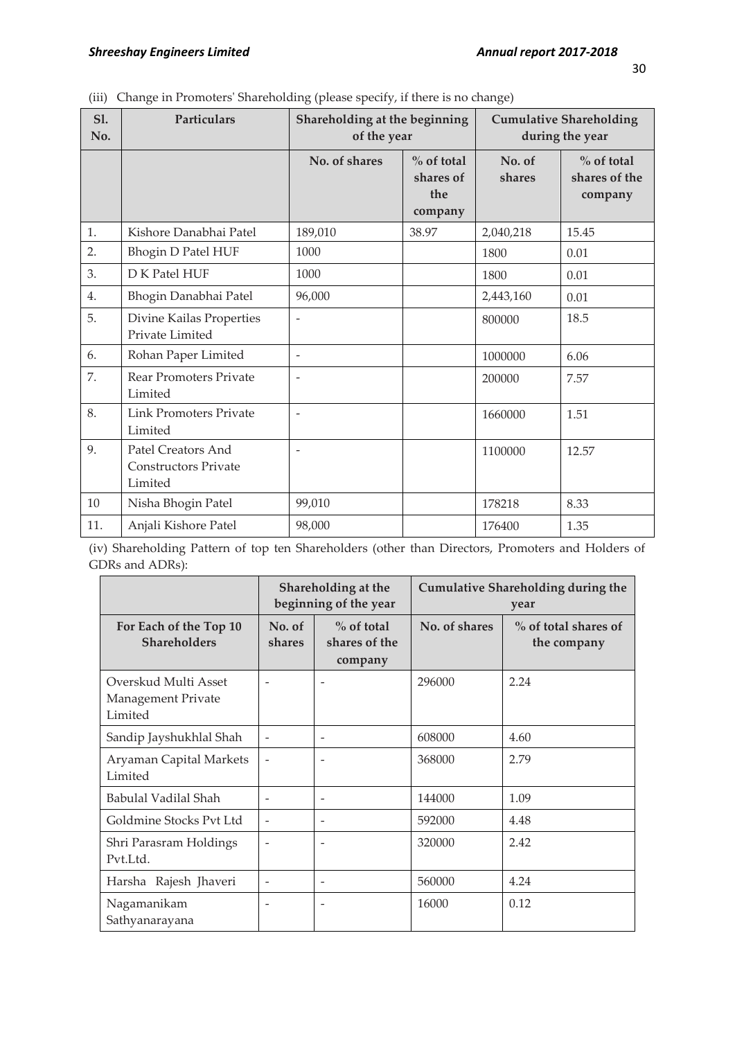(iii) Change in Promoters' Shareholding (please specify, if there is no change)

| Sl. No. | Particulars | Shareholding at the beginning of the year | | Cumulative Shareholding during the year | |
|---|---|---|---|---|---|
| | | No. of shares | % of total shares of the company | No. of shares | % of total shares of the company |
| 1. | Kishore Danabhai Patel | 189,010 | 38.97 | 2,040,218 | 15.45 |
| 2. | Bhogin D Patel HUF | 1000 | | 1800 | 0.01 |
| 3. | D K Patel HUF | 1000 | | 1800 | 0.01 |
| 4. | Bhogin Danabhai Patel | 96,000 | | 2,443,160 | 0.01 |
| 5. | Divine Kailas Properties Private Limited | - | | 800000 | 18.5 |
| 6. | Rohan Paper Limited | - | | 1000000 | 6.06 |
| 7. | Rear Promoters Private Limited | - | | 200000 | 7.57 |
| 8. | Link Promoters Private Limited | - | | 1660000 | 1.51 |
| 9. | Patel Creators And Constructors Private Limited | - | | 1100000 | 12.57 |
| 10 | Nisha Bhogin Patel | 99,010 | | 178218 | 8.33 |
| 11. | Anjali Kishore Patel | 98,000 | | 176400 | 1.35 |

(iv) Shareholding Pattern of top ten Shareholders (other than Directors, Promoters and Holders of GDRs and ADRs):

| | Shareholding at the beginning of the year | | Cumulative Shareholding during the year | |
|---|---|---|---|---|
| For Each of the Top 10 Shareholders | No. of shares | % of total shares of the company | No. of shares | % of total shares of the company |
| Overskud Multi Asset Management Private Limited | - | - | 296000 | 2.24 |
| Sandip Jayshukhlal Shah | - | - | 608000 | 4.60 |
| Aryaman Capital Markets Limited | - | - | 368000 | 2.79 |
| Babulal Vadilal Shah | - | - | 144000 | 1.09 |
| Goldmine Stocks Pvt Ltd | - | - | 592000 | 4.48 |
| Shri Parasram Holdings Pvt.Ltd. | - | - | 320000 | 2.42 |
| Harsha Rajesh Jhaveri | - | - | 560000 | 4.24 |
| Nagamanikam Sathyanarayana | - | - | 16000 | 0.12 |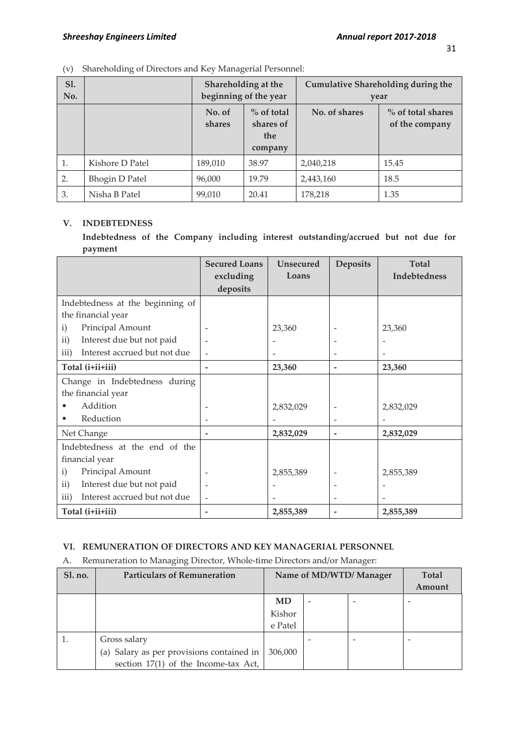(v) Shareholding of Directors and Key Managerial Personnel:

| Sl. No. | | Shareholding at the beginning of the year | | Cumulative Shareholding during the year | |
|---|---|---|---|---|---|
| | | No. of shares | % of total shares of the company | No. of shares | % of total shares of the company |
| 1. | Kishore D Patel | 189,010 | 38.97 | 2,040,218 | 15.45 |
| 2. | Bhogin D Patel | 96,000 | 19.79 | 2,443,160 | 18.5 |
| 3. | Nisha B Patel | 99,010 | 20.41 | 178,218 | 1.35 |

## V. INDEBTEDNESS

**Indebtedness of the Company including interest outstanding/accrued but not due for payment**

| | Secured Loans excluding deposits | Unsecured Loans | Deposits | Total Indebtedness |
|---|---|---|---|---|
| Indebtedness at the beginning of the financial year | | | | |
| i) Principal Amount | - | 23,360 | - | 23,360 |
| ii) Interest due but not paid | - | - | - | - |
| iii) Interest accrued but not due | - | - | - | - |
| **Total (i+ii+iii)** | **-** | **23,360** | **-** | **23,360** |
| Change in Indebtedness during the financial year | | | | |
| • Addition | - | 2,832,029 | - | 2,832,029 |
| • Reduction | - | - | - | - |
| Net Change | **-** | **2,832,029** | **-** | **2,832,029** |
| Indebtedness at the end of the financial year | | | | |
| i) Principal Amount | - | 2,855,389 | - | 2,855,389 |
| ii) Interest due but not paid | - | - | - | - |
| iii) Interest accrued but not due | - | - | - | - |
| **Total (i+ii+iii)** | **-** | **2,855,389** | **-** | **2,855,389** |

## VI. REMUNERATION OF DIRECTORS AND KEY MANAGERIAL PERSONNEL

A. Remuneration to Managing Director, Whole-time Directors and/or Manager:

| Sl. no. | Particulars of Remuneration | Name of MD/WTD/ Manager | | | Total Amount |
|---|---|---|---|---|---|
| | | **MD** Kishore Patel | - | - | - |
| 1. | Gross salary<br>(a) Salary as per provisions contained in section 17(1) of the Income-tax Act, | 306,000 | - | - | - |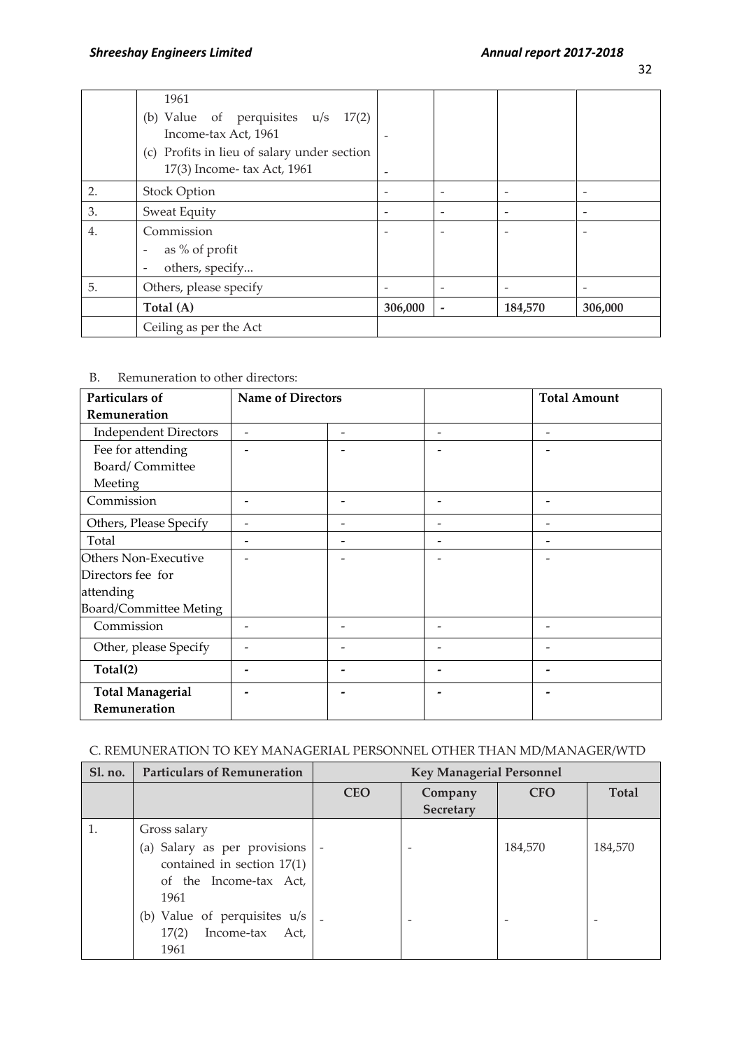| | 1961<br>(b) Value of perquisites u/s 17(2) Income-tax Act, 1961<br>(c) Profits in lieu of salary under section 17(3) Income- tax Act, 1961 | -<br>- | | | |
|---|---|---|---|---|---|
| 2. | Stock Option | - | - | - | - |
| 3. | Sweat Equity | - | - | - | - |
| 4. | Commission<br>- as % of profit<br>- others, specify... | - | - | - | - |
| 5. | Others, please specify | - | - | - | - |
| | **Total (A)** | **306,000** | **-** | **184,570** | **306,000** |
| | Ceiling as per the Act | | | | |

B. Remuneration to other directors:

| Particulars of Remuneration | Name of Directors | | | Total Amount |
|---|---|---|---|---|
| Independent Directors | - | - | - | - |
| Fee for attending Board/ Committee Meeting | - | - | - | - |
| Commission | - | - | - | - |
| Others, Please Specify | - | - | - | - |
| Total | - | - | - | - |
| Others Non-Executive Directors fee for attending Board/Committee Meting | - | - | - | - |
| Commission | - | - | - | - |
| Other, please Specify | - | - | - | - |
| **Total(2)** | **-** | **-** | **-** | **-** |
| **Total Managerial Remuneration** | **-** | **-** | **-** | **-** |

C. REMUNERATION TO KEY MANAGERIAL PERSONNEL OTHER THAN MD/MANAGER/WTD

| Sl. no. | Particulars of Remuneration | Key Managerial Personnel | | | |
|---|---|---|---|---|---|
| | | CEO | Company Secretary | CFO | Total |
| 1. | Gross salary<br>(a) Salary as per provisions contained in section 17(1) of the Income-tax Act, 1961<br>(b) Value of perquisites u/s 17(2) Income-tax Act, 1961 | -<br>- | -<br>- | 184,570<br>- | 184,570<br>- |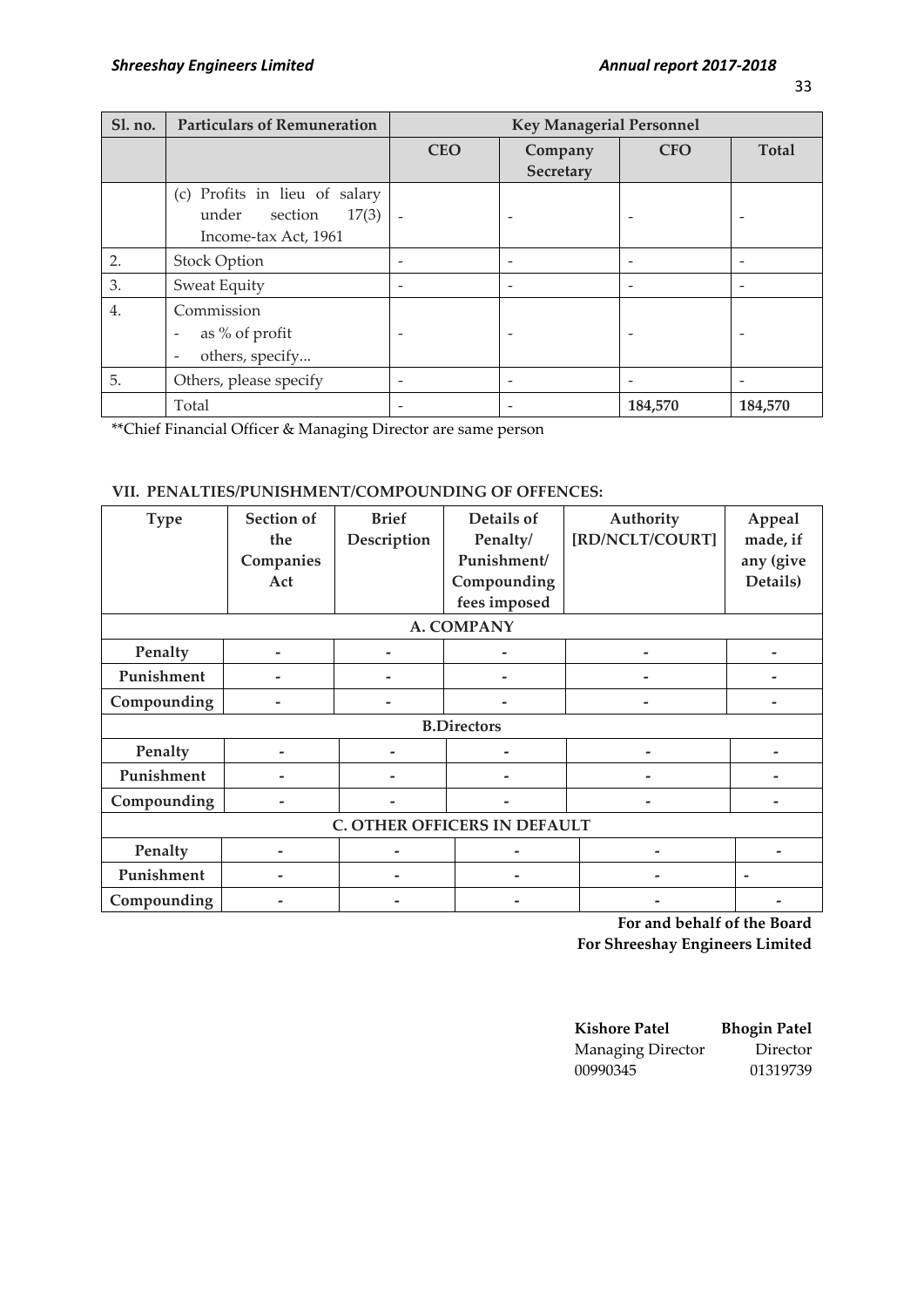| Sl. no. | Particulars of Remuneration | Key Managerial Personnel | | | |
|---|---|---|---|---|---|
| | | CEO | Company Secretary | CFO | Total |
| | (c) Profits in lieu of salary under section 17(3) Income-tax Act, 1961 | - | - | - | - |
| 2. | Stock Option | - | - | - | - |
| 3. | Sweat Equity | - | - | - | - |
| 4. | Commission<br>- as % of profit<br>- others, specify... | - | - | - | - |
| 5. | Others, please specify | - | - | - | - |
| | Total | - | - | **184,570** | **184,570** |

**Chief Financial Officer & Managing Director are same person

### VII. PENALTIES/PUNISHMENT/COMPOUNDING OF OFFENCES:

| Type | Section of the Companies Act | Brief Description | Details of Penalty/ Punishment/ Compounding fees imposed | Authority [RD/NCLT/COURT] | Appeal made, if any (give Details) |
|---|---|---|---|---|---|
| **A. COMPANY** | | | | | |
| **Penalty** | - | - | - | - | - |
| **Punishment** | - | - | - | - | - |
| **Compounding** | - | - | - | - | - |
| **B.Directors** | | | | | |
| **Penalty** | - | - | - | - | - |
| **Punishment** | - | - | - | - | - |
| **Compounding** | - | - | - | - | - |
| **C. OTHER OFFICERS IN DEFAULT** | | | | | |
| **Penalty** | - | - | - | - | - |
| **Punishment** | - | - | - | - | - |
| **Compounding** | - | - | - | - | - |

**For and behalf of the Board**
**For Shreeshay Engineers Limited**

| **Kishore Patel** | **Bhogin Patel** |
|---|---|
| Managing Director | Director |
| 00990345 | 01319739 |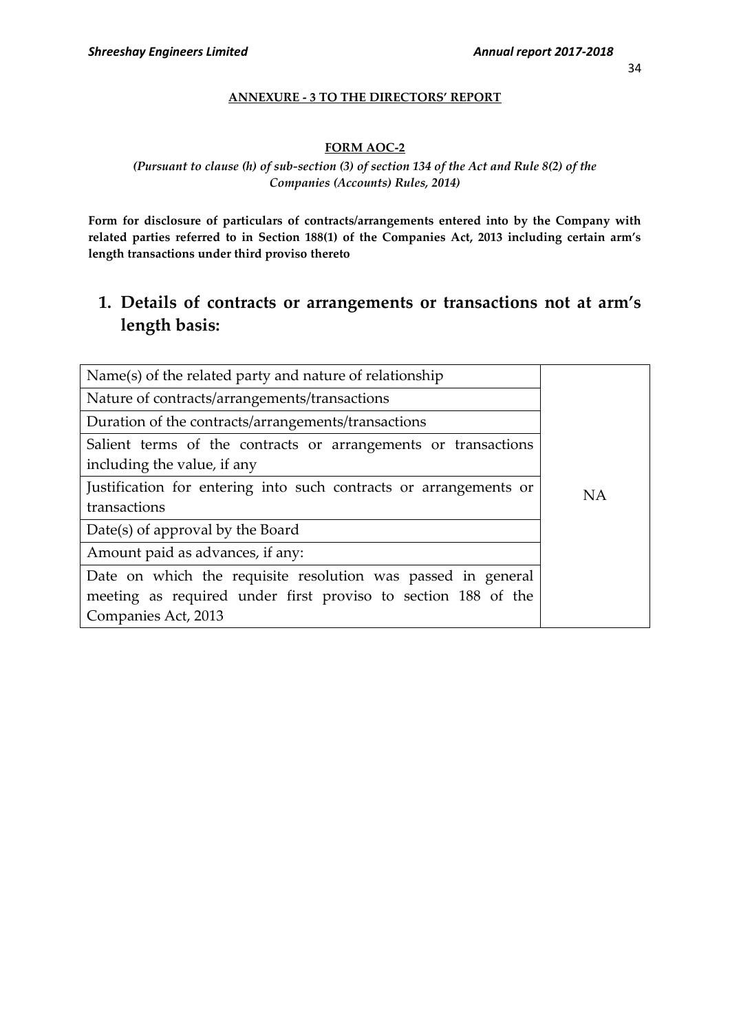**ANNEXURE - 3 TO THE DIRECTORS' REPORT**

**FORM AOC-2**

*(Pursuant to clause (h) of sub-section (3) of section 134 of the Act and Rule 8(2) of the Companies (Accounts) Rules, 2014)*

**Form for disclosure of particulars of contracts/arrangements entered into by the Company with related parties referred to in Section 188(1) of the Companies Act, 2013 including certain arm's length transactions under third proviso thereto**

## 1. Details of contracts or arrangements or transactions not at arm's length basis:

| | |
|---|---|
| Name(s) of the related party and nature of relationship | NA |
| Nature of contracts/arrangements/transactions | |
| Duration of the contracts/arrangements/transactions | |
| Salient terms of the contracts or arrangements or transactions including the value, if any | |
| Justification for entering into such contracts or arrangements or transactions | |
| Date(s) of approval by the Board | |
| Amount paid as advances, if any: | |
| Date on which the requisite resolution was passed in general meeting as required under first proviso to section 188 of the Companies Act, 2013 | |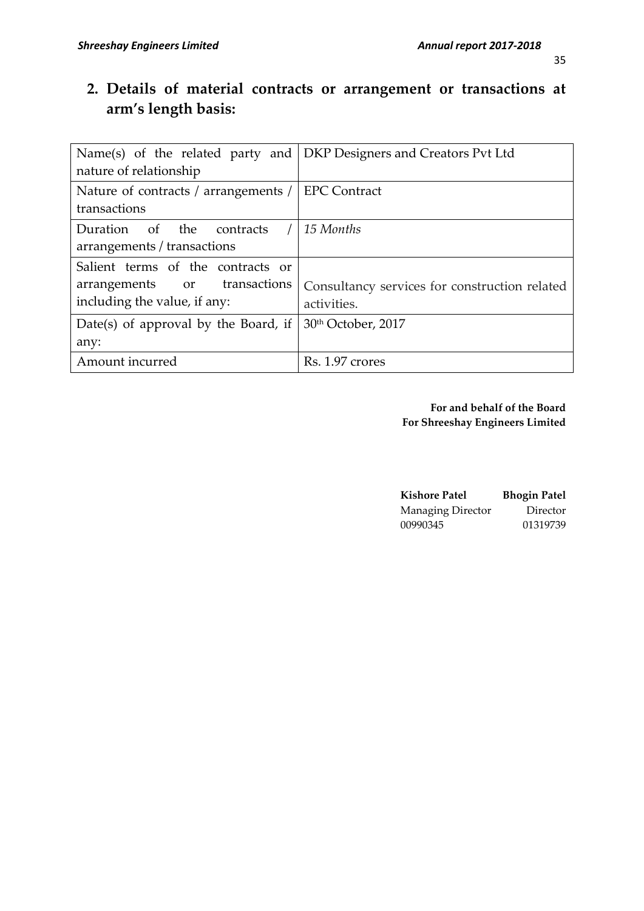## 2. Details of material contracts or arrangement or transactions at arm's length basis:

| | |
|---|---|
| Name(s) of the related party and nature of relationship | DKP Designers and Creators Pvt Ltd |
| Nature of contracts / arrangements / transactions | EPC Contract |
| Duration of the contracts / arrangements / transactions | *15 Months* |
| Salient terms of the contracts or arrangements or transactions including the value, if any: | Consultancy services for construction related activities. |
| Date(s) of approval by the Board, if any: | 30th October, 2017 |
| Amount incurred | Rs. 1.97 crores |

**For and behalf of the Board**
**For Shreeshay Engineers Limited**

| **Kishore Patel** | **Bhogin Patel** |
|---|---|
| Managing Director | Director |
| 00990345 | 01319739 |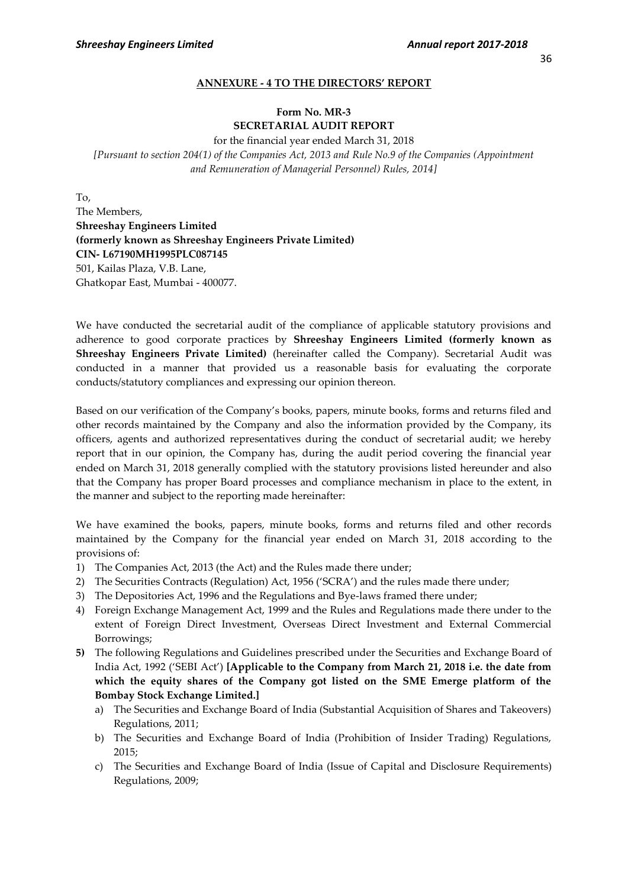## ANNEXURE - 4 TO THE DIRECTORS' REPORT

### Form No. MR-3
### SECRETARIAL AUDIT REPORT

for the financial year ended March 31, 2018

*[Pursuant to section 204(1) of the Companies Act, 2013 and Rule No.9 of the Companies (Appointment and Remuneration of Managerial Personnel) Rules, 2014]*

To,
The Members,
**Shreeshay Engineers Limited**
**(formerly known as Shreeshay Engineers Private Limited)**
**CIN- L67190MH1995PLC087145**
501, Kailas Plaza, V.B. Lane,
Ghatkopar East, Mumbai - 400077.

We have conducted the secretarial audit of the compliance of applicable statutory provisions and adherence to good corporate practices by **Shreeshay Engineers Limited (formerly known as Shreeshay Engineers Private Limited)** (hereinafter called the Company). Secretarial Audit was conducted in a manner that provided us a reasonable basis for evaluating the corporate conducts/statutory compliances and expressing our opinion thereon.

Based on our verification of the Company's books, papers, minute books, forms and returns filed and other records maintained by the Company and also the information provided by the Company, its officers, agents and authorized representatives during the conduct of secretarial audit; we hereby report that in our opinion, the Company has, during the audit period covering the financial year ended on March 31, 2018 generally complied with the statutory provisions listed hereunder and also that the Company has proper Board processes and compliance mechanism in place to the extent, in the manner and subject to the reporting made hereinafter:

We have examined the books, papers, minute books, forms and returns filed and other records maintained by the Company for the financial year ended on March 31, 2018 according to the provisions of:

1) The Companies Act, 2013 (the Act) and the Rules made there under;
2) The Securities Contracts (Regulation) Act, 1956 ('SCRA') and the rules made there under;
3) The Depositories Act, 1996 and the Regulations and Bye-laws framed there under;
4) Foreign Exchange Management Act, 1999 and the Rules and Regulations made there under to the extent of Foreign Direct Investment, Overseas Direct Investment and External Commercial Borrowings;
5) The following Regulations and Guidelines prescribed under the Securities and Exchange Board of India Act, 1992 ('SEBI Act') **[Applicable to the Company from March 21, 2018 i.e. the date from which the equity shares of the Company got listed on the SME Emerge platform of the Bombay Stock Exchange Limited.]**
   a) The Securities and Exchange Board of India (Substantial Acquisition of Shares and Takeovers) Regulations, 2011;
   b) The Securities and Exchange Board of India (Prohibition of Insider Trading) Regulations, 2015;
   c) The Securities and Exchange Board of India (Issue of Capital and Disclosure Requirements) Regulations, 2009;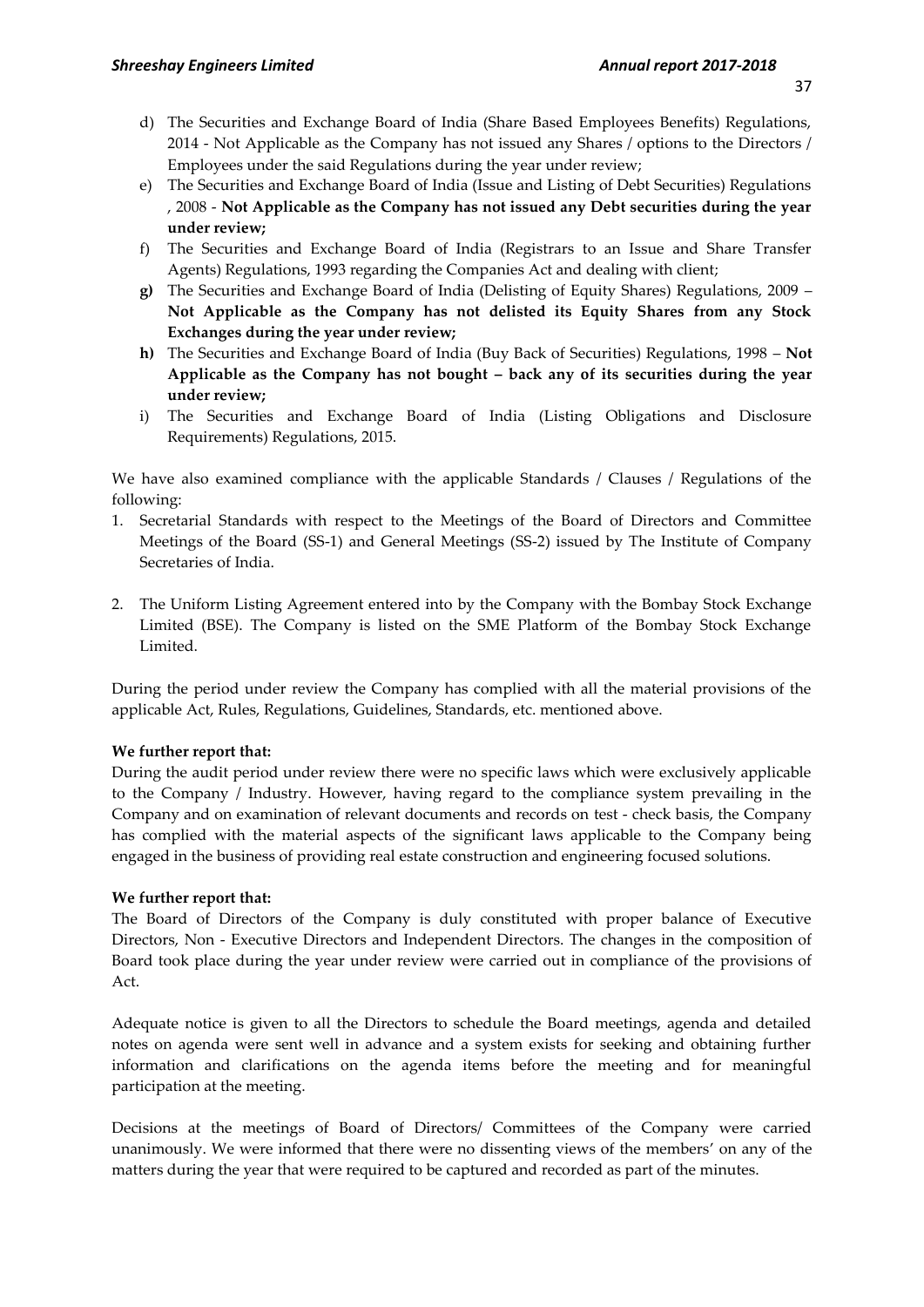d) The Securities and Exchange Board of India (Share Based Employees Benefits) Regulations, 2014 - Not Applicable as the Company has not issued any Shares / options to the Directors / Employees under the said Regulations during the year under review;

e) The Securities and Exchange Board of India (Issue and Listing of Debt Securities) Regulations , 2008 - **Not Applicable as the Company has not issued any Debt securities during the year under review;**

f) The Securities and Exchange Board of India (Registrars to an Issue and Share Transfer Agents) Regulations, 1993 regarding the Companies Act and dealing with client;

**g)** The Securities and Exchange Board of India (Delisting of Equity Shares) Regulations, 2009 – **Not Applicable as the Company has not delisted its Equity Shares from any Stock Exchanges during the year under review;**

**h)** The Securities and Exchange Board of India (Buy Back of Securities) Regulations, 1998 – **Not Applicable as the Company has not bought – back any of its securities during the year under review;**

i) The Securities and Exchange Board of India (Listing Obligations and Disclosure Requirements) Regulations, 2015.

We have also examined compliance with the applicable Standards / Clauses / Regulations of the following:

1. Secretarial Standards with respect to the Meetings of the Board of Directors and Committee Meetings of the Board (SS-1) and General Meetings (SS-2) issued by The Institute of Company Secretaries of India.

2. The Uniform Listing Agreement entered into by the Company with the Bombay Stock Exchange Limited (BSE). The Company is listed on the SME Platform of the Bombay Stock Exchange Limited.

During the period under review the Company has complied with all the material provisions of the applicable Act, Rules, Regulations, Guidelines, Standards, etc. mentioned above.

**We further report that:**

During the audit period under review there were no specific laws which were exclusively applicable to the Company / Industry. However, having regard to the compliance system prevailing in the Company and on examination of relevant documents and records on test - check basis, the Company has complied with the material aspects of the significant laws applicable to the Company being engaged in the business of providing real estate construction and engineering focused solutions.

**We further report that:**

The Board of Directors of the Company is duly constituted with proper balance of Executive Directors, Non - Executive Directors and Independent Directors. The changes in the composition of Board took place during the year under review were carried out in compliance of the provisions of Act.

Adequate notice is given to all the Directors to schedule the Board meetings, agenda and detailed notes on agenda were sent well in advance and a system exists for seeking and obtaining further information and clarifications on the agenda items before the meeting and for meaningful participation at the meeting.

Decisions at the meetings of Board of Directors/ Committees of the Company were carried unanimously. We were informed that there were no dissenting views of the members' on any of the matters during the year that were required to be captured and recorded as part of the minutes.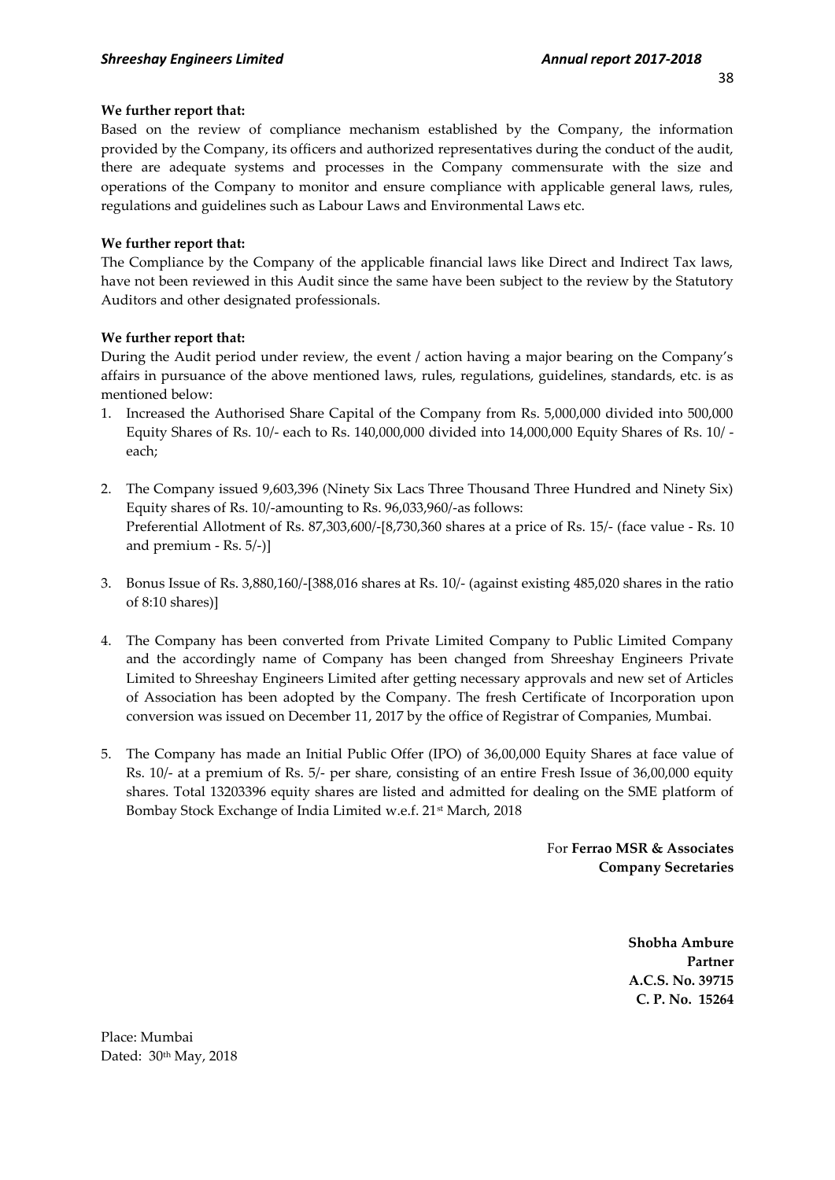**We further report that:**

Based on the review of compliance mechanism established by the Company, the information provided by the Company, its officers and authorized representatives during the conduct of the audit, there are adequate systems and processes in the Company commensurate with the size and operations of the Company to monitor and ensure compliance with applicable general laws, rules, regulations and guidelines such as Labour Laws and Environmental Laws etc.

**We further report that:**

The Compliance by the Company of the applicable financial laws like Direct and Indirect Tax laws, have not been reviewed in this Audit since the same have been subject to the review by the Statutory Auditors and other designated professionals.

**We further report that:**

During the Audit period under review, the event / action having a major bearing on the Company's affairs in pursuance of the above mentioned laws, rules, regulations, guidelines, standards, etc. is as mentioned below:

1. Increased the Authorised Share Capital of the Company from Rs. 5,000,000 divided into 500,000 Equity Shares of Rs. 10/- each to Rs. 140,000,000 divided into 14,000,000 Equity Shares of Rs. 10/ - each;

2. The Company issued 9,603,396 (Ninety Six Lacs Three Thousand Three Hundred and Ninety Six) Equity shares of Rs. 10/-amounting to Rs. 96,033,960/-as follows:
   Preferential Allotment of Rs. 87,303,600/-[8,730,360 shares at a price of Rs. 15/- (face value - Rs. 10 and premium - Rs. 5/-)]

3. Bonus Issue of Rs. 3,880,160/-[388,016 shares at Rs. 10/- (against existing 485,020 shares in the ratio of 8:10 shares)]

4. The Company has been converted from Private Limited Company to Public Limited Company and the accordingly name of Company has been changed from Shreeshay Engineers Private Limited to Shreeshay Engineers Limited after getting necessary approvals and new set of Articles of Association has been adopted by the Company. The fresh Certificate of Incorporation upon conversion was issued on December 11, 2017 by the office of Registrar of Companies, Mumbai.

5. The Company has made an Initial Public Offer (IPO) of 36,00,000 Equity Shares at face value of Rs. 10/- at a premium of Rs. 5/- per share, consisting of an entire Fresh Issue of 36,00,000 equity shares. Total 13203396 equity shares are listed and admitted for dealing on the SME platform of Bombay Stock Exchange of India Limited w.e.f. 21st March, 2018

For **Ferrao MSR & Associates**
**Company Secretaries**

**Shobha Ambure**
**Partner**
**A.C.S. No. 39715**
**C. P. No. 15264**

Place: Mumbai
Dated: 30th May, 2018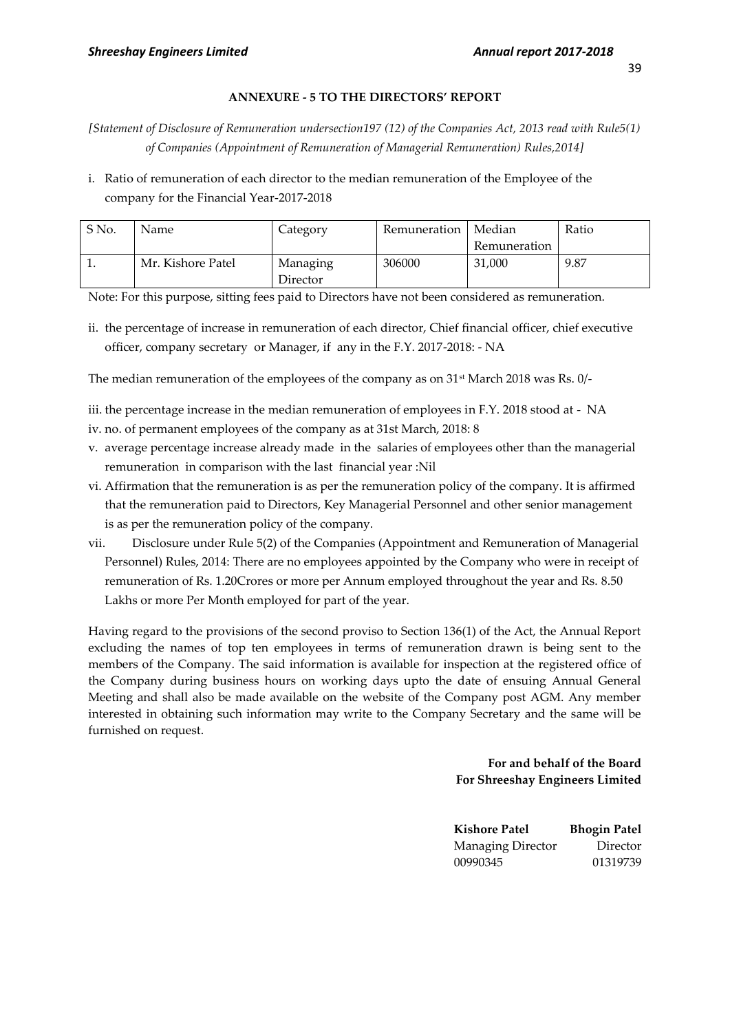## ANNEXURE - 5 TO THE DIRECTORS' REPORT

*[Statement of Disclosure of Remuneration undersection197 (12) of the Companies Act, 2013 read with Rule5(1) of Companies (Appointment of Remuneration of Managerial Remuneration) Rules,2014]*

i. Ratio of remuneration of each director to the median remuneration of the Employee of the company for the Financial Year-2017-2018

| S No. | Name | Category | Remuneration | Median Remuneration | Ratio |
|---|---|---|---|---|---|
| 1. | Mr. Kishore Patel | Managing Director | 306000 | 31,000 | 9.87 |

Note: For this purpose, sitting fees paid to Directors have not been considered as remuneration.

ii. the percentage of increase in remuneration of each director, Chief financial officer, chief executive officer, company secretary or Manager, if any in the F.Y. 2017-2018: - NA

The median remuneration of the employees of the company as on 31st March 2018 was Rs. 0/-

iii. the percentage increase in the median remuneration of employees in F.Y. 2018 stood at - NA

iv. no. of permanent employees of the company as at 31st March, 2018: 8

v. average percentage increase already made in the salaries of employees other than the managerial remuneration in comparison with the last financial year :Nil

vi. Affirmation that the remuneration is as per the remuneration policy of the company. It is affirmed that the remuneration paid to Directors, Key Managerial Personnel and other senior management is as per the remuneration policy of the company.

vii. Disclosure under Rule 5(2) of the Companies (Appointment and Remuneration of Managerial Personnel) Rules, 2014: There are no employees appointed by the Company who were in receipt of remuneration of Rs. 1.20Crores or more per Annum employed throughout the year and Rs. 8.50 Lakhs or more Per Month employed for part of the year.

Having regard to the provisions of the second proviso to Section 136(1) of the Act, the Annual Report excluding the names of top ten employees in terms of remuneration drawn is being sent to the members of the Company. The said information is available for inspection at the registered office of the Company during business hours on working days upto the date of ensuing Annual General Meeting and shall also be made available on the website of the Company post AGM. Any member interested in obtaining such information may write to the Company Secretary and the same will be furnished on request.

**For and behalf of the Board**
**For Shreeshay Engineers Limited**

| **Kishore Patel** | **Bhogin Patel** |
|---|---|
| Managing Director | Director |
| 00990345 | 01319739 |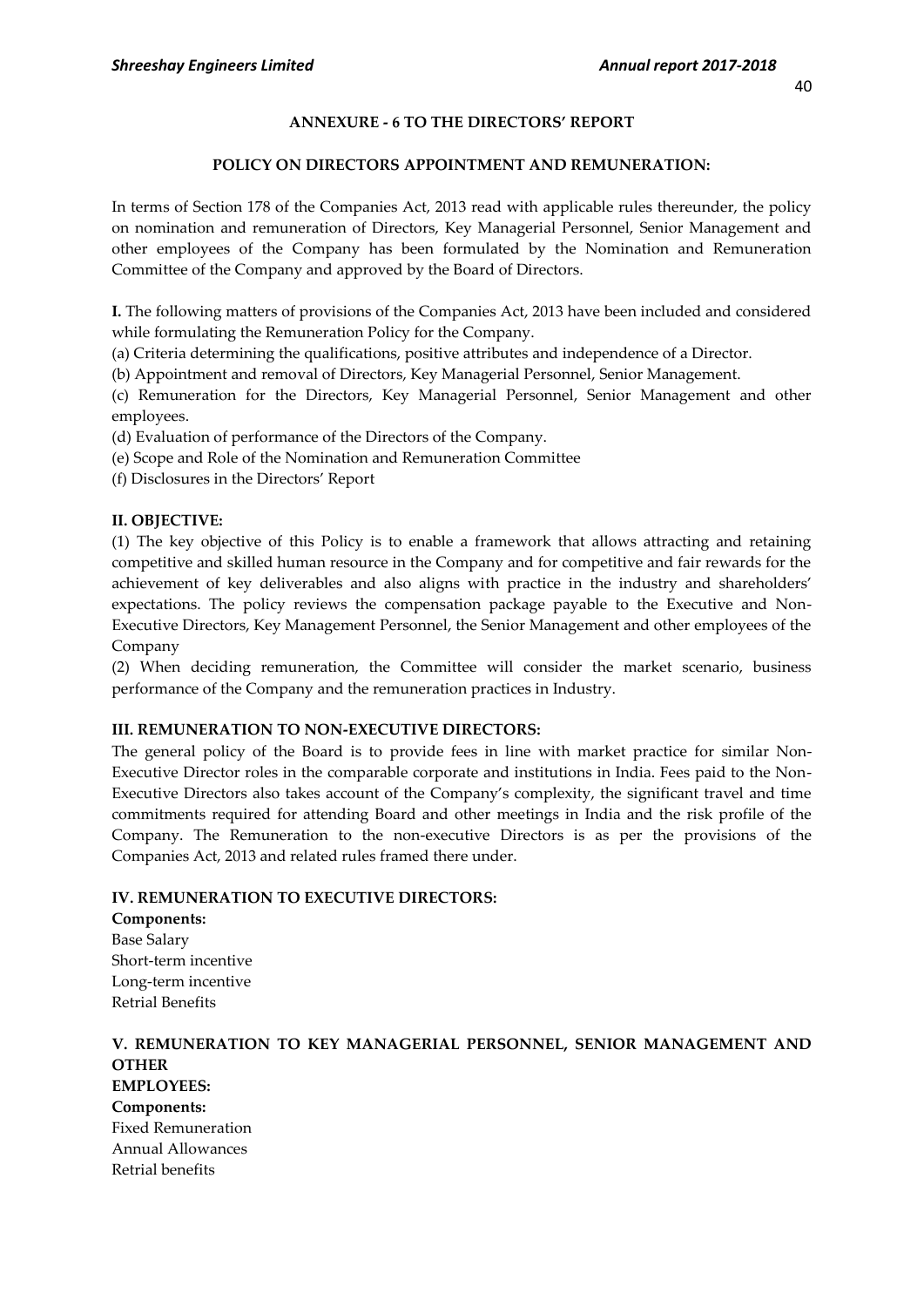## ANNEXURE - 6 TO THE DIRECTORS' REPORT

### POLICY ON DIRECTORS APPOINTMENT AND REMUNERATION:

In terms of Section 178 of the Companies Act, 2013 read with applicable rules thereunder, the policy on nomination and remuneration of Directors, Key Managerial Personnel, Senior Management and other employees of the Company has been formulated by the Nomination and Remuneration Committee of the Company and approved by the Board of Directors.

**I.** The following matters of provisions of the Companies Act, 2013 have been included and considered while formulating the Remuneration Policy for the Company.

(a) Criteria determining the qualifications, positive attributes and independence of a Director.

(b) Appointment and removal of Directors, Key Managerial Personnel, Senior Management.

(c) Remuneration for the Directors, Key Managerial Personnel, Senior Management and other employees.

(d) Evaluation of performance of the Directors of the Company.

(e) Scope and Role of the Nomination and Remuneration Committee

(f) Disclosures in the Directors' Report

**II. OBJECTIVE:**

(1) The key objective of this Policy is to enable a framework that allows attracting and retaining competitive and skilled human resource in the Company and for competitive and fair rewards for the achievement of key deliverables and also aligns with practice in the industry and shareholders' expectations. The policy reviews the compensation package payable to the Executive and Non-Executive Directors, Key Management Personnel, the Senior Management and other employees of the Company

(2) When deciding remuneration, the Committee will consider the market scenario, business performance of the Company and the remuneration practices in Industry.

**III. REMUNERATION TO NON-EXECUTIVE DIRECTORS:**

The general policy of the Board is to provide fees in line with market practice for similar Non-Executive Director roles in the comparable corporate and institutions in India. Fees paid to the Non-Executive Directors also takes account of the Company's complexity, the significant travel and time commitments required for attending Board and other meetings in India and the risk profile of the Company. The Remuneration to the non-executive Directors is as per the provisions of the Companies Act, 2013 and related rules framed there under.

**IV. REMUNERATION TO EXECUTIVE DIRECTORS:**

**Components:**

Base Salary

Short-term incentive

Long-term incentive

Retrial Benefits

**V. REMUNERATION TO KEY MANAGERIAL PERSONNEL, SENIOR MANAGEMENT AND OTHER EMPLOYEES:**

**Components:**

Fixed Remuneration

Annual Allowances

Retrial benefits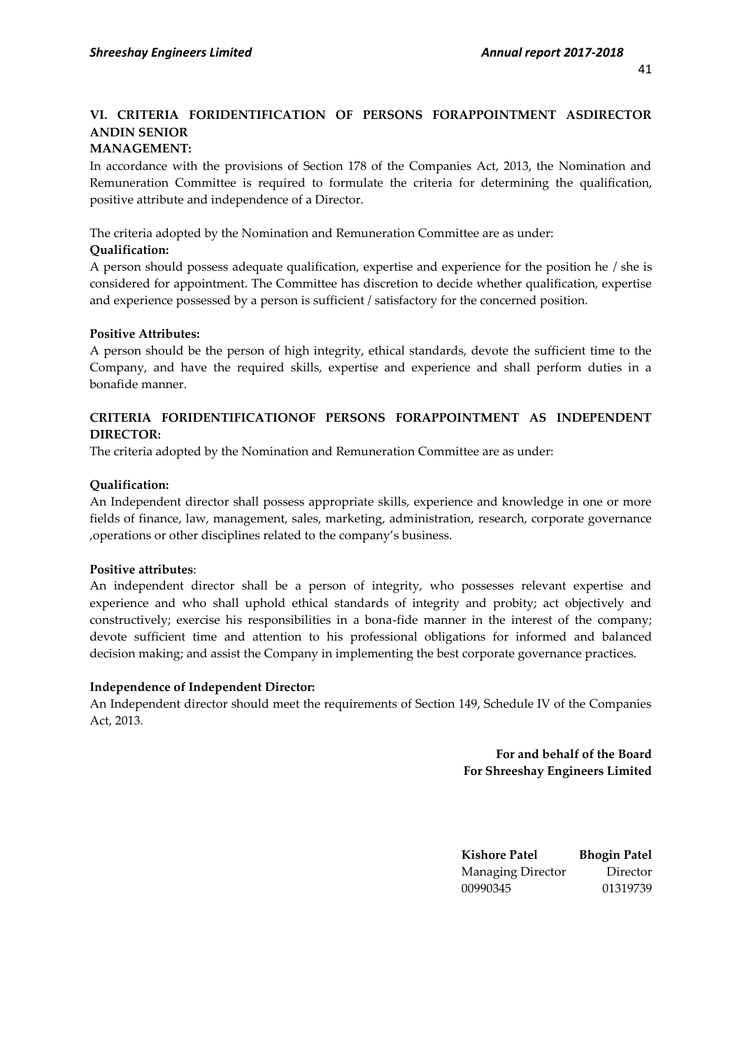### VI. CRITERIA FORIDENTIFICATION OF PERSONS FORAPPOINTMENT ASDIRECTOR ANDIN SENIOR MANAGEMENT:

In accordance with the provisions of Section 178 of the Companies Act, 2013, the Nomination and Remuneration Committee is required to formulate the criteria for determining the qualification, positive attribute and independence of a Director.

The criteria adopted by the Nomination and Remuneration Committee are as under:

**Qualification:**

A person should possess adequate qualification, expertise and experience for the position he / she is considered for appointment. The Committee has discretion to decide whether qualification, expertise and experience possessed by a person is sufficient / satisfactory for the concerned position.

**Positive Attributes:**

A person should be the person of high integrity, ethical standards, devote the sufficient time to the Company, and have the required skills, expertise and experience and shall perform duties in a bonafide manner.

### CRITERIA FORIDENTIFICATIONOF PERSONS FORAPPOINTMENT AS INDEPENDENT DIRECTOR:

The criteria adopted by the Nomination and Remuneration Committee are as under:

**Qualification:**

An Independent director shall possess appropriate skills, experience and knowledge in one or more fields of finance, law, management, sales, marketing, administration, research, corporate governance ,operations or other disciplines related to the company's business.

**Positive attributes**:

An independent director shall be a person of integrity, who possesses relevant expertise and experience and who shall uphold ethical standards of integrity and probity; act objectively and constructively; exercise his responsibilities in a bona-fide manner in the interest of the company; devote sufficient time and attention to his professional obligations for informed and balanced decision making; and assist the Company in implementing the best corporate governance practices.

**Independence of Independent Director:**

An Independent director should meet the requirements of Section 149, Schedule IV of the Companies Act, 2013.

**For and behalf of the Board**
**For Shreeshay Engineers Limited**

| **Kishore Patel** | **Bhogin Patel** |
|---|---|
| Managing Director | Director |
| 00990345 | 01319739 |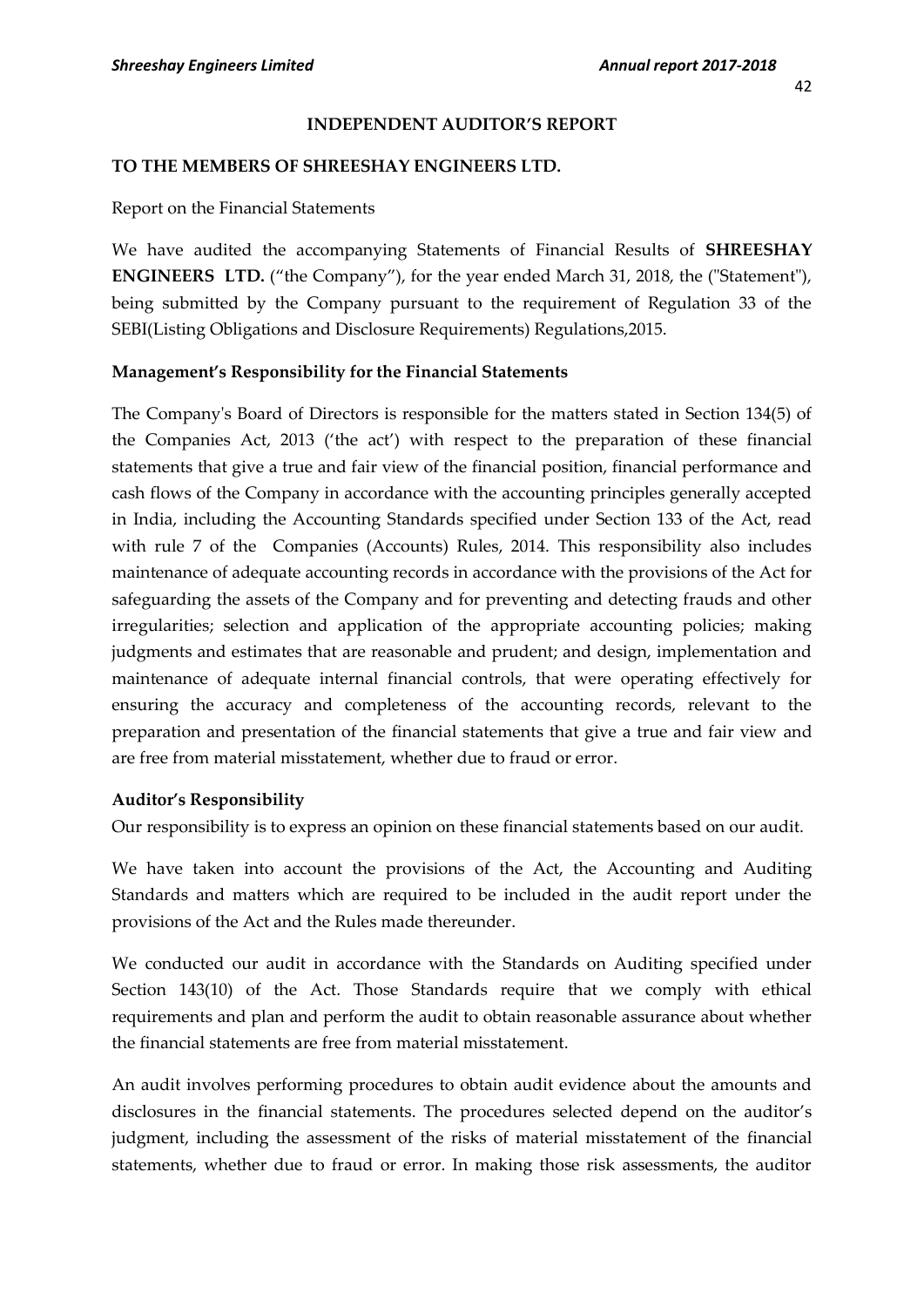## INDEPENDENT AUDITOR'S REPORT

**TO THE MEMBERS OF SHREESHAY ENGINEERS LTD.**

Report on the Financial Statements

We have audited the accompanying Statements of Financial Results of **SHREESHAY ENGINEERS LTD.** ("the Company"), for the year ended March 31, 2018, the ("Statement"), being submitted by the Company pursuant to the requirement of Regulation 33 of the SEBI(Listing Obligations and Disclosure Requirements) Regulations,2015.

**Management's Responsibility for the Financial Statements**

The Company's Board of Directors is responsible for the matters stated in Section 134(5) of the Companies Act, 2013 ('the act') with respect to the preparation of these financial statements that give a true and fair view of the financial position, financial performance and cash flows of the Company in accordance with the accounting principles generally accepted in India, including the Accounting Standards specified under Section 133 of the Act, read with rule 7 of the Companies (Accounts) Rules, 2014. This responsibility also includes maintenance of adequate accounting records in accordance with the provisions of the Act for safeguarding the assets of the Company and for preventing and detecting frauds and other irregularities; selection and application of the appropriate accounting policies; making judgments and estimates that are reasonable and prudent; and design, implementation and maintenance of adequate internal financial controls, that were operating effectively for ensuring the accuracy and completeness of the accounting records, relevant to the preparation and presentation of the financial statements that give a true and fair view and are free from material misstatement, whether due to fraud or error.

**Auditor's Responsibility**

Our responsibility is to express an opinion on these financial statements based on our audit.

We have taken into account the provisions of the Act, the Accounting and Auditing Standards and matters which are required to be included in the audit report under the provisions of the Act and the Rules made thereunder.

We conducted our audit in accordance with the Standards on Auditing specified under Section 143(10) of the Act. Those Standards require that we comply with ethical requirements and plan and perform the audit to obtain reasonable assurance about whether the financial statements are free from material misstatement.

An audit involves performing procedures to obtain audit evidence about the amounts and disclosures in the financial statements. The procedures selected depend on the auditor's judgment, including the assessment of the risks of material misstatement of the financial statements, whether due to fraud or error. In making those risk assessments, the auditor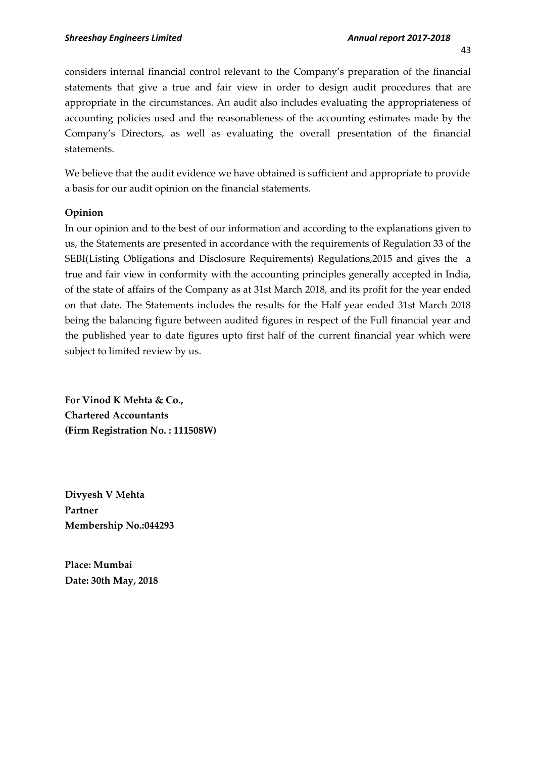considers internal financial control relevant to the Company's preparation of the financial statements that give a true and fair view in order to design audit procedures that are appropriate in the circumstances. An audit also includes evaluating the appropriateness of accounting policies used and the reasonableness of the accounting estimates made by the Company's Directors, as well as evaluating the overall presentation of the financial statements.

We believe that the audit evidence we have obtained is sufficient and appropriate to provide a basis for our audit opinion on the financial statements.

**Opinion**

In our opinion and to the best of our information and according to the explanations given to us, the Statements are presented in accordance with the requirements of Regulation 33 of the SEBI(Listing Obligations and Disclosure Requirements) Regulations,2015 and gives the a true and fair view in conformity with the accounting principles generally accepted in India, of the state of affairs of the Company as at 31st March 2018, and its profit for the year ended on that date. The Statements includes the results for the Half year ended 31st March 2018 being the balancing figure between audited figures in respect of the Full financial year and the published year to date figures upto first half of the current financial year which were subject to limited review by us.

**For Vinod K Mehta & Co.,**
**Chartered Accountants**
**(Firm Registration No. : 111508W)**

**Divyesh V Mehta**
**Partner**
**Membership No.:044293**

**Place: Mumbai**
**Date: 30th May, 2018**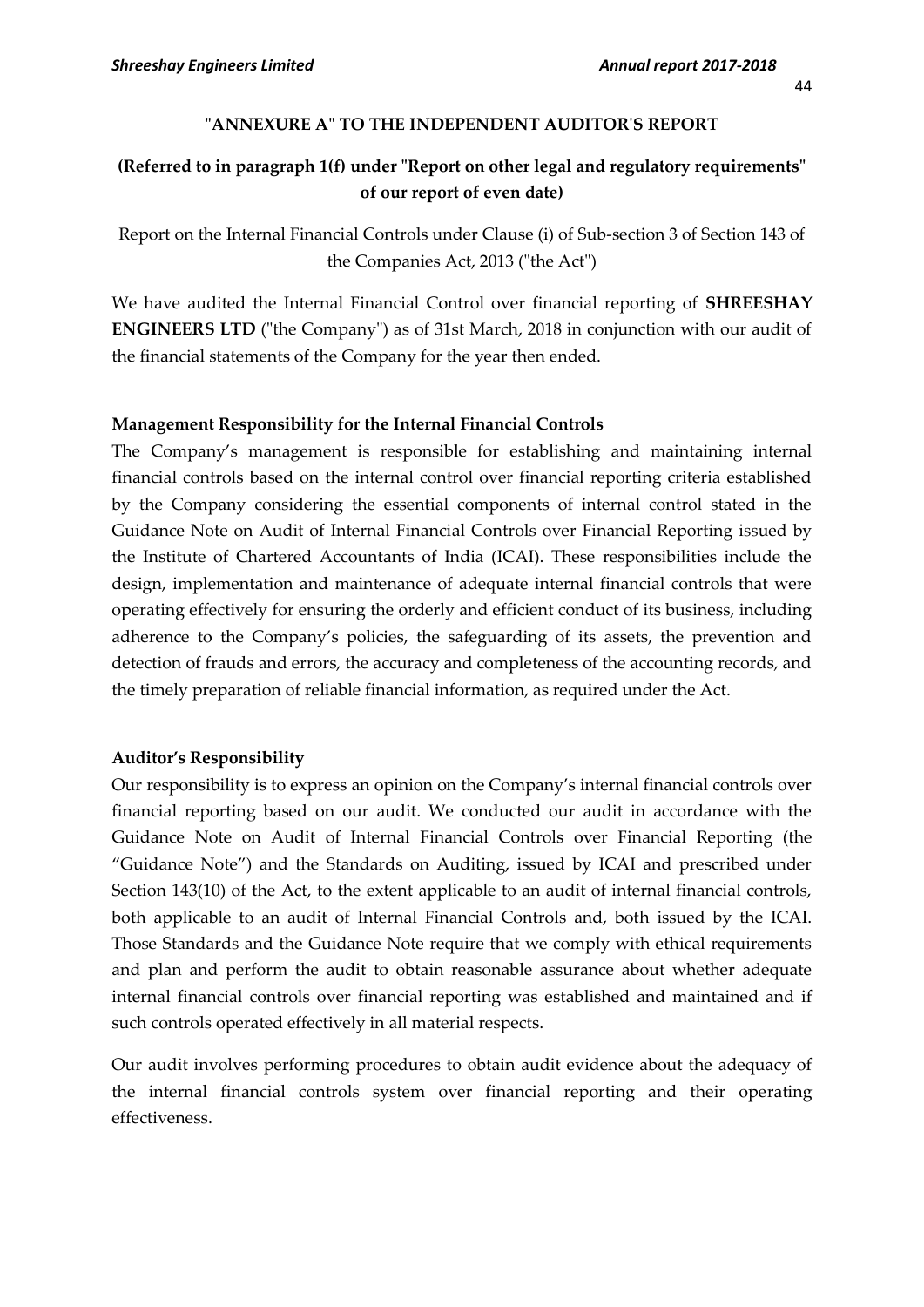## "ANNEXURE A" TO THE INDEPENDENT AUDITOR'S REPORT

### (Referred to in paragraph 1(f) under "Report on other legal and regulatory requirements" of our report of even date)

Report on the Internal Financial Controls under Clause (i) of Sub-section 3 of Section 143 of the Companies Act, 2013 ("the Act")

We have audited the Internal Financial Control over financial reporting of **SHREESHAY ENGINEERS LTD** ("the Company") as of 31st March, 2018 in conjunction with our audit of the financial statements of the Company for the year then ended.

**Management Responsibility for the Internal Financial Controls**

The Company's management is responsible for establishing and maintaining internal financial controls based on the internal control over financial reporting criteria established by the Company considering the essential components of internal control stated in the Guidance Note on Audit of Internal Financial Controls over Financial Reporting issued by the Institute of Chartered Accountants of India (ICAI). These responsibilities include the design, implementation and maintenance of adequate internal financial controls that were operating effectively for ensuring the orderly and efficient conduct of its business, including adherence to the Company's policies, the safeguarding of its assets, the prevention and detection of frauds and errors, the accuracy and completeness of the accounting records, and the timely preparation of reliable financial information, as required under the Act.

**Auditor's Responsibility**

Our responsibility is to express an opinion on the Company's internal financial controls over financial reporting based on our audit. We conducted our audit in accordance with the Guidance Note on Audit of Internal Financial Controls over Financial Reporting (the "Guidance Note") and the Standards on Auditing, issued by ICAI and prescribed under Section 143(10) of the Act, to the extent applicable to an audit of internal financial controls, both applicable to an audit of Internal Financial Controls and, both issued by the ICAI. Those Standards and the Guidance Note require that we comply with ethical requirements and plan and perform the audit to obtain reasonable assurance about whether adequate internal financial controls over financial reporting was established and maintained and if such controls operated effectively in all material respects.

Our audit involves performing procedures to obtain audit evidence about the adequacy of the internal financial controls system over financial reporting and their operating effectiveness.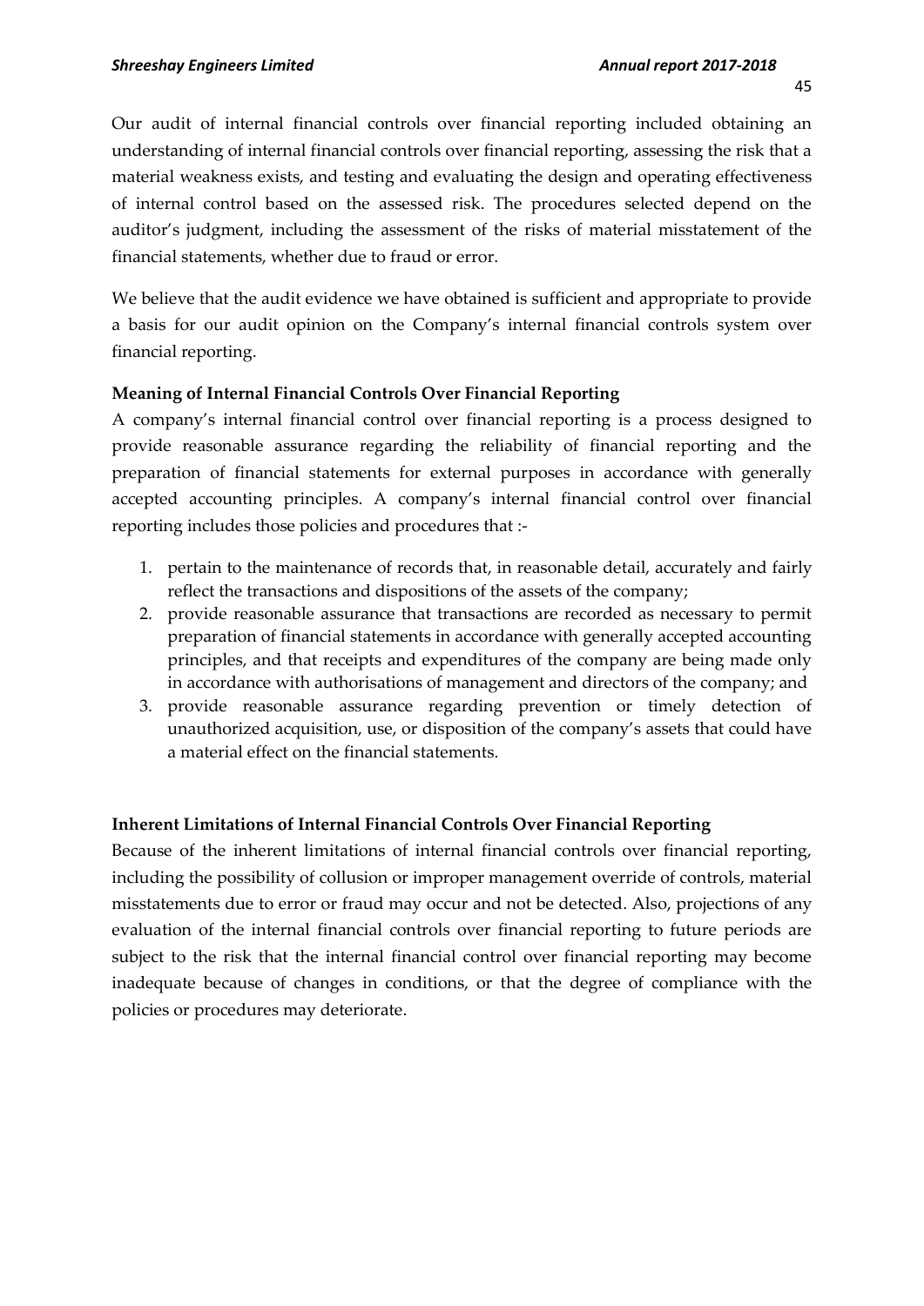Our audit of internal financial controls over financial reporting included obtaining an understanding of internal financial controls over financial reporting, assessing the risk that a material weakness exists, and testing and evaluating the design and operating effectiveness of internal control based on the assessed risk. The procedures selected depend on the auditor's judgment, including the assessment of the risks of material misstatement of the financial statements, whether due to fraud or error.

We believe that the audit evidence we have obtained is sufficient and appropriate to provide a basis for our audit opinion on the Company's internal financial controls system over financial reporting.

**Meaning of Internal Financial Controls Over Financial Reporting**

A company's internal financial control over financial reporting is a process designed to provide reasonable assurance regarding the reliability of financial reporting and the preparation of financial statements for external purposes in accordance with generally accepted accounting principles. A company's internal financial control over financial reporting includes those policies and procedures that :-

1. pertain to the maintenance of records that, in reasonable detail, accurately and fairly reflect the transactions and dispositions of the assets of the company;
2. provide reasonable assurance that transactions are recorded as necessary to permit preparation of financial statements in accordance with generally accepted accounting principles, and that receipts and expenditures of the company are being made only in accordance with authorisations of management and directors of the company; and
3. provide reasonable assurance regarding prevention or timely detection of unauthorized acquisition, use, or disposition of the company's assets that could have a material effect on the financial statements.

**Inherent Limitations of Internal Financial Controls Over Financial Reporting**

Because of the inherent limitations of internal financial controls over financial reporting, including the possibility of collusion or improper management override of controls, material misstatements due to error or fraud may occur and not be detected. Also, projections of any evaluation of the internal financial controls over financial reporting to future periods are subject to the risk that the internal financial control over financial reporting may become inadequate because of changes in conditions, or that the degree of compliance with the policies or procedures may deteriorate.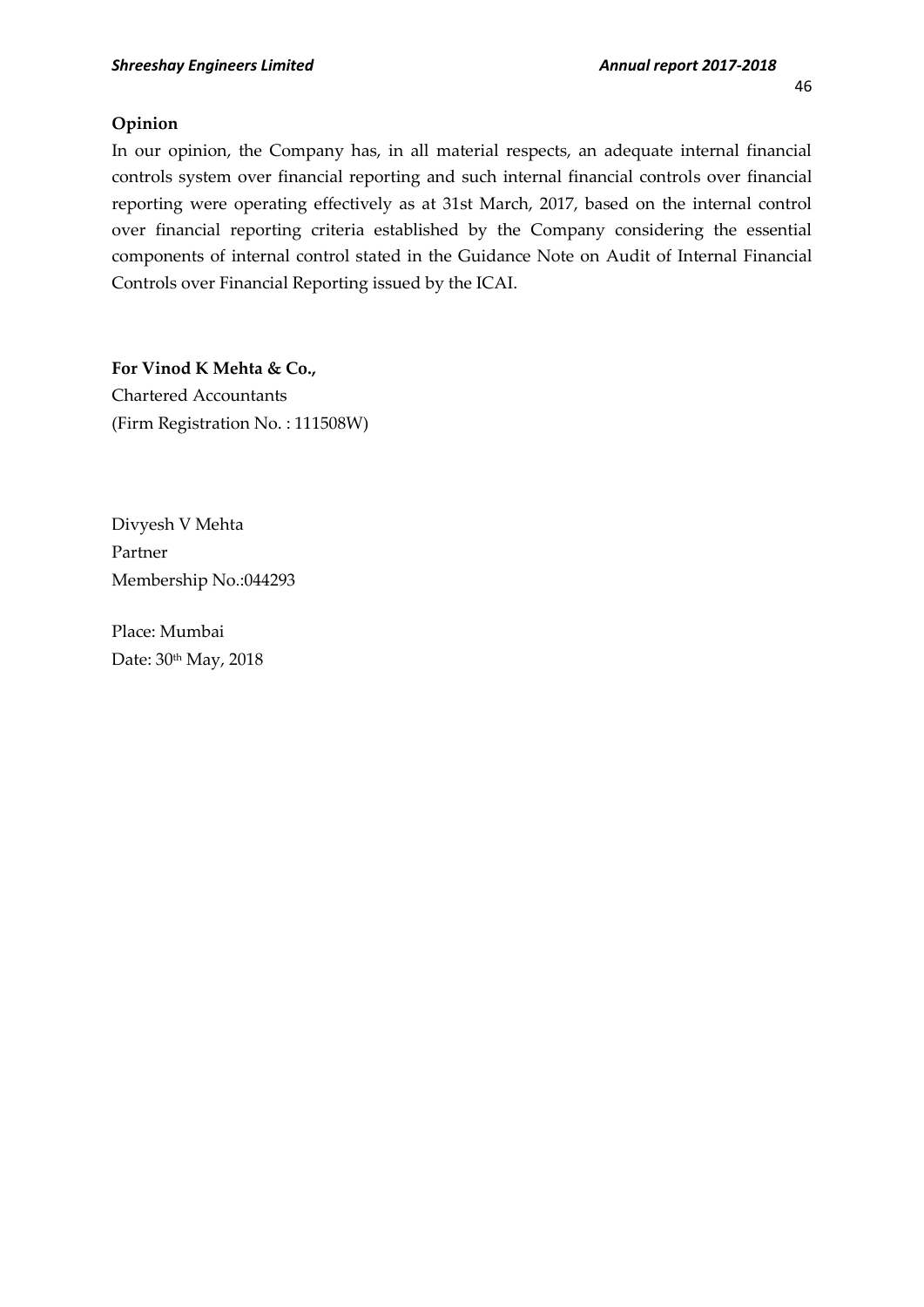**Opinion**

In our opinion, the Company has, in all material respects, an adequate internal financial controls system over financial reporting and such internal financial controls over financial reporting were operating effectively as at 31st March, 2017, based on the internal control over financial reporting criteria established by the Company considering the essential components of internal control stated in the Guidance Note on Audit of Internal Financial Controls over Financial Reporting issued by the ICAI.

**For Vinod K Mehta & Co.,**
Chartered Accountants
(Firm Registration No. : 111508W)

Divyesh V Mehta
Partner
Membership No.:044293

Place: Mumbai
Date: 30th May, 2018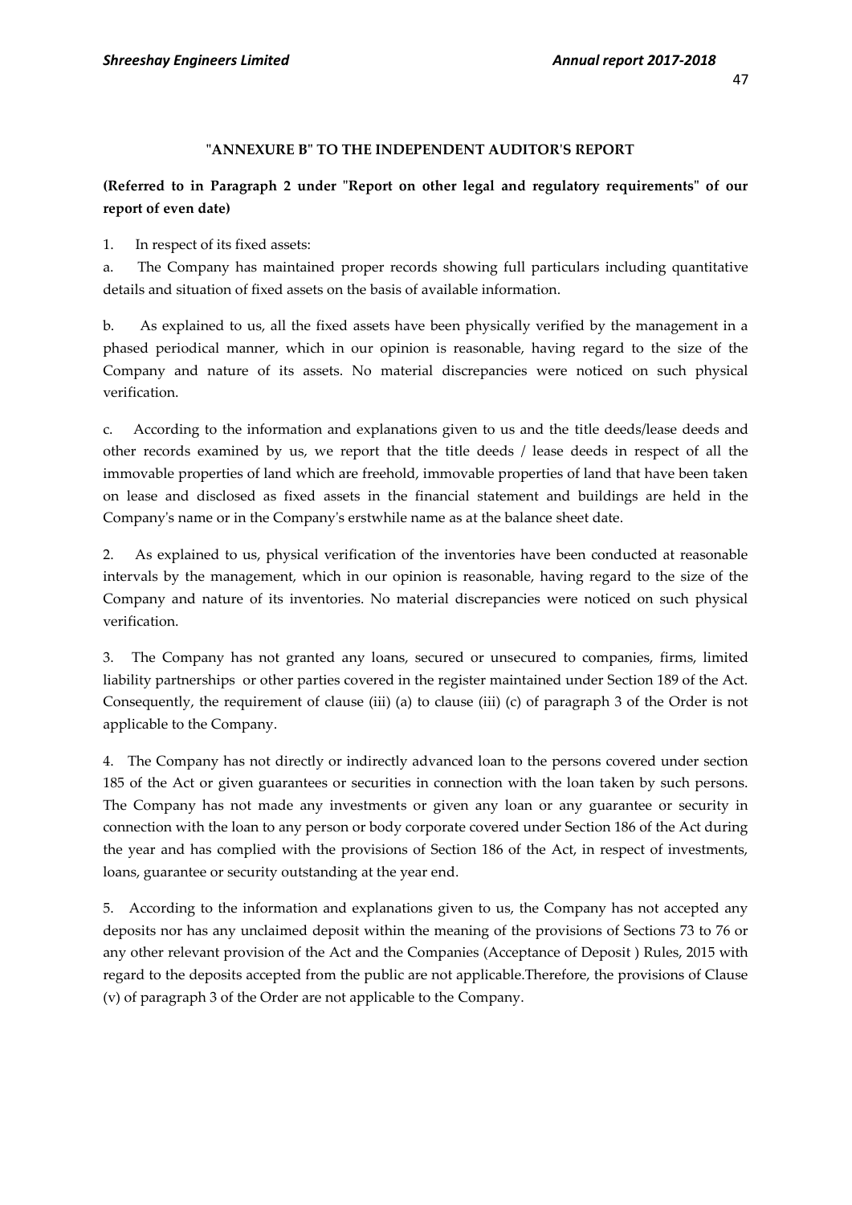## "ANNEXURE B" TO THE INDEPENDENT AUDITOR'S REPORT

**(Referred to in Paragraph 2 under "Report on other legal and regulatory requirements" of our report of even date)**

1. In respect of its fixed assets:

a. The Company has maintained proper records showing full particulars including quantitative details and situation of fixed assets on the basis of available information.

b. As explained to us, all the fixed assets have been physically verified by the management in a phased periodical manner, which in our opinion is reasonable, having regard to the size of the Company and nature of its assets. No material discrepancies were noticed on such physical verification.

c. According to the information and explanations given to us and the title deeds/lease deeds and other records examined by us, we report that the title deeds / lease deeds in respect of all the immovable properties of land which are freehold, immovable properties of land that have been taken on lease and disclosed as fixed assets in the financial statement and buildings are held in the Company's name or in the Company's erstwhile name as at the balance sheet date.

2. As explained to us, physical verification of the inventories have been conducted at reasonable intervals by the management, which in our opinion is reasonable, having regard to the size of the Company and nature of its inventories. No material discrepancies were noticed on such physical verification.

3. The Company has not granted any loans, secured or unsecured to companies, firms, limited liability partnerships or other parties covered in the register maintained under Section 189 of the Act. Consequently, the requirement of clause (iii) (a) to clause (iii) (c) of paragraph 3 of the Order is not applicable to the Company.

4. The Company has not directly or indirectly advanced loan to the persons covered under section 185 of the Act or given guarantees or securities in connection with the loan taken by such persons. The Company has not made any investments or given any loan or any guarantee or security in connection with the loan to any person or body corporate covered under Section 186 of the Act during the year and has complied with the provisions of Section 186 of the Act, in respect of investments, loans, guarantee or security outstanding at the year end.

5. According to the information and explanations given to us, the Company has not accepted any deposits nor has any unclaimed deposit within the meaning of the provisions of Sections 73 to 76 or any other relevant provision of the Act and the Companies (Acceptance of Deposit ) Rules, 2015 with regard to the deposits accepted from the public are not applicable.Therefore, the provisions of Clause (v) of paragraph 3 of the Order are not applicable to the Company.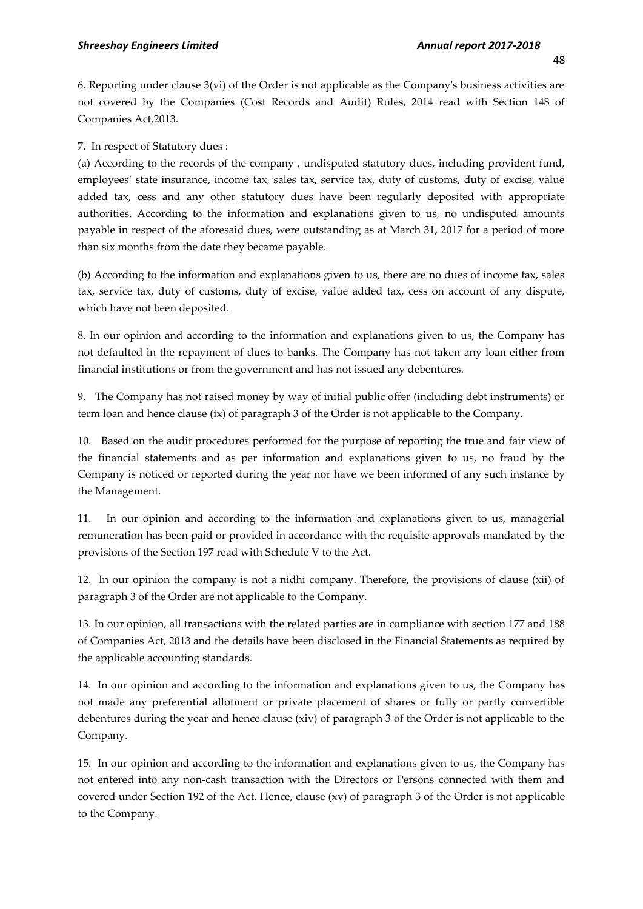6. Reporting under clause 3(vi) of the Order is not applicable as the Company's business activities are not covered by the Companies (Cost Records and Audit) Rules, 2014 read with Section 148 of Companies Act,2013.

7. In respect of Statutory dues :

(a) According to the records of the company , undisputed statutory dues, including provident fund, employees' state insurance, income tax, sales tax, service tax, duty of customs, duty of excise, value added tax, cess and any other statutory dues have been regularly deposited with appropriate authorities. According to the information and explanations given to us, no undisputed amounts payable in respect of the aforesaid dues, were outstanding as at March 31, 2017 for a period of more than six months from the date they became payable.

(b) According to the information and explanations given to us, there are no dues of income tax, sales tax, service tax, duty of customs, duty of excise, value added tax, cess on account of any dispute, which have not been deposited.

8. In our opinion and according to the information and explanations given to us, the Company has not defaulted in the repayment of dues to banks. The Company has not taken any loan either from financial institutions or from the government and has not issued any debentures.

9. The Company has not raised money by way of initial public offer (including debt instruments) or term loan and hence clause (ix) of paragraph 3 of the Order is not applicable to the Company.

10. Based on the audit procedures performed for the purpose of reporting the true and fair view of the financial statements and as per information and explanations given to us, no fraud by the Company is noticed or reported during the year nor have we been informed of any such instance by the Management.

11. In our opinion and according to the information and explanations given to us, managerial remuneration has been paid or provided in accordance with the requisite approvals mandated by the provisions of the Section 197 read with Schedule V to the Act.

12. In our opinion the company is not a nidhi company. Therefore, the provisions of clause (xii) of paragraph 3 of the Order are not applicable to the Company.

13. In our opinion, all transactions with the related parties are in compliance with section 177 and 188 of Companies Act, 2013 and the details have been disclosed in the Financial Statements as required by the applicable accounting standards.

14. In our opinion and according to the information and explanations given to us, the Company has not made any preferential allotment or private placement of shares or fully or partly convertible debentures during the year and hence clause (xiv) of paragraph 3 of the Order is not applicable to the Company.

15. In our opinion and according to the information and explanations given to us, the Company has not entered into any non-cash transaction with the Directors or Persons connected with them and covered under Section 192 of the Act. Hence, clause (xv) of paragraph 3 of the Order is not applicable to the Company.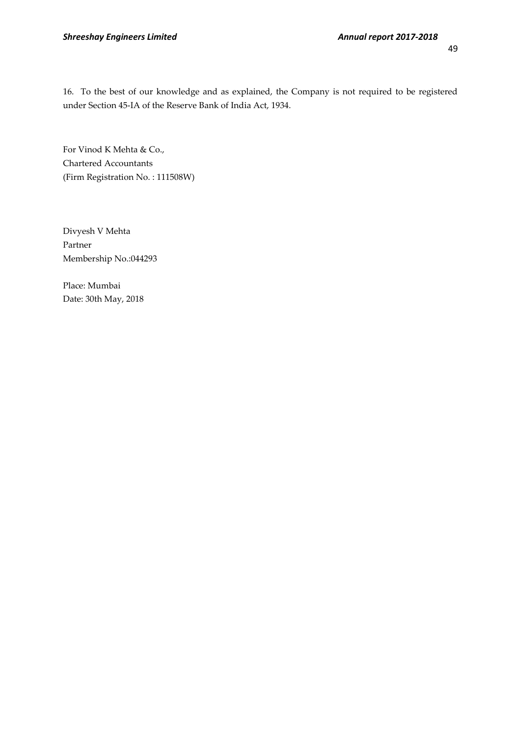16. To the best of our knowledge and as explained, the Company is not required to be registered under Section 45-IA of the Reserve Bank of India Act, 1934.

For Vinod K Mehta & Co.,
Chartered Accountants
(Firm Registration No. : 111508W)

Divyesh V Mehta
Partner
Membership No.:044293

Place: Mumbai
Date: 30th May, 2018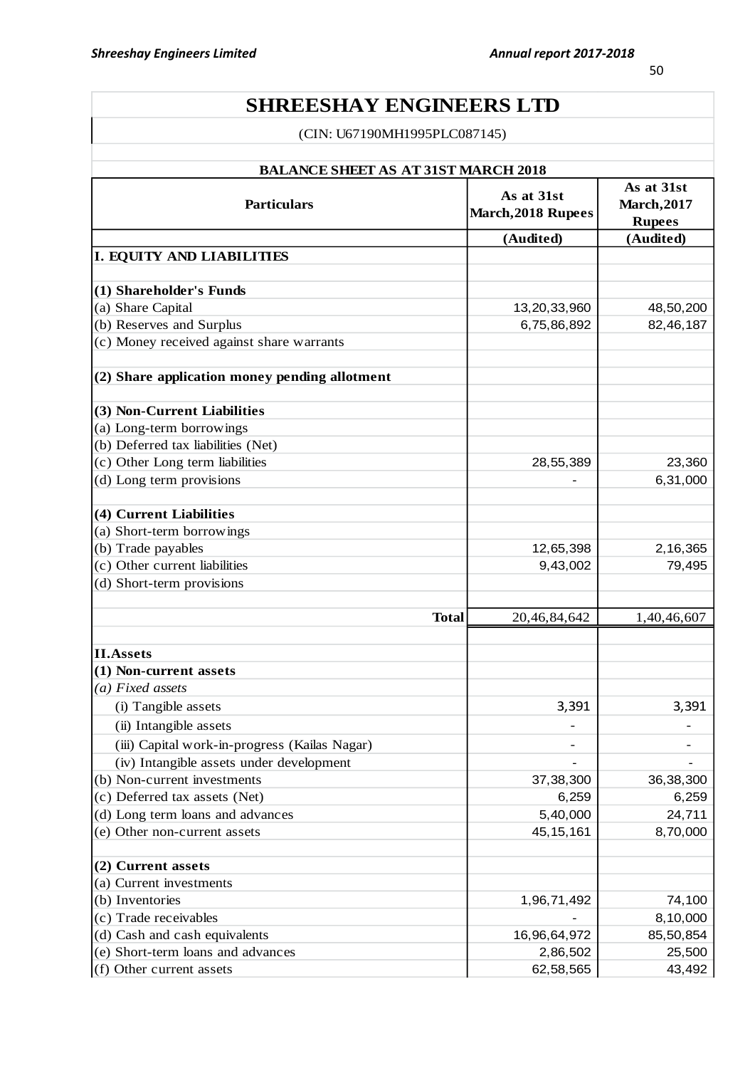# SHREESHAY ENGINEERS LTD

(CIN: U67190MH1995PLC087145)

## BALANCE SHEET AS AT 31ST MARCH 2018

| Particulars | As at 31st March,2018 Rupees | As at 31st March,2017 Rupees |
|---|---|---|
| | (Audited) | (Audited) |
| **I. EQUITY AND LIABILITIES** | | |
| | | |
| **(1) Shareholder's Funds** | | |
| (a) Share Capital | 13,20,33,960 | 48,50,200 |
| (b) Reserves and Surplus | 6,75,86,892 | 82,46,187 |
| (c) Money received against share warrants | | |
| | | |
| **(2) Share application money pending allotment** | | |
| | | |
| **(3) Non-Current Liabilities** | | |
| (a) Long-term borrowings | | |
| (b) Deferred tax liabilities (Net) | | |
| (c) Other Long term liabilities | 28,55,389 | 23,360 |
| (d) Long term provisions | - | 6,31,000 |
| | | |
| **(4) Current Liabilities** | | |
| (a) Short-term borrowings | | |
| (b) Trade payables | 12,65,398 | 2,16,365 |
| (c) Other current liabilities | 9,43,002 | 79,495 |
| (d) Short-term provisions | | |
| | | |
| **Total** | 20,46,84,642 | 1,40,46,607 |
| | | |
| **II.Assets** | | |
| **(1) Non-current assets** | | |
| *(a) Fixed assets* | | |
| (i) Tangible assets | 3,391 | 3,391 |
| (ii) Intangible assets | - | - |
| (iii) Capital work-in-progress (Kailas Nagar) | - | - |
| (iv) Intangible assets under development | - | - |
| (b) Non-current investments | 37,38,300 | 36,38,300 |
| (c) Deferred tax assets (Net) | 6,259 | 6,259 |
| (d) Long term loans and advances | 5,40,000 | 24,711 |
| (e) Other non-current assets | 45,15,161 | 8,70,000 |
| | | |
| **(2) Current assets** | | |
| (a) Current investments | | |
| (b) Inventories | 1,96,71,492 | 74,100 |
| (c) Trade receivables | - | 8,10,000 |
| (d) Cash and cash equivalents | 16,96,64,972 | 85,50,854 |
| (e) Short-term loans and advances | 2,86,502 | 25,500 |
| (f) Other current assets | 62,58,565 | 43,492 |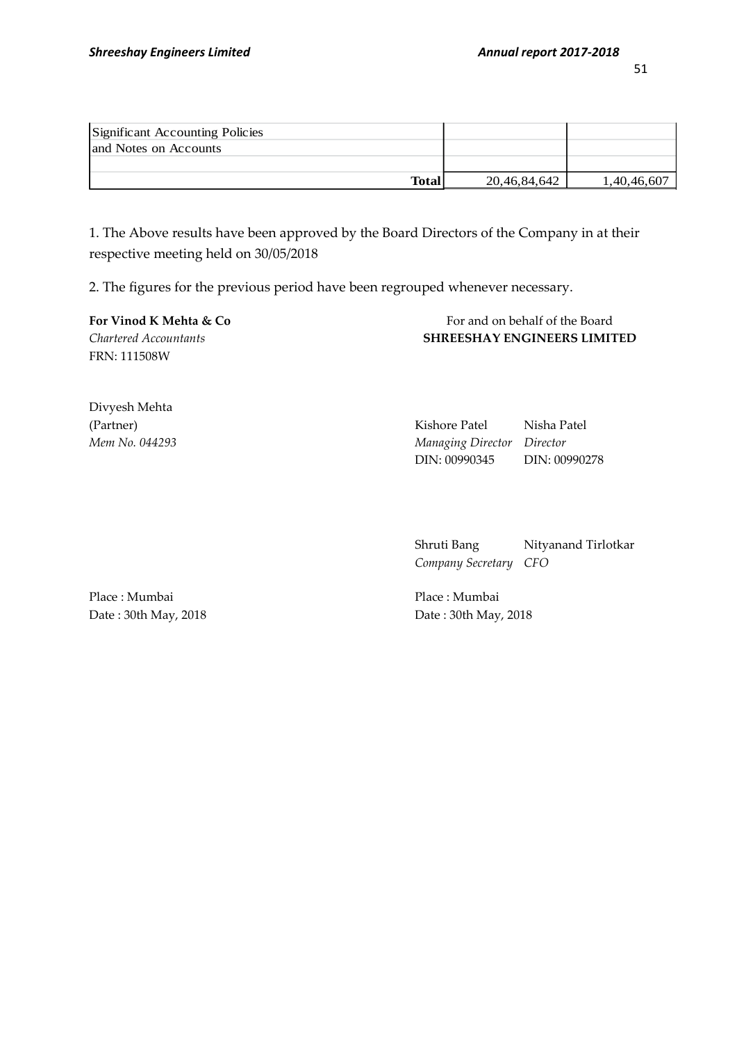| | | |
|---|---|---|
| Significant Accounting Policies | | |
| and Notes on Accounts | | |
| | | |
| **Total** | 20,46,84,642 | 1,40,46,607 |

1. The Above results have been approved by the Board Directors of the Company in at their respective meeting held on 30/05/2018

2. The figures for the previous period have been regrouped whenever necessary.

**For Vinod K Mehta & Co**
*Chartered Accountants*
FRN: 111508W

Divyesh Mehta
(Partner)
*Mem No. 044293*

For and on behalf of the Board
**SHREESHAY ENGINEERS LIMITED**

| | |
|---|---|
| Kishore Patel | Nisha Patel |
| *Managing Director* | *Director* |
| DIN: 00990345 | DIN: 00990278 |
| | |
| Shruti Bang | Nityanand Tirlotkar |
| *Company Secretary* | *CFO* |

Place : Mumbai
Date : 30th May, 2018

Place : Mumbai
Date : 30th May, 2018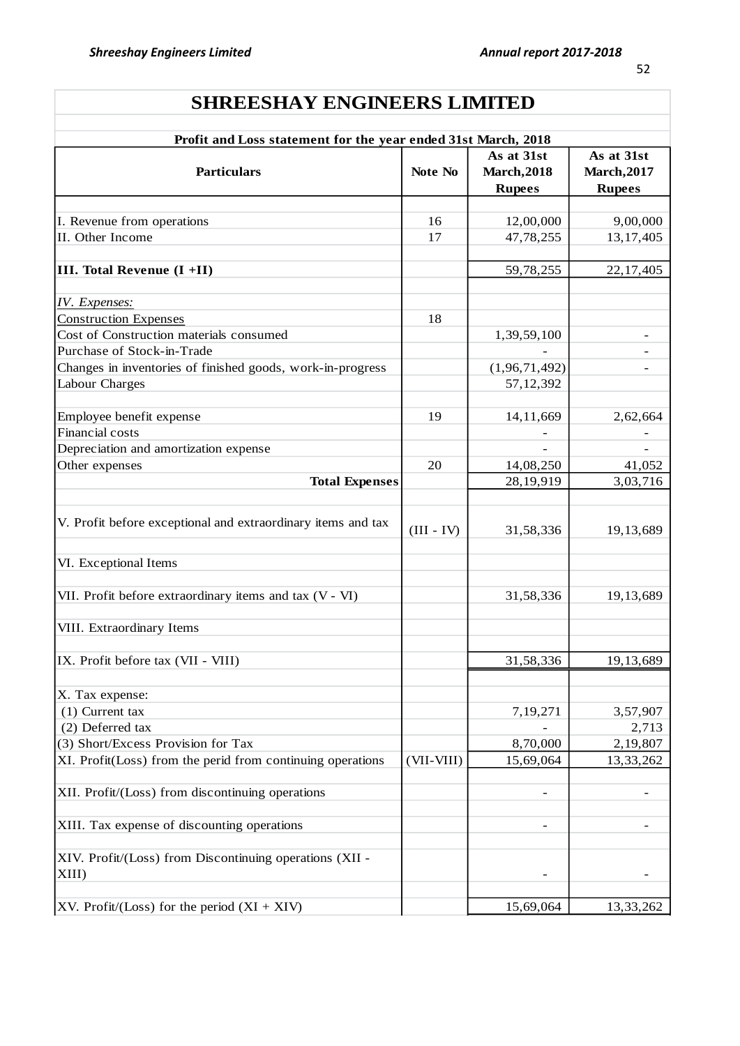# SHREESHAY ENGINEERS LIMITED

## Profit and Loss statement for the year ended 31st March, 2018

| Particulars | Note No | As at 31st March,2018 Rupees | As at 31st March,2017 Rupees |
|---|---|---|---|
| I. Revenue from operations | 16 | 12,00,000 | 9,00,000 |
| II. Other Income | 17 | 47,78,255 | 13,17,405 |
| **III. Total Revenue (I +II)** | | 59,78,255 | 22,17,405 |
| *IV. Expenses:* | | | |
| Construction Expenses | 18 | | |
| Cost of Construction materials consumed | | 1,39,59,100 | - |
| Purchase of Stock-in-Trade | | - | - |
| Changes in inventories of finished goods, work-in-progress | | (1,96,71,492) | - |
| Labour Charges | | 57,12,392 | |
| Employee benefit expense | 19 | 14,11,669 | 2,62,664 |
| Financial costs | | - | - |
| Depreciation and amortization expense | | - | - |
| Other expenses | 20 | 14,08,250 | 41,052 |
| **Total Expenses** | | 28,19,919 | 3,03,716 |
| V. Profit before exceptional and extraordinary items and tax | (III - IV) | 31,58,336 | 19,13,689 |
| VI. Exceptional Items | | | |
| VII. Profit before extraordinary items and tax (V - VI) | | 31,58,336 | 19,13,689 |
| VIII. Extraordinary Items | | | |
| IX. Profit before tax (VII - VIII) | | 31,58,336 | 19,13,689 |
| X. Tax expense: | | | |
| (1) Current tax | | 7,19,271 | 3,57,907 |
| (2) Deferred tax | | - | 2,713 |
| (3) Short/Excess Provision for Tax | | 8,70,000 | 2,19,807 |
| XI. Profit(Loss) from the perid from continuing operations | (VII-VIII) | 15,69,064 | 13,33,262 |
| XII. Profit/(Loss) from discontinuing operations | | - | - |
| XIII. Tax expense of discounting operations | | - | - |
| XIV. Profit/(Loss) from Discontinuing operations (XII - XIII) | | - | - |
| XV. Profit/(Loss) for the period (XI + XIV) | | 15,69,064 | 13,33,262 |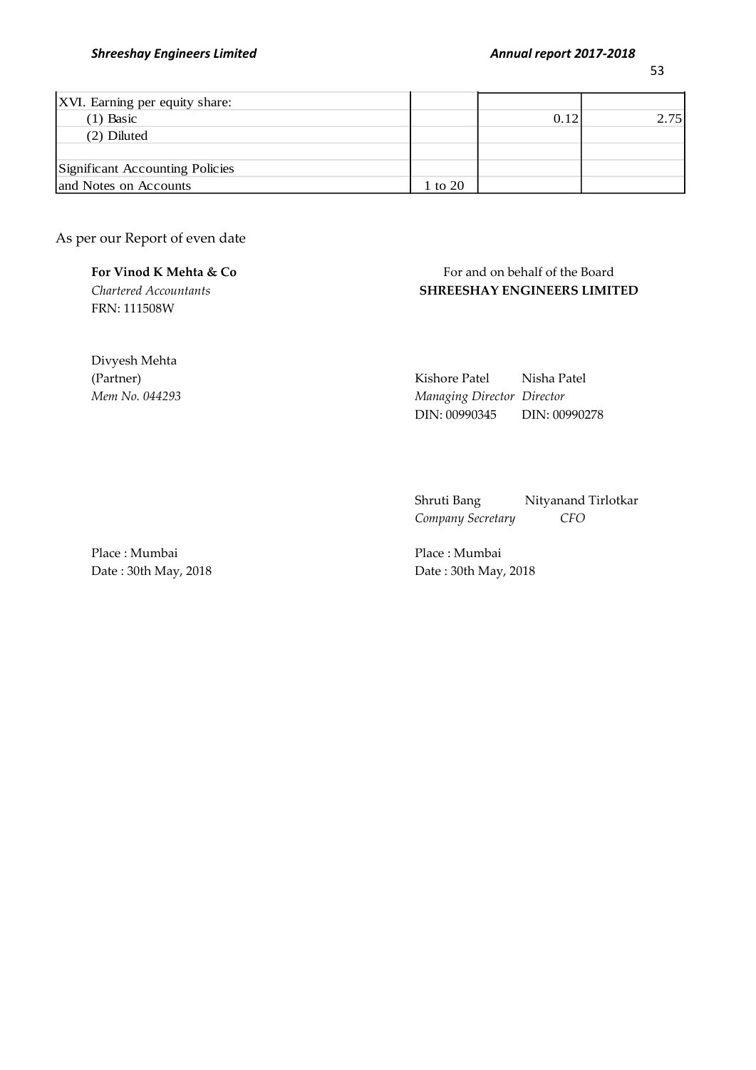| XVI. Earning per equity share: | | | |
|---|---|---|---|
| (1) Basic | | 0.12 | 2.75 |
| (2) Diluted | | | |
| | | | |
| Significant Accounting Policies | | | |
| and Notes on Accounts | 1 to 20 | | |

As per our Report of even date

**For Vinod K Mehta & Co**
*Chartered Accountants*
FRN: 111508W

Divyesh Mehta
(Partner)
*Mem No. 044293*

Place : Mumbai
Date : 30th May, 2018

For and on behalf of the Board
**SHREESHAY ENGINEERS LIMITED**

Kishore Patel
*Managing Director*
DIN: 00990345

Nisha Patel
*Director*
DIN: 00990278

Shruti Bang
*Company Secretary*

Nityanand Tirlotkar
*CFO*

Place : Mumbai
Date : 30th May, 2018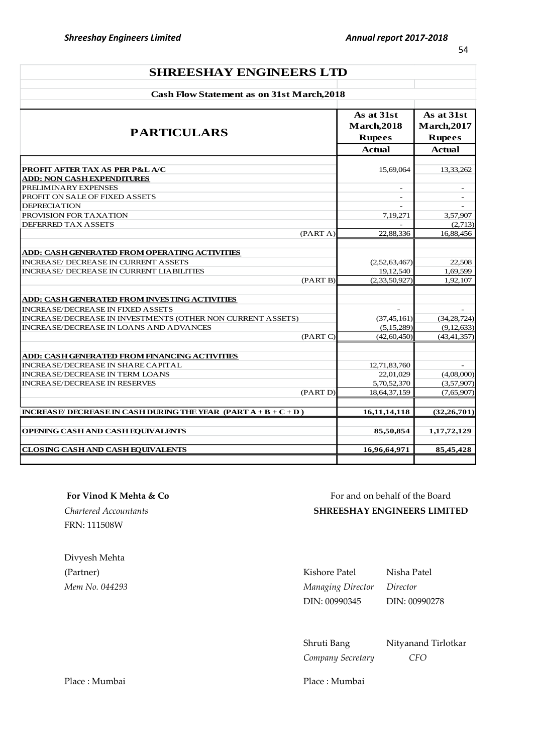# SHREESHAY ENGINEERS LTD

## Cash Flow Statement as on 31st March,2018

| PARTICULARS | As at 31st March,2018 Rupees | As at 31st March,2017 Rupees |
|---|---|---|
| | **Actual** | **Actual** |
| **PROFIT AFTER TAX AS PER P&L A/C** | 15,69,064 | 13,33,262 |
| **ADD: NON CASH EXPENDITURES** | | |
| PRELIMINARY EXPENSES | - | - |
| PROFIT ON SALE OF FIXED ASSETS | - | - |
| DEPRECIATION | - | - |
| PROVISION FOR TAXATION | 7,19,271 | 3,57,907 |
| DEFERRED TAX ASSETS | - | (2,713) |
| (PART A) | 22,88,336 | 16,88,456 |
| **ADD: CASH GENERATED FROM OPERATING ACTIVITIES** | | |
| INCREASE/ DECREASE IN CURRENT ASSETS | (2,52,63,467) | 22,508 |
| INCREASE/ DECREASE IN CURRENT LIABILITIES | 19,12,540 | 1,69,599 |
| (PART B) | (2,33,50,927) | 1,92,107 |
| **ADD: CASH GENERATED FROM INVESTING ACTIVITIES** | | |
| INCREASE/DECREASE IN FIXED ASSETS | - | - |
| INCREASE/DECREASE IN INVESTMENTS (OTHER NON CURRENT ASSETS) | (37,45,161) | (34,28,724) |
| INCREASE/DECREASE IN LOANS AND ADVANCES | (5,15,289) | (9,12,633) |
| (PART C) | (42,60,450) | (43,41,357) |
| **ADD: CASH GENERATED FROM FINANCING ACTIVITIES** | | |
| INCREASE/DECREASE IN SHARE CAPITAL | 12,71,83,760 | - |
| INCREASE/DECREASE IN TERM LOANS | 22,01,029 | (4,08,000) |
| INCREASE/DECREASE IN RESERVES | 5,70,52,370 | (3,57,907) |
| (PART D) | 18,64,37,159 | (7,65,907) |
| **INCREASE/ DECREASE IN CASH DURING THE YEAR (PART A + B + C + D )** | **16,11,14,118** | **(32,26,701)** |
| **OPENING CASH AND CASH EQUIVALENTS** | **85,50,854** | **1,17,72,129** |
| **CLOSING CASH AND CASH EQUIVALENTS** | **16,96,64,971** | **85,45,428** |

**For Vinod K Mehta & Co**
*Chartered Accountants*
FRN: 111508W

Divyesh Mehta
(Partner)
*Mem No. 044293*

Place : Mumbai

For and on behalf of the Board
**SHREESHAY ENGINEERS LIMITED**

| | |
|---|---|
| Kishore Patel | Nisha Patel |
| *Managing Director* | *Director* |
| DIN: 00990345 | DIN: 00990278 |
| Shruti Bang | Nityanand Tirlotkar |
| *Company Secretary* | *CFO* |

Place : Mumbai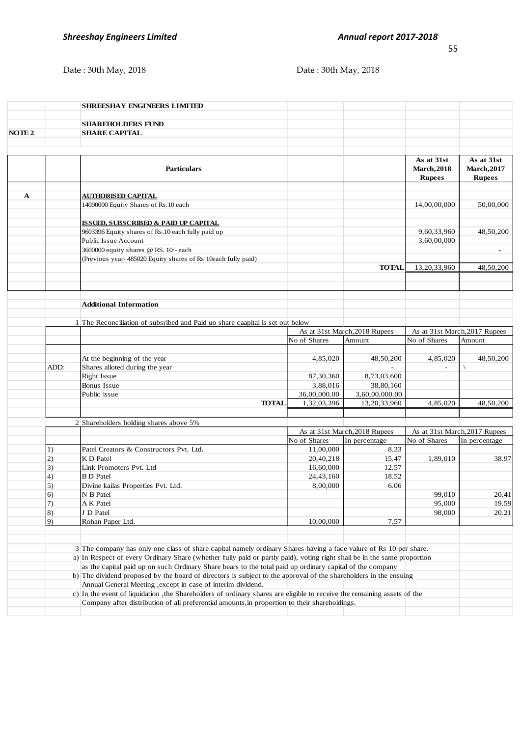Date : 30th May, 2018 Date : 30th May, 2018

**SHREESHAY ENGINEERS LIMITED**

**SHAREHOLDERS FUND**

**NOTE 2 SHARE CAPITAL**

| | | Particulars | | | As at 31st March,2018 Rupees | As at 31st March,2017 Rupees |
|---|---|---|---|---|---|---|
| A | | **AUTHORISED CAPITAL** | | | | |
| | | 14000000 Equity Shares of Rs.10 each | | | 14,00,00,000 | 50,00,000 |
| | | **ISSUED, SUBSCRIBED & PAID UP CAPITAL** | | | | |
| | | 9603396 Equity shares of Rs.10 each fully paid up | | | 9,60,33,960 | 48,50,200 |
| | | Public Issue Account | | | 3,60,00,000 | |
| | | 3600000 equity shares @ RS. 10/- each | | | | - |
| | | (Previous year- 485020 Equity shares of Rs 10each fully paid) | | | | |
| | | | | **TOTAL** | 13,20,33,960 | 48,50,200 |

**Additional Information**

1 The Reconciliation of subsribed and Paid uo share caapital is set out below

| | | As at 31st March,2018 Rupees | | As at 31st March,2017 Rupees | |
|---|---|---|---|---|---|
| | | No of Shares | Amount | No of Shares | Amount |
| | At the beginning of the year | 4,85,020 | 48,50,200 | 4,85,020 | 48,50,200 |
| ADD: | Shares alloted during the year | | - | - | \ |
| | Right Issue | 87,30,360 | 8,73,03,600 | | |
| | Bonus Issue | 3,88,016 | 38,80,160 | | |
| | Public issue | 36,00,000.00 | 3,60,00,000.00 | | |
| | **TOTAL** | 1,32,03,396 | 13,20,33,960 | 4,85,020 | 48,50,200 |

2 Shareholders holding shares above 5%

| | | As at 31st March,2018 Rupees | | As at 31st March,2017 Rupees | |
|---|---|---|---|---|---|
| | | No of Shares | In percentage | No of Shares | In percentage |
| 1) | Patel Creators & Constructors Pvt. Ltd. | 11,00,000 | 8.33 | | |
| 2) | K D Patel | 20,40,218 | 15.47 | 1,89,010 | 38.97 |
| 3) | Link Promoters Pvt. Ltd | 16,60,000 | 12.57 | | |
| 4) | B D Patel | 24,43,160 | 18.52 | | |
| 5) | Divine kailas Properties Pvt. Ltd. | 8,00,000 | 6.06 | | |
| 6) | N B Patel | | | 99,010 | 20.41 |
| 7) | A K Patel | | | 95,000 | 19.59 |
| 8) | J D Patel | | | 98,000 | 20.21 |
| 9) | Rohan Paper Ltd. | 10,00,000 | 7.57 | | |

3 The company has only one class of share capital namely ordinary Shares having a face valure of Rs 10 per share.

a) In Respect of every Ordinary Share (whether fully paid or partly paid), voting right shall be in the same proportion as the capital paid up on such Ordinary Share bears to the total paid up ordinary capital of the company

b) The dividend proposed by the board of directors is subject to the approval of the shareholders in the ensuing Annual General Meeting ,except in case of interim dividend.

c) In the event of liquidation ,the Shareholders of ordinary shares are eligible to receive the remaining assets of the Company after distribution of all preferential amounts,in proportion to their shareholdings.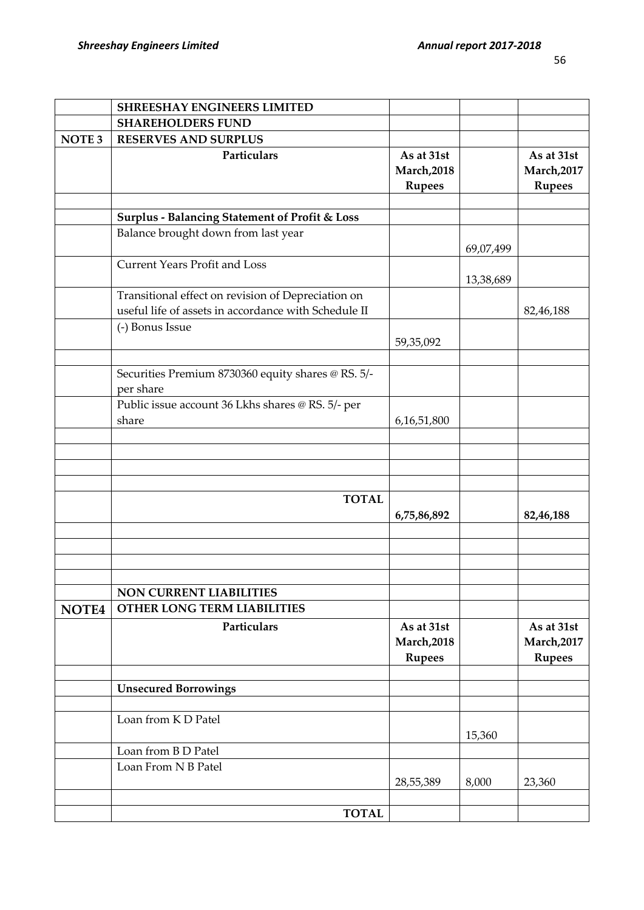|  | SHREESHAY ENGINEERS LIMITED |  |  |  |
|---|---|---|---|---|
|  | SHAREHOLDERS FUND |  |  |  |
| NOTE 3 | RESERVES AND SURPLUS |  |  |  |
|  | Particulars | As at 31st March,2018 Rupees |  | As at 31st March,2017 Rupees |
|  |  |  |  |  |
|  | **Surplus - Balancing Statement of Profit & Loss** |  |  |  |
|  | Balance brought down from last year |  | 69,07,499 |  |
|  | Current Years Profit and Loss |  | 13,38,689 |  |
|  | Transitional effect on revision of Depreciation on useful life of assets in accordance with Schedule II |  |  | 82,46,188 |
|  | (-) Bonus Issue | 59,35,092 |  |  |
|  |  |  |  |  |
|  | Securities Premium 8730360 equity shares @ RS. 5/- per share |  |  |  |
|  | Public issue account 36 Lkhs shares @ RS. 5/- per share | 6,16,51,800 |  |  |
|  |  |  |  |  |
|  |  |  |  |  |
|  |  |  |  |  |
|  |  |  |  |  |
|  | **TOTAL** | **6,75,86,892** |  | **82,46,188** |

|  | NON CURRENT LIABILITIES |  |  |  |
|---|---|---|---|---|
| NOTE4 | OTHER LONG TERM LIABILITIES |  |  |  |
|  | Particulars | As at 31st March,2018 Rupees |  | As at 31st March,2017 Rupees |
|  |  |  |  |  |
|  | **Unsecured Borrowings** |  |  |  |
|  |  |  |  |  |
|  | Loan from K D Patel |  | 15,360 |  |
|  | Loan from B D Patel |  |  |  |
|  | Loan From N B Patel | 28,55,389 | 8,000 | 23,360 |
|  |  |  |  |  |
|  | **TOTAL** |  |  |  |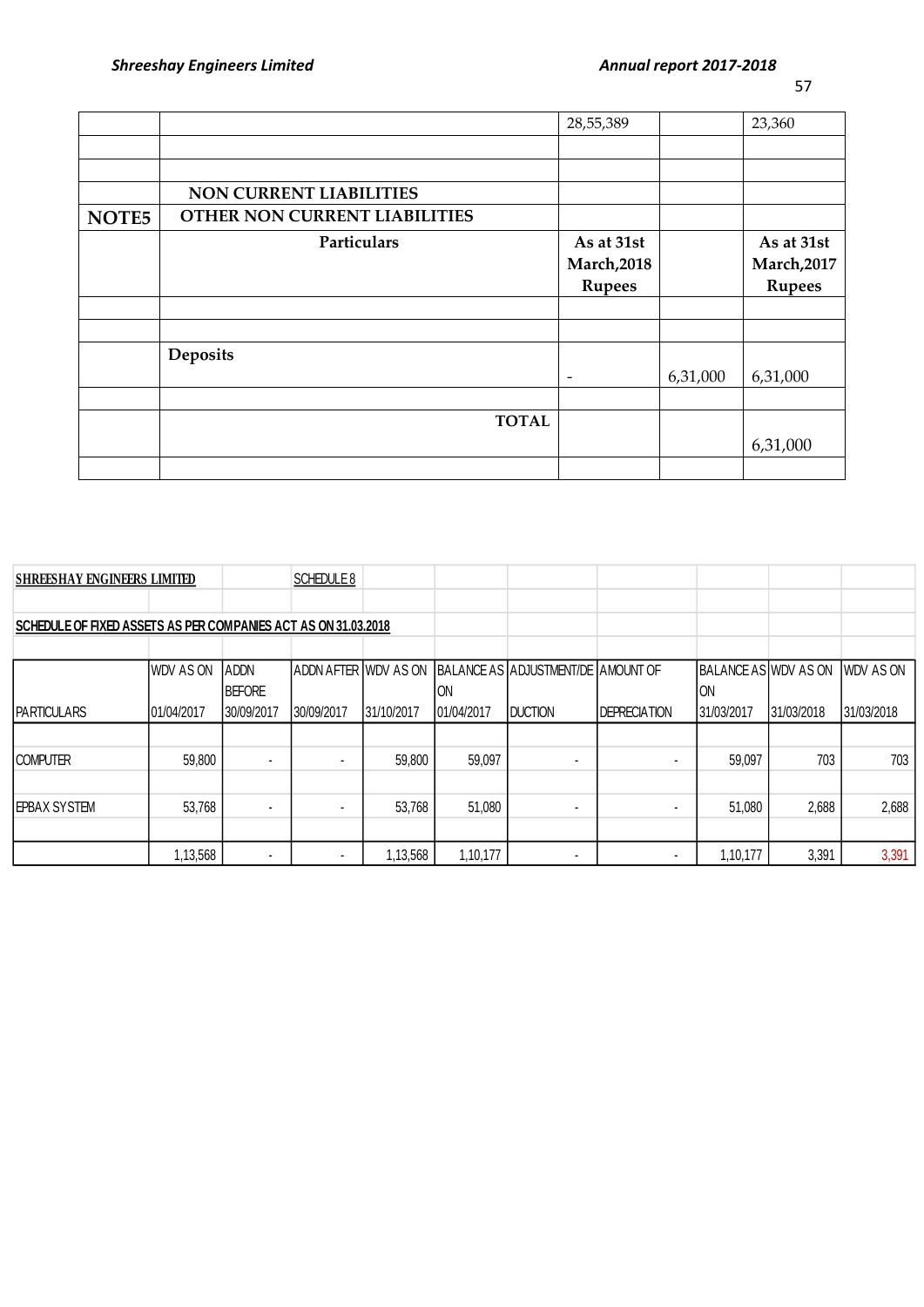| | | 28,55,389 | | 23,360 |
|---|---|---|---|---|
| | | | | |
| | | | | |
| | **NON CURRENT LIABILITIES** | | | |
| **NOTE5** | **OTHER NON CURRENT LIABILITIES** | | | |
| | **Particulars** | **As at 31st March,2018 Rupees** | | **As at 31st March,2017 Rupees** |
| | | | | |
| | | | | |
| | **Deposits** | - | 6,31,000 | 6,31,000 |
| | | | | |
| | **TOTAL** | | | 6,31,000 |
| | | | | |

**SHREESHAY ENGINEERS LIMITED** SCHEDULE 8

**SCHEDULE OF FIXED ASSETS AS PER COMPANIES ACT AS ON 31.03.2018**

| PARTICULARS | WDV AS ON 01/04/2017 | ADDN BEFORE 30/09/2017 | ADDN AFTER 30/09/2017 | WDV AS ON 31/10/2017 | BALANCE AS ON 01/04/2017 | ADJUSTMENT/DEDUCTION | AMOUNT OF DEPRECIATION | BALANCE AS ON 31/03/2017 | WDV AS ON 31/03/2018 | WDV AS ON 31/03/2018 |
|---|---|---|---|---|---|---|---|---|---|---|
| | | | | | | | | | | |
| COMPUTER | 59,800 | - | - | 59,800 | 59,097 | - | - | 59,097 | 703 | 703 |
| | | | | | | | | | | |
| EPBAX SYSTEM | 53,768 | - | - | 53,768 | 51,080 | - | - | 51,080 | 2,688 | 2,688 |
| | | | | | | | | | | |
| | 1,13,568 | - | - | 1,13,568 | 1,10,177 | - | - | 1,10,177 | 3,391 | 3,391 |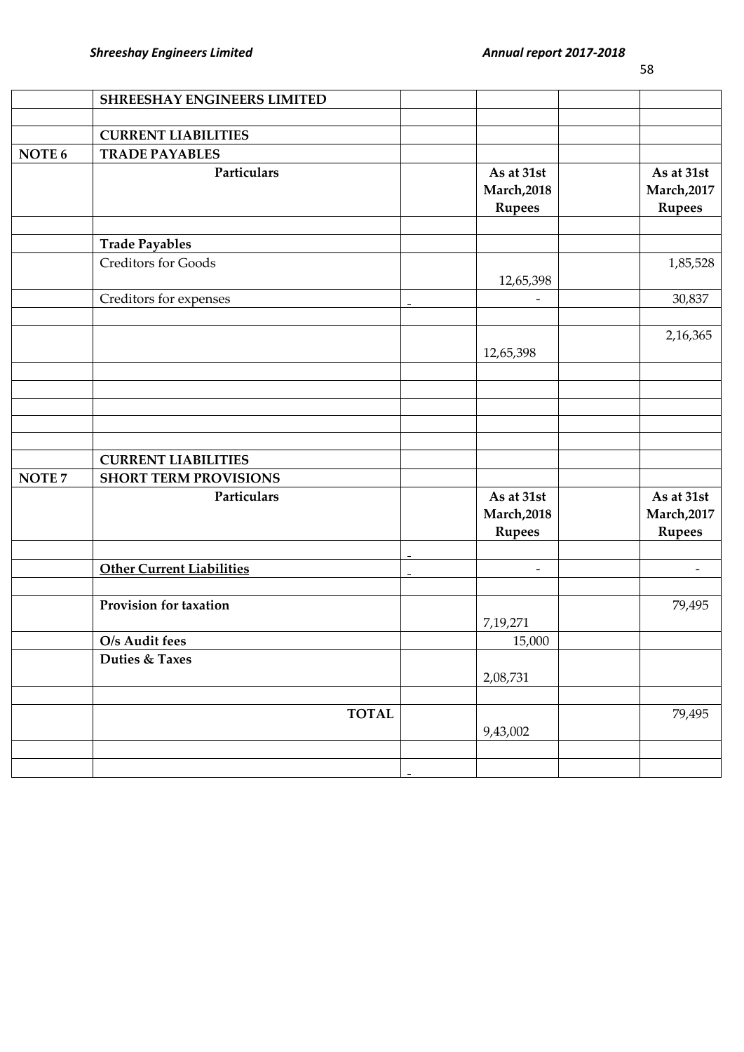| | SHREESHAY ENGINEERS LIMITED | | | | |
|---|---|---|---|---|---|
| | | | | | |
| | **CURRENT LIABILITIES** | | | | |
| **NOTE 6** | **TRADE PAYABLES** | | | | |
| | **Particulars** | | **As at 31st March,2018 Rupees** | | **As at 31st March,2017 Rupees** |
| | | | | | |
| | **Trade Payables** | | | | |
| | Creditors for Goods | | 12,65,398 | | 1,85,528 |
| | Creditors for expenses | - | - | | 30,837 |
| | | | | | |
| | | | 12,65,398 | | 2,16,365 |

| | | | | | |
|---|---|---|---|---|---|
| | **CURRENT LIABILITIES** | | | | |
| **NOTE 7** | **SHORT TERM PROVISIONS** | | | | |
| | **Particulars** | | **As at 31st March,2018 Rupees** | | **As at 31st March,2017 Rupees** |
| | | - | | | |
| | **Other Current Liabilities** | - | - | | - |
| | | | | | |
| | **Provision for taxation** | | 7,19,271 | | 79,495 |
| | **O/s Audit fees** | | 15,000 | | |
| | **Duties & Taxes** | | 2,08,731 | | |
| | | | | | |
| | **TOTAL** | | 9,43,002 | | 79,495 |
| | | | | | |
| | | - | | | |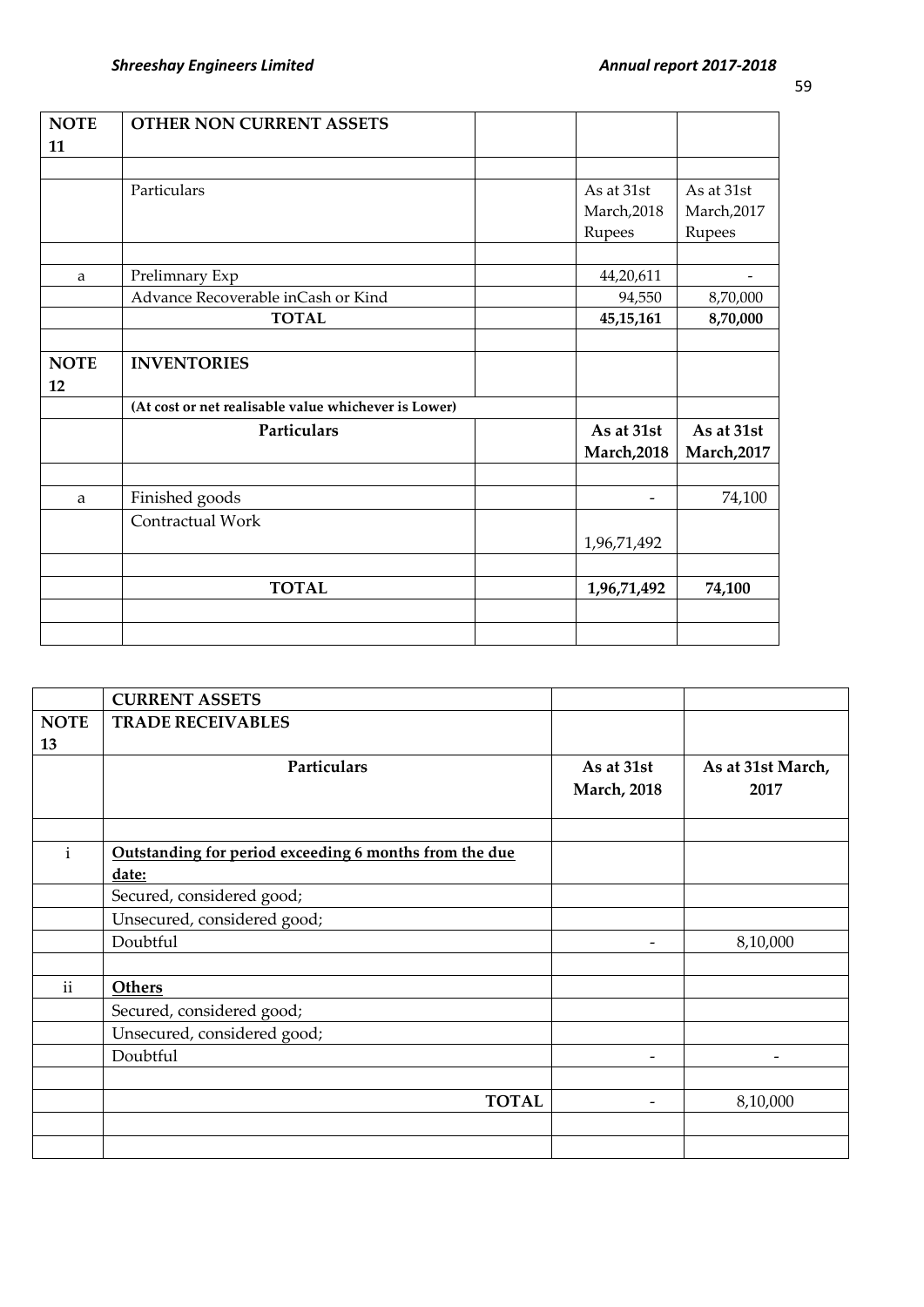| NOTE 11 | OTHER NON CURRENT ASSETS | | | |
|---|---|---|---|---|
| | | | | |
| | Particulars | | As at 31st March,2018 Rupees | As at 31st March,2017 Rupees |
| | | | | |
| a | Prelimnary Exp | | 44,20,611 | - |
| | Advance Recoverable inCash or Kind | | 94,550 | 8,70,000 |
| | **TOTAL** | | **45,15,161** | **8,70,000** |

| NOTE 12 | INVENTORIES | | | |
|---|---|---|---|---|
| | **(At cost or net realisable value whichever is Lower)** | | | |
| | **Particulars** | | **As at 31st March,2018** | **As at 31st March,2017** |
| | | | | |
| a | Finished goods | | - | 74,100 |
| | Contractual Work | | 1,96,71,492 | |
| | | | | |
| | **TOTAL** | | **1,96,71,492** | **74,100** |

| | CURRENT ASSETS | | |
|---|---|---|---|
| **NOTE 13** | **TRADE RECEIVABLES** | | |
| | **Particulars** | **As at 31st March, 2018** | **As at 31st March, 2017** |
| | | | |
| i | **Outstanding for period exceeding 6 months from the due date:** | | |
| | Secured, considered good; | | |
| | Unsecured, considered good; | | |
| | Doubtful | - | 8,10,000 |
| | | | |
| ii | **Others** | | |
| | Secured, considered good; | | |
| | Unsecured, considered good; | | |
| | Doubtful | - | - |
| | | | |
| | **TOTAL** | - | 8,10,000 |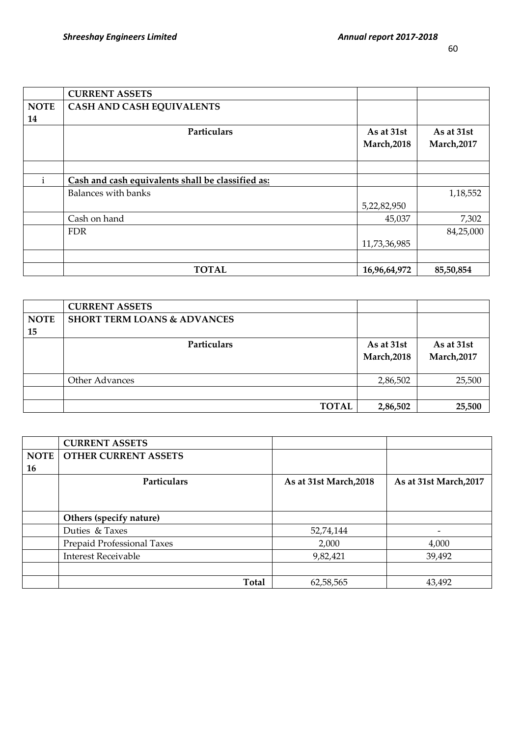| | CURRENT ASSETS | | |
|---|---|---|---|
| NOTE 14 | CASH AND CASH EQUIVALENTS | | |
| | Particulars | As at 31st March,2018 | As at 31st March,2017 |
| | | | |
| i | Cash and cash equivalents shall be classified as: | | |
| | Balances with banks | 5,22,82,950 | 1,18,552 |
| | Cash on hand | 45,037 | 7,302 |
| | FDR | 11,73,36,985 | 84,25,000 |
| | | | |
| | **TOTAL** | **16,96,64,972** | **85,50,854** |

| | CURRENT ASSETS | | |
|---|---|---|---|
| NOTE 15 | SHORT TERM LOANS & ADVANCES | | |
| | Particulars | As at 31st March,2018 | As at 31st March,2017 |
| | Other Advances | 2,86,502 | 25,500 |
| | | | |
| | **TOTAL** | **2,86,502** | **25,500** |

| | CURRENT ASSETS | | |
|---|---|---|---|
| NOTE 16 | OTHER CURRENT ASSETS | | |
| | Particulars | As at 31st March,2018 | As at 31st March,2017 |
| | **Others (specify nature)** | | |
| | Duties & Taxes | 52,74,144 | - |
| | Prepaid Professional Taxes | 2,000 | 4,000 |
| | Interest Receivable | 9,82,421 | 39,492 |
| | | | |
| | **Total** | 62,58,565 | 43,492 |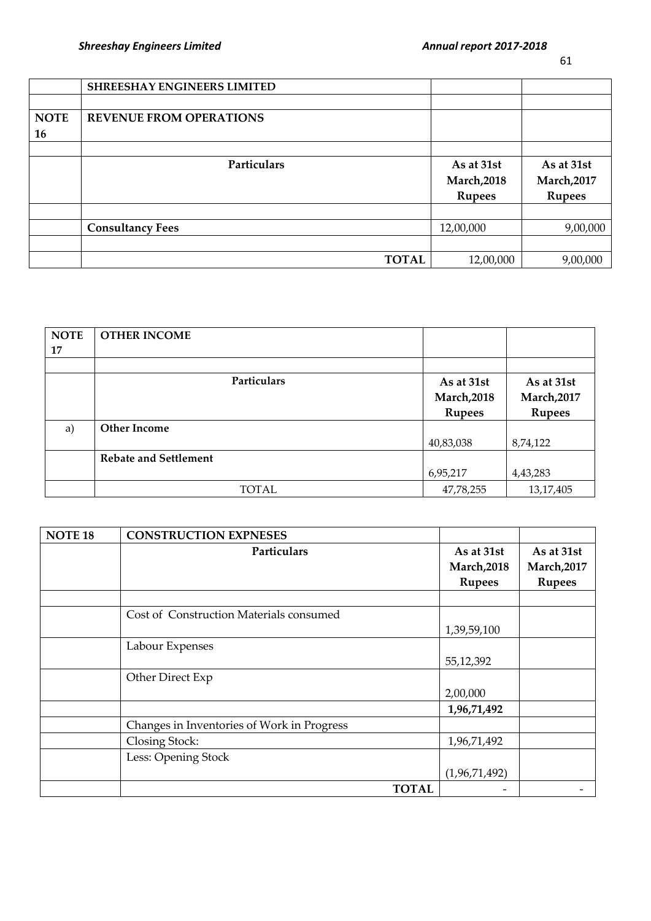| | SHREESHAY ENGINEERS LIMITED | | |
|---|---|---|---|
| | | | |
| **NOTE 16** | **REVENUE FROM OPERATIONS** | | |
| | | | |
| | **Particulars** | **As at 31st March,2018 Rupees** | **As at 31st March,2017 Rupees** |
| | | | |
| | **Consultancy Fees** | 12,00,000 | 9,00,000 |
| | | | |
| | **TOTAL** | 12,00,000 | 9,00,000 |

| **NOTE 17** | **OTHER INCOME** | | |
|---|---|---|---|
| | | | |
| | **Particulars** | **As at 31st March,2018 Rupees** | **As at 31st March,2017 Rupees** |
| a) | **Other Income** | 40,83,038 | 8,74,122 |
| | **Rebate and Settlement** | 6,95,217 | 4,43,283 |
| | TOTAL | 47,78,255 | 13,17,405 |

| **NOTE 18** | **CONSTRUCTION EXPNESES** | | |
|---|---|---|---|
| | **Particulars** | **As at 31st March,2018 Rupees** | **As at 31st March,2017 Rupees** |
| | | | |
| | Cost of Construction Materials consumed | 1,39,59,100 | |
| | Labour Expenses | 55,12,392 | |
| | Other Direct Exp | 2,00,000 | |
| | | **1,96,71,492** | |
| | Changes in Inventories of Work in Progress | | |
| | Closing Stock: | 1,96,71,492 | |
| | Less: Opening Stock | (1,96,71,492) | |
| | **TOTAL** | - | - |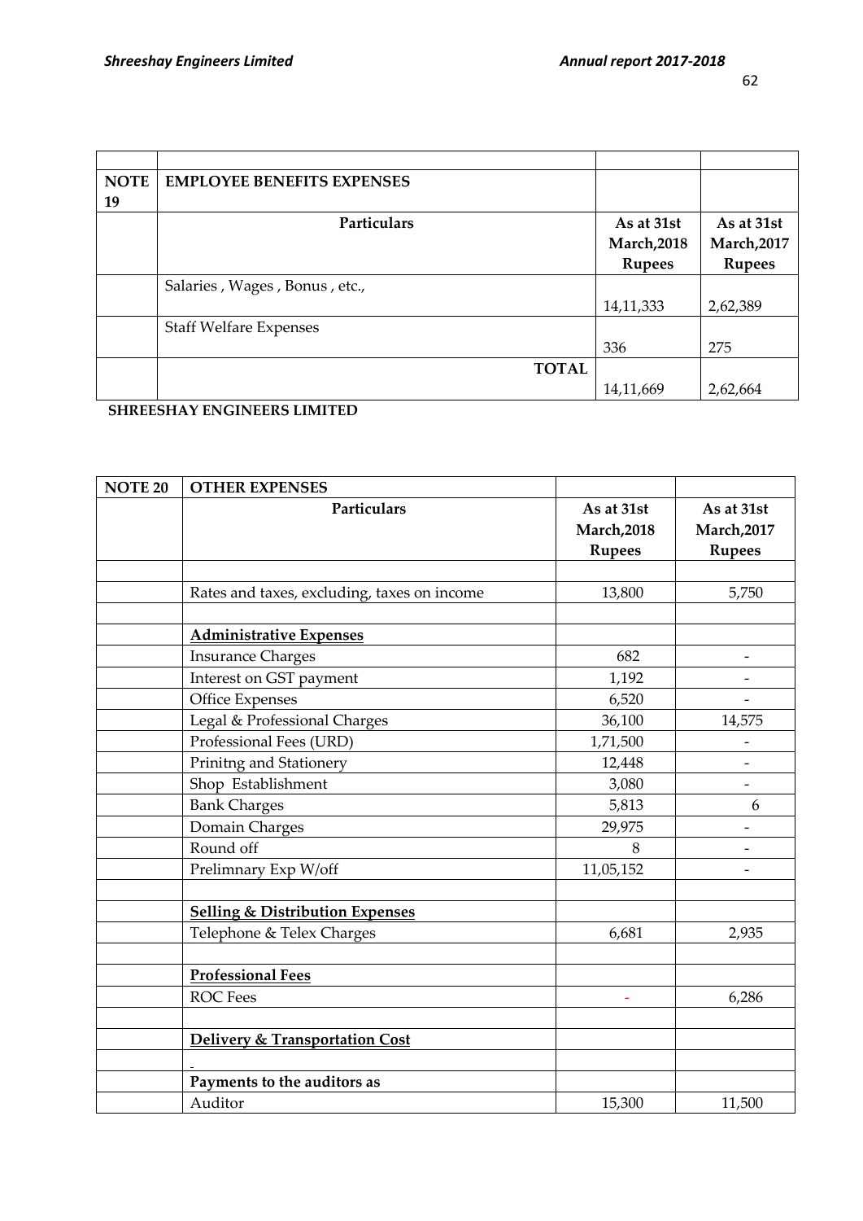| | | | |
|---|---|---|---|
| **NOTE 19** | **EMPLOYEE BENEFITS EXPENSES** | | |
| | **Particulars** | **As at 31st March,2018 Rupees** | **As at 31st March,2017 Rupees** |
| | Salaries , Wages , Bonus , etc., | 14,11,333 | 2,62,389 |
| | Staff Welfare Expenses | 336 | 275 |
| | **TOTAL** | 14,11,669 | 2,62,664 |

**SHREESHAY ENGINEERS LIMITED**

| **NOTE 20** | **OTHER EXPENSES** | | |
|---|---|---|---|
| | **Particulars** | **As at 31st March,2018 Rupees** | **As at 31st March,2017 Rupees** |
| | | | |
| | Rates and taxes, excluding, taxes on income | 13,800 | 5,750 |
| | | | |
| | **Administrative Expenses** | | |
| | Insurance Charges | 682 | - |
| | Interest on GST payment | 1,192 | - |
| | Office Expenses | 6,520 | - |
| | Legal & Professional Charges | 36,100 | 14,575 |
| | Professional Fees (URD) | 1,71,500 | - |
| | Prinitng and Stationery | 12,448 | - |
| | Shop Establishment | 3,080 | - |
| | Bank Charges | 5,813 | 6 |
| | Domain Charges | 29,975 | - |
| | Round off | 8 | - |
| | Prelimnary Exp W/off | 11,05,152 | - |
| | | | |
| | **Selling & Distribution Expenses** | | |
| | Telephone & Telex Charges | 6,681 | 2,935 |
| | | | |
| | **Professional Fees** | | |
| | ROC Fees | - | 6,286 |
| | | | |
| | **Delivery & Transportation Cost** | | |
| | - | | |
| | **Payments to the auditors as** | | |
| | Auditor | 15,300 | 11,500 |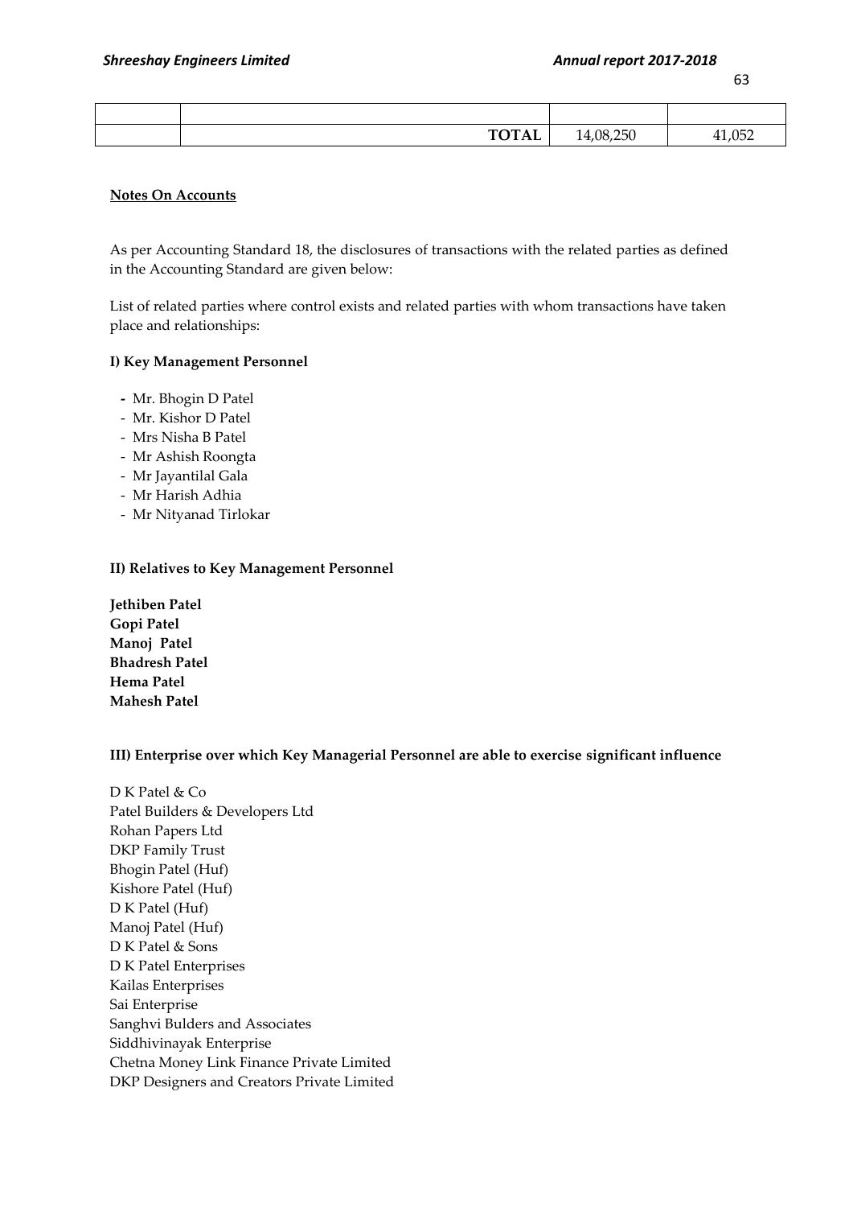| | | | |
|---|---|---|---|
| | | | |
| | **TOTAL** | 14,08,250 | 41,052 |

**Notes On Accounts**

As per Accounting Standard 18, the disclosures of transactions with the related parties as defined in the Accounting Standard are given below:

List of related parties where control exists and related parties with whom transactions have taken place and relationships:

**I) Key Management Personnel**

- Mr. Bhogin D Patel
- Mr. Kishor D Patel
- Mrs Nisha B Patel
- Mr Ashish Roongta
- Mr Jayantilal Gala
- Mr Harish Adhia
- Mr Nityanad Tirlokar

**II) Relatives to Key Management Personnel**

**Jethiben Patel**
**Gopi Patel**
**Manoj Patel**
**Bhadresh Patel**
**Hema Patel**
**Mahesh Patel**

**III) Enterprise over which Key Managerial Personnel are able to exercise significant influence**

D K Patel & Co
Patel Builders & Developers Ltd
Rohan Papers Ltd
DKP Family Trust
Bhogin Patel (Huf)
Kishore Patel (Huf)
D K Patel (Huf)
Manoj Patel (Huf)
D K Patel & Sons
D K Patel Enterprises
Kailas Enterprises
Sai Enterprise
Sanghvi Bulders and Associates
Siddhivinayak Enterprise
Chetna Money Link Finance Private Limited
DKP Designers and Creators Private Limited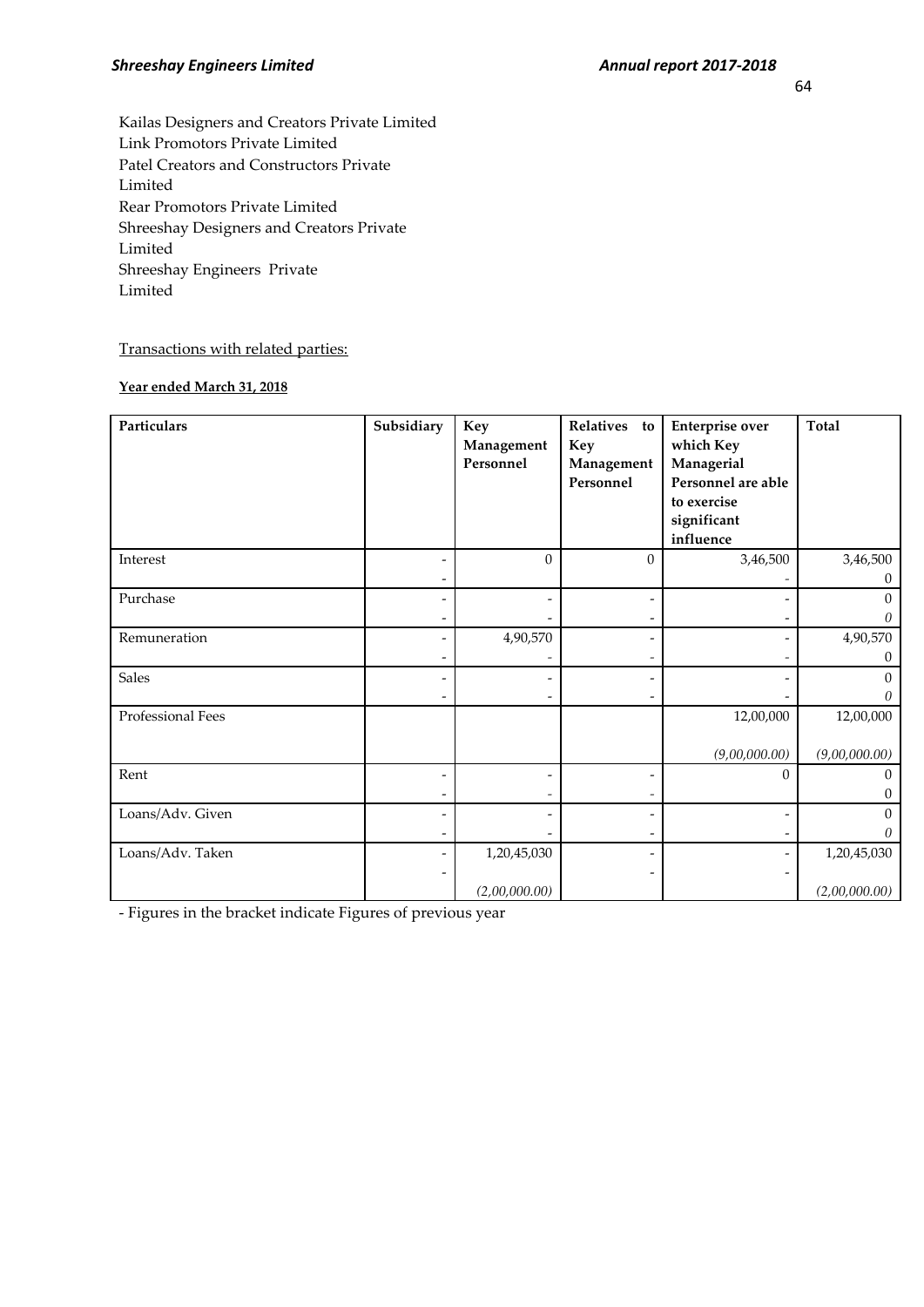Kailas Designers and Creators Private Limited
Link Promotors Private Limited
Patel Creators and Constructors Private Limited
Rear Promotors Private Limited
Shreeshay Designers and Creators Private Limited
Shreeshay Engineers Private Limited

Transactions with related parties:

**Year ended March 31, 2018**

| Particulars | Subsidiary | Key Management Personnel | Relatives to Key Management Personnel | Enterprise over which Key Managerial Personnel are able to exercise significant influence | Total |
|---|---|---|---|---|---|
| Interest | - | 0 | 0 | 3,46,500 | 3,46,500 |
| | - | | | - | 0 |
| Purchase | - | - | - | - | 0 |
| | - | - | - | - | *0* |
| Remuneration | - | 4,90,570 | - | - | 4,90,570 |
| | - | - | - | - | 0 |
| Sales | - | - | - | - | 0 |
| | - | - | - | - | *0* |
| Professional Fees | | | | 12,00,000 | 12,00,000 |
| | | | | *(9,00,000.00)* | *(9,00,000.00)* |
| Rent | - | - | - | 0 | 0 |
| | - | - | - | | 0 |
| Loans/Adv. Given | - | - | - | - | 0 |
| | - | - | - | - | *0* |
| Loans/Adv. Taken | - | 1,20,45,030 | - | - | 1,20,45,030 |
| | - | *(2,00,000.00)* | - | - | *(2,00,000.00)* |

- Figures in the bracket indicate Figures of previous year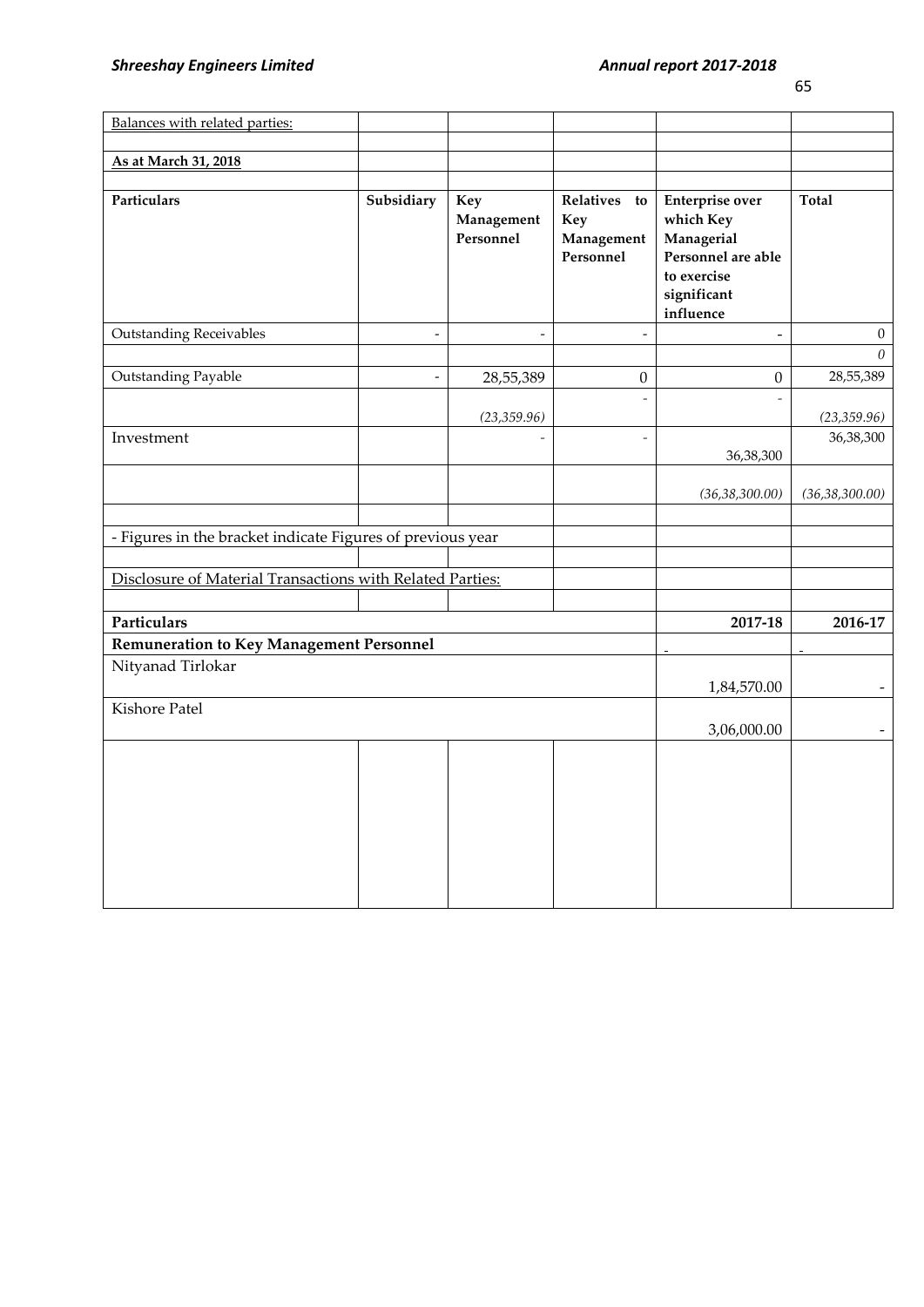Balances with related parties:

**As at March 31, 2018**

| Particulars | Subsidiary | Key Management Personnel | Relatives to Key Management Personnel | Enterprise over which Key Managerial Personnel are able to exercise significant influence | Total |
|---|---|---|---|---|---|
| Outstanding Receivables | - | - | - | - | 0 |
| | | | | | *0* |
| Outstanding Payable | - | 28,55,389 | 0 | 0 | 28,55,389 |
| | | *(23,359.96)* | - | - | *(23,359.96)* |
| Investment | | - | - | 36,38,300 | 36,38,300 |
| | | | | *(36,38,300.00)* | *(36,38,300.00)* |

- Figures in the bracket indicate Figures of previous year

Disclosure of Material Transactions with Related Parties:

| Particulars | 2017-18 | 2016-17 |
|---|---|---|
| **Remuneration to Key Management Personnel** | - | - |
| Nityanad Tirlokar | 1,84,570.00 | - |
| Kishore Patel | 3,06,000.00 | - |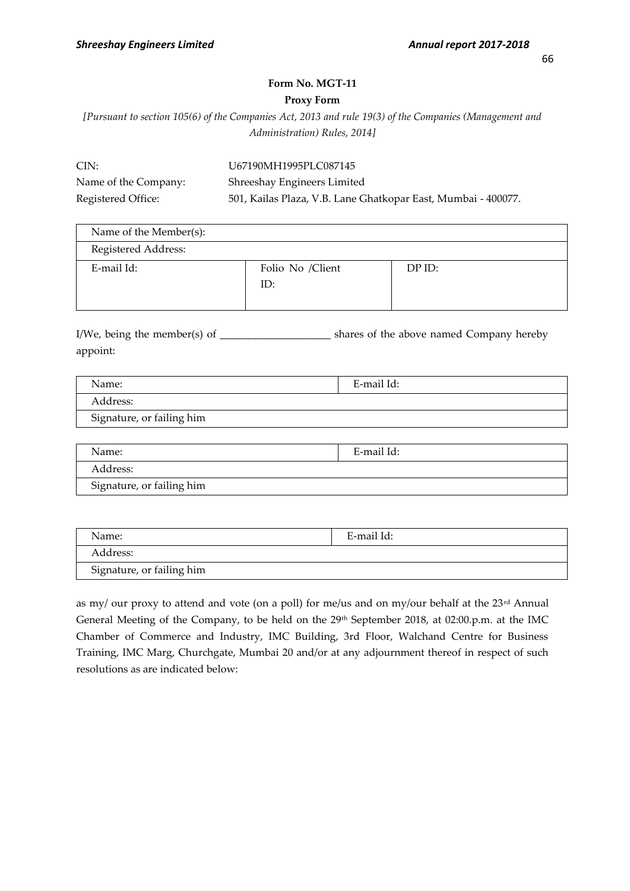**Form No. MGT-11**

**Proxy Form**

*[Pursuant to section 105(6) of the Companies Act, 2013 and rule 19(3) of the Companies (Management and Administration) Rules, 2014]*

CIN: U67190MH1995PLC087145

Name of the Company: Shreeshay Engineers Limited

Registered Office: 501, Kailas Plaza, V.B. Lane Ghatkopar East, Mumbai - 400077.

| Name of the Member(s): | | |
|---|---|---|
| Registered Address: | | |
| E-mail Id: | Folio No /Client ID: | DP ID: |

I/We, being the member(s) of ____________________ shares of the above named Company hereby appoint:

| Name: | E-mail Id: |
|---|---|
| Address: | |
| Signature, or failing him | |

| Name: | E-mail Id: |
|---|---|
| Address: | |
| Signature, or failing him | |

| Name: | E-mail Id: |
|---|---|
| Address: | |
| Signature, or failing him | |

as my/ our proxy to attend and vote (on a poll) for me/us and on my/our behalf at the 23rd Annual General Meeting of the Company, to be held on the 29th September 2018, at 02:00.p.m. at the IMC Chamber of Commerce and Industry, IMC Building, 3rd Floor, Walchand Centre for Business Training, IMC Marg, Churchgate, Mumbai 20 and/or at any adjournment thereof in respect of such resolutions as are indicated below: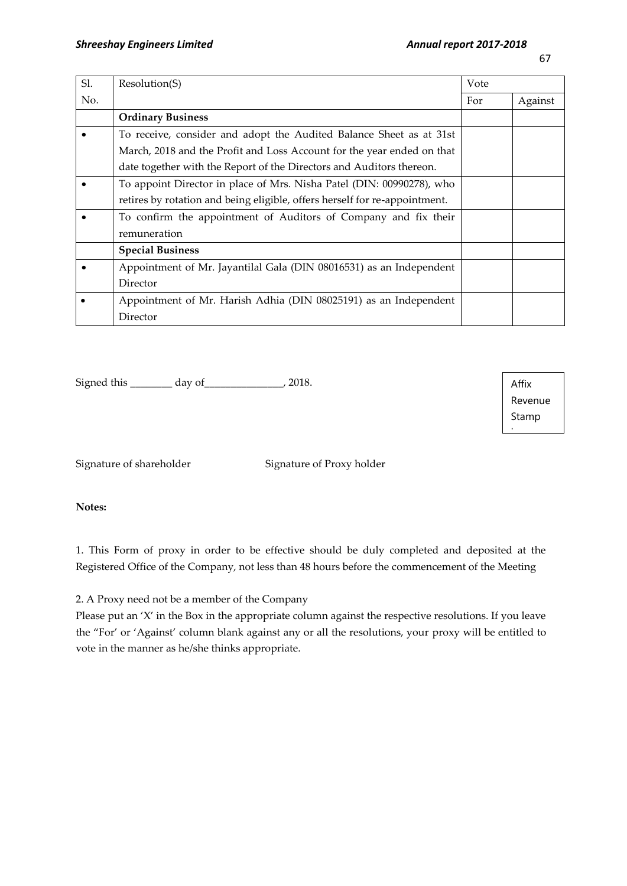| Sl. No. | Resolution(S) | Vote | |
|---|---|---|---|
| | | For | Against |
| | **Ordinary Business** | | |
| • | To receive, consider and adopt the Audited Balance Sheet as at 31st March, 2018 and the Profit and Loss Account for the year ended on that date together with the Report of the Directors and Auditors thereon. | | |
| • | To appoint Director in place of Mrs. Nisha Patel (DIN: 00990278), who retires by rotation and being eligible, offers herself for re-appointment. | | |
| • | To confirm the appointment of Auditors of Company and fix their remuneration | | |
| | **Special Business** | | |
| • | Appointment of Mr. Jayantilal Gala (DIN 08016531) as an Independent Director | | |
| • | Appointment of Mr. Harish Adhia (DIN 08025191) as an Independent Director | | |

Signed this ________ day of_______________, 2018.

Affix Revenue Stamp

Signature of shareholder Signature of Proxy holder

**Notes:**

1. This Form of proxy in order to be effective should be duly completed and deposited at the Registered Office of the Company, not less than 48 hours before the commencement of the Meeting

2. A Proxy need not be a member of the Company

Please put an 'X' in the Box in the appropriate column against the respective resolutions. If you leave the "For" or 'Against' column blank against any or all the resolutions, your proxy will be entitled to vote in the manner as he/she thinks appropriate.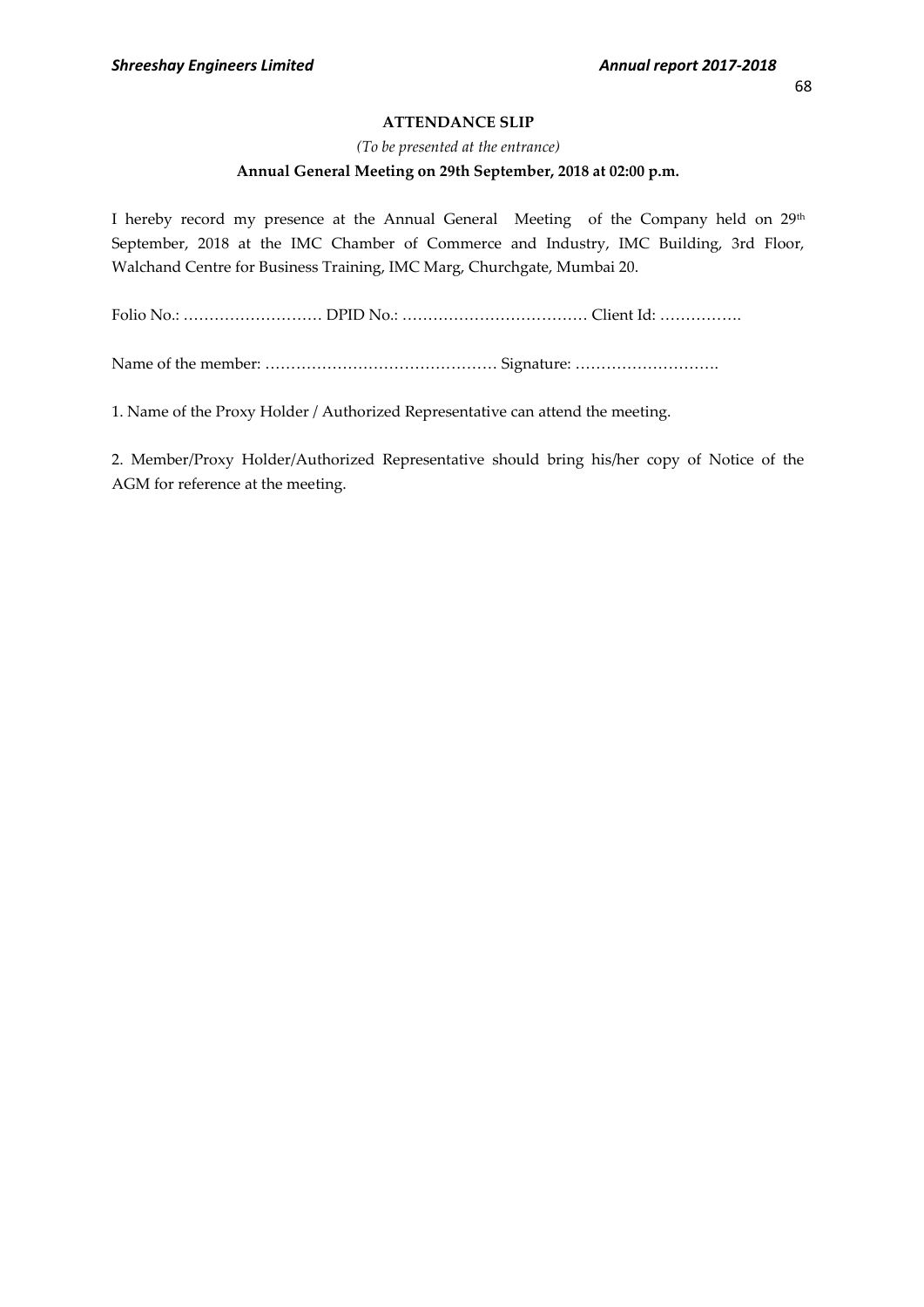## ATTENDANCE SLIP

*(To be presented at the entrance)*

**Annual General Meeting on 29th September, 2018 at 02:00 p.m.**

I hereby record my presence at the Annual General Meeting of the Company held on 29th September, 2018 at the IMC Chamber of Commerce and Industry, IMC Building, 3rd Floor, Walchand Centre for Business Training, IMC Marg, Churchgate, Mumbai 20.

Folio No.: ……………………… DPID No.: ……………………………… Client Id: …………….

Name of the member: ……………………………………… Signature: ……………………….

1. Name of the Proxy Holder / Authorized Representative can attend the meeting.

2. Member/Proxy Holder/Authorized Representative should bring his/her copy of Notice of the AGM for reference at the meeting.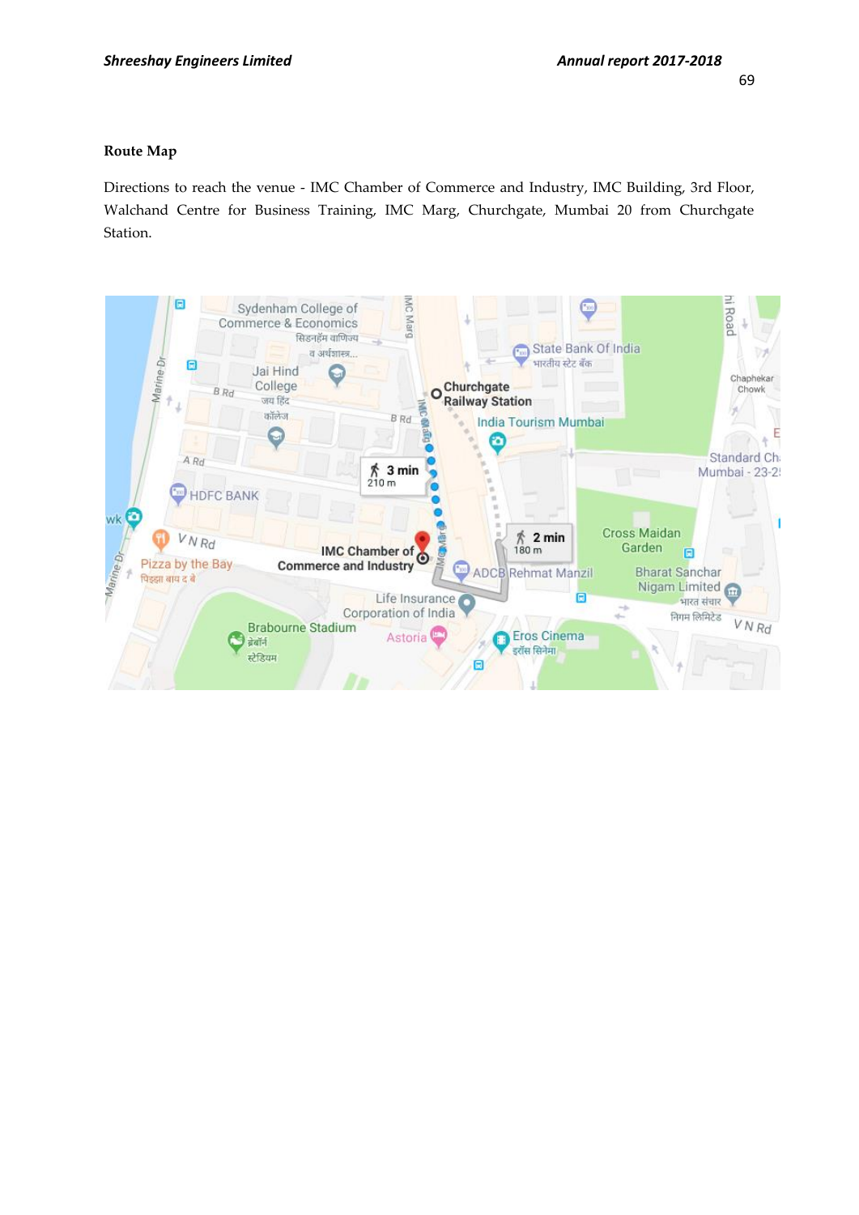## Route Map

Directions to reach the venue - IMC Chamber of Commerce and Industry, IMC Building, 3rd Floor, Walchand Centre for Business Training, IMC Marg, Churchgate, Mumbai 20 from Churchgate Station.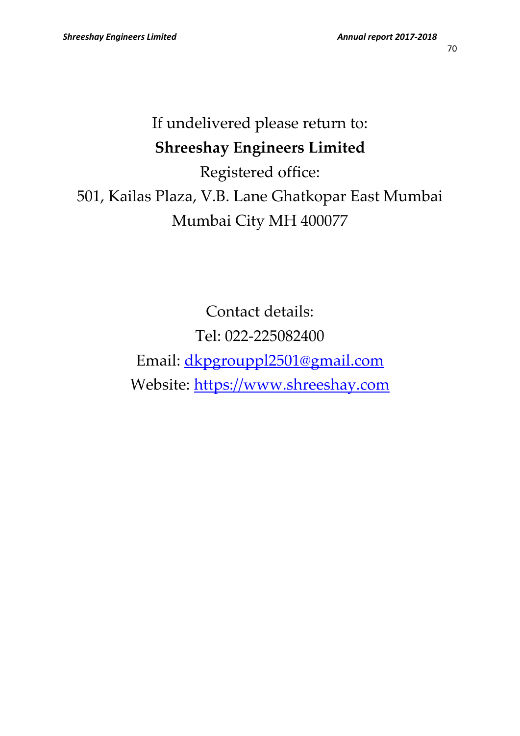If undelivered please return to:

**Shreeshay Engineers Limited**

Registered office:

501, Kailas Plaza, V.B. Lane Ghatkopar East Mumbai

Mumbai City MH 400077

Contact details:

Tel: 022-225082400

Email: dkpgrouppl2501@gmail.com

Website: https://www.shreeshay.com